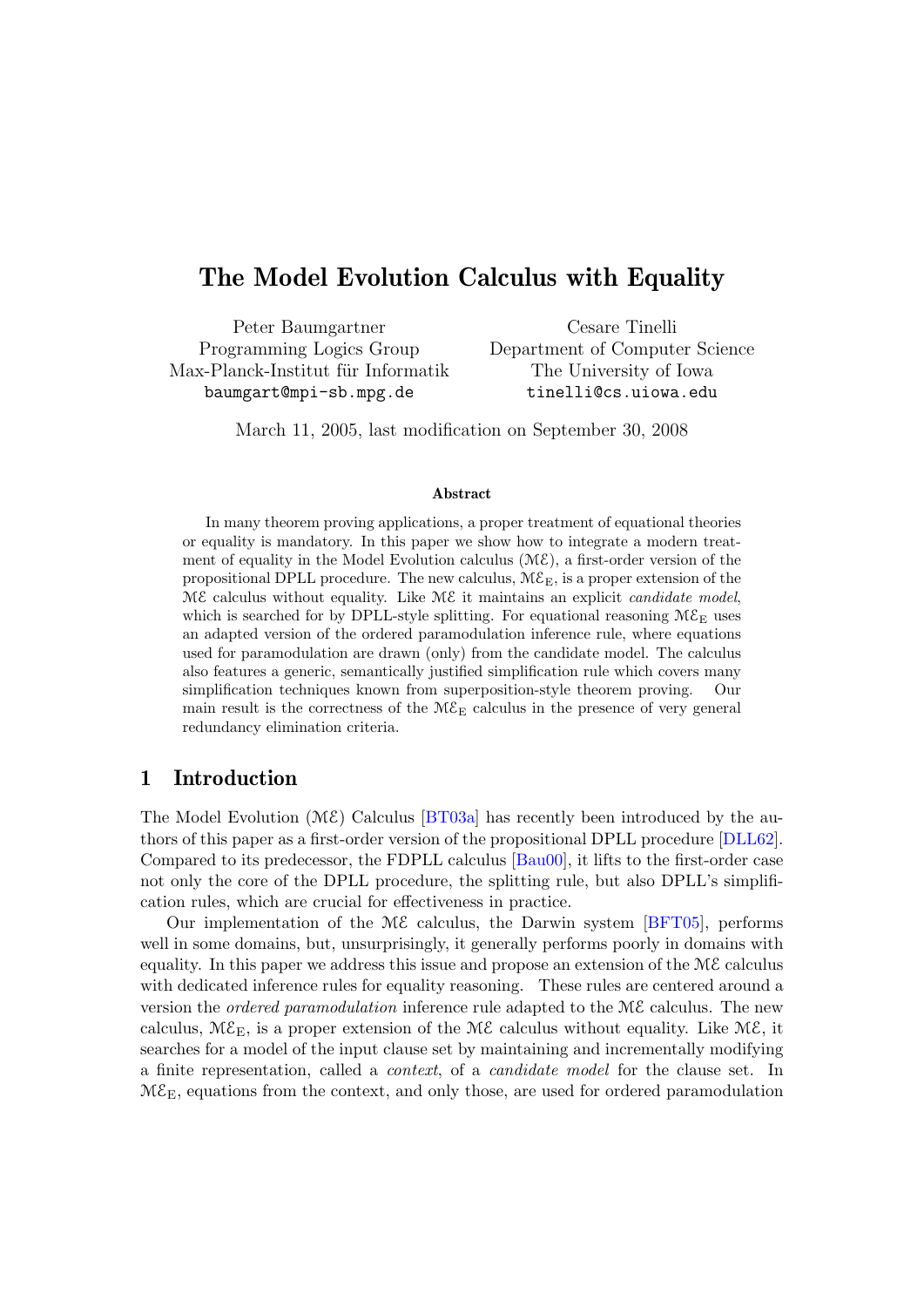# The Model Evolution Calculus with Equality

Peter Baumgartner
Programming Logics Group
Max-Planck-Institut für Informatik
baumgart@mpi-sb.mpg.de

Cesare Tinelli
Department of Computer Science
The University of Iowa
tinelli@cs.uiowa.edu

March 11, 2005, last modification on September 30, 2008

### Abstract

In many theorem proving applications, a proper treatment of equational theories or equality is mandatory. In this paper we show how to integrate a modern treatment of equality in the Model Evolution calculus ($\mathcal{ME}$), a first-order version of the propositional DPLL procedure. The new calculus, $\mathcal{ME}_{\rm E}$, is a proper extension of the $\mathcal{ME}$ calculus without equality. Like $\mathcal{ME}$ it maintains an explicit *candidate model*, which is searched for by DPLL-style splitting. For equational reasoning $\mathcal{ME}_{\rm E}$ uses an adapted version of the ordered paramodulation inference rule, where equations used for paramodulation are drawn (only) from the candidate model. The calculus also features a generic, semantically justified simplification rule which covers many simplification techniques known from superposition-style theorem proving. Our main result is the correctness of the $\mathcal{ME}_{\rm E}$ calculus in the presence of very general redundancy elimination criteria.

## 1 Introduction

The Model Evolution ($\mathcal{ME}$) Calculus [BT03a] has recently been introduced by the authors of this paper as a first-order version of the propositional DPLL procedure [DLL62]. Compared to its predecessor, the FDPLL calculus [Bau00], it lifts to the first-order case not only the core of the DPLL procedure, the splitting rule, but also DPLL's simplification rules, which are crucial for effectiveness in practice.

Our implementation of the $\mathcal{ME}$ calculus, the Darwin system [BFT05], performs well in some domains, but, unsurprisingly, it generally performs poorly in domains with equality. In this paper we address this issue and propose an extension of the $\mathcal{ME}$ calculus with dedicated inference rules for equality reasoning. These rules are centered around a version the *ordered paramodulation* inference rule adapted to the $\mathcal{ME}$ calculus. The new calculus, $\mathcal{ME}_{\rm E}$, is a proper extension of the $\mathcal{ME}$ calculus without equality. Like $\mathcal{ME}$, it searches for a model of the input clause set by maintaining and incrementally modifying a finite representation, called a *context*, of a *candidate model* for the clause set. In $\mathcal{ME}_{\rm E}$, equations from the context, and only those, are used for ordered paramodulation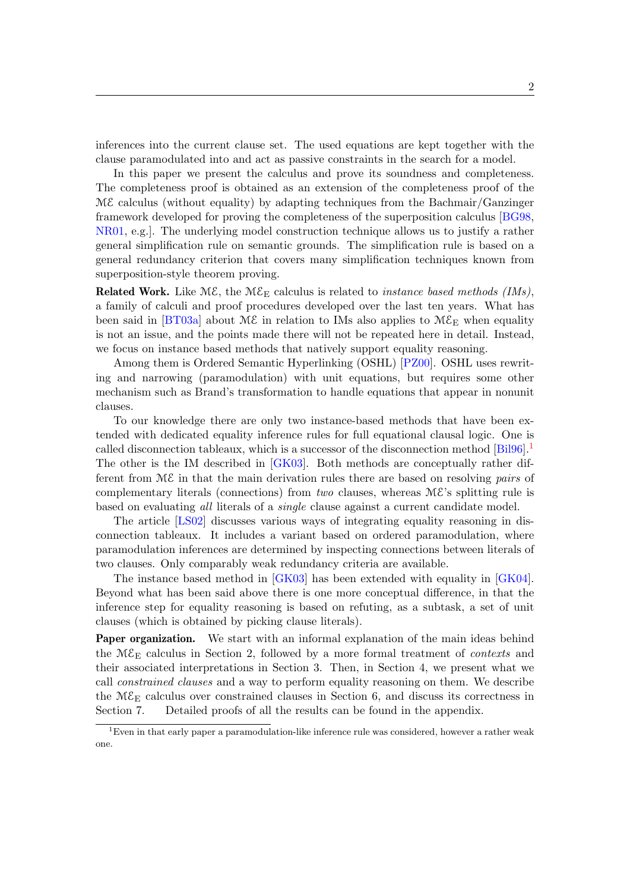inferences into the current clause set. The used equations are kept together with the clause paramodulated into and act as passive constraints in the search for a model.

In this paper we present the calculus and prove its soundness and completeness. The completeness proof is obtained as an extension of the completeness proof of the $\mathcal{ME}$ calculus (without equality) by adapting techniques from the Bachmair/Ganzinger framework developed for proving the completeness of the superposition calculus [BG98, NR01, e.g.]. The underlying model construction technique allows us to justify a rather general simplification rule on semantic grounds. The simplification rule is based on a general redundancy criterion that covers many simplification techniques known from superposition-style theorem proving.

**Related Work.** Like $\mathcal{ME}$, the $\mathcal{ME}_{\mathrm{E}}$ calculus is related to *instance based methods (IMs)*, a family of calculi and proof procedures developed over the last ten years. What has been said in [BT03a] about $\mathcal{ME}$ in relation to IMs also applies to $\mathcal{ME}_{\mathrm{E}}$ when equality is not an issue, and the points made there will not be repeated here in detail. Instead, we focus on instance based methods that natively support equality reasoning.

Among them is Ordered Semantic Hyperlinking (OSHL) [PZ00]. OSHL uses rewriting and narrowing (paramodulation) with unit equations, but requires some other mechanism such as Brand's transformation to handle equations that appear in nonunit clauses.

To our knowledge there are only two instance-based methods that have been extended with dedicated equality inference rules for full equational clausal logic. One is called disconnection tableaux, which is a successor of the disconnection method [Bil96].[1] The other is the IM described in [GK03]. Both methods are conceptually rather different from $\mathcal{ME}$ in that the main derivation rules there are based on resolving *pairs* of complementary literals (connections) from *two* clauses, whereas $\mathcal{ME}$'s splitting rule is based on evaluating *all* literals of a *single* clause against a current candidate model.

The article [LS02] discusses various ways of integrating equality reasoning in disconnection tableaux. It includes a variant based on ordered paramodulation, where paramodulation inferences are determined by inspecting connections between literals of two clauses. Only comparably weak redundancy criteria are available.

The instance based method in [GK03] has been extended with equality in [GK04]. Beyond what has been said above there is one more conceptual difference, in that the inference step for equality reasoning is based on refuting, as a subtask, a set of unit clauses (which is obtained by picking clause literals).

**Paper organization.** We start with an informal explanation of the main ideas behind the $\mathcal{ME}_{\mathrm{E}}$ calculus in Section 2, followed by a more formal treatment of *contexts* and their associated interpretations in Section 3. Then, in Section 4, we present what we call *constrained clauses* and a way to perform equality reasoning on them. We describe the $\mathcal{ME}_{\mathrm{E}}$ calculus over constrained clauses in Section 6, and discuss its correctness in Section 7. Detailed proofs of all the results can be found in the appendix.

[1] Even in that early paper a paramodulation-like inference rule was considered, however a rather weak one.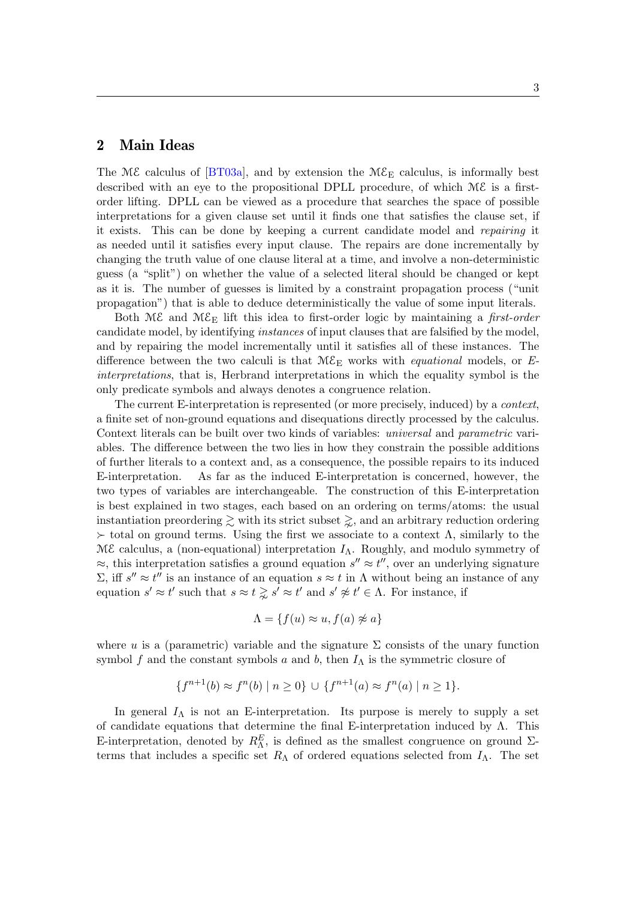## 2 Main Ideas

The $\mathcal{ME}$ calculus of [BT03a], and by extension the $\mathcal{ME}_{\mathrm{E}}$ calculus, is informally best described with an eye to the propositional DPLL procedure, of which $\mathcal{ME}$ is a first-order lifting. DPLL can be viewed as a procedure that searches the space of possible interpretations for a given clause set until it finds one that satisfies the clause set, if it exists. This can be done by keeping a current candidate model and *repairing* it as needed until it satisfies every input clause. The repairs are done incrementally by changing the truth value of one clause literal at a time, and involve a non-deterministic guess (a "split") on whether the value of a selected literal should be changed or kept as it is. The number of guesses is limited by a constraint propagation process ("unit propagation") that is able to deduce deterministically the value of some input literals.

Both $\mathcal{ME}$ and $\mathcal{ME}_{\mathrm{E}}$ lift this idea to first-order logic by maintaining a *first-order* candidate model, by identifying *instances* of input clauses that are falsified by the model, and by repairing the model incrementally until it satisfies all of these instances. The difference between the two calculi is that $\mathcal{ME}_{\mathrm{E}}$ works with *equational* models, or *E-interpretations*, that is, Herbrand interpretations in which the equality symbol is the only predicate symbols and always denotes a congruence relation.

The current E-interpretation is represented (or more precisely, induced) by a *context*, a finite set of non-ground equations and disequations directly processed by the calculus. Context literals can be built over two kinds of variables: *universal* and *parametric* variables. The difference between the two lies in how they constrain the possible additions of further literals to a context and, as a consequence, the possible repairs to its induced E-interpretation. As far as the induced E-interpretation is concerned, however, the two types of variables are interchangeable. The construction of this E-interpretation is best explained in two stages, each based on an ordering on terms/atoms: the usual instantiation preordering $\gtrsim$ with its strict subset $\gnsim$, and an arbitrary reduction ordering $\succ$ total on ground terms. Using the first we associate to a context $\Lambda$, similarly to the $\mathcal{ME}$ calculus, a (non-equational) interpretation $I_\Lambda$. Roughly, and modulo symmetry of $\approx$, this interpretation satisfies a ground equation $s'' \approx t''$, over an underlying signature $\Sigma$, iff $s'' \approx t''$ is an instance of an equation $s \approx t$ in $\Lambda$ without being an instance of any equation $s' \approx t'$ such that $s \approx t \gnsim s' \approx t'$ and $s' \not\approx t' \in \Lambda$. For instance, if

$$\Lambda = \{f(u) \approx u, f(a) \not\approx a\}$$

where $u$ is a (parametric) variable and the signature $\Sigma$ consists of the unary function symbol $f$ and the constant symbols $a$ and $b$, then $I_\Lambda$ is the symmetric closure of

$$\{f^{n+1}(b) \approx f^n(b) \mid n \geq 0\} \cup \{f^{n+1}(a) \approx f^n(a) \mid n \geq 1\}.$$

In general $I_\Lambda$ is not an E-interpretation. Its purpose is merely to supply a set of candidate equations that determine the final E-interpretation induced by $\Lambda$. This E-interpretation, denoted by $R_\Lambda^E$, is defined as the smallest congruence on ground $\Sigma$-terms that includes a specific set $R_\Lambda$ of ordered equations selected from $I_\Lambda$. The set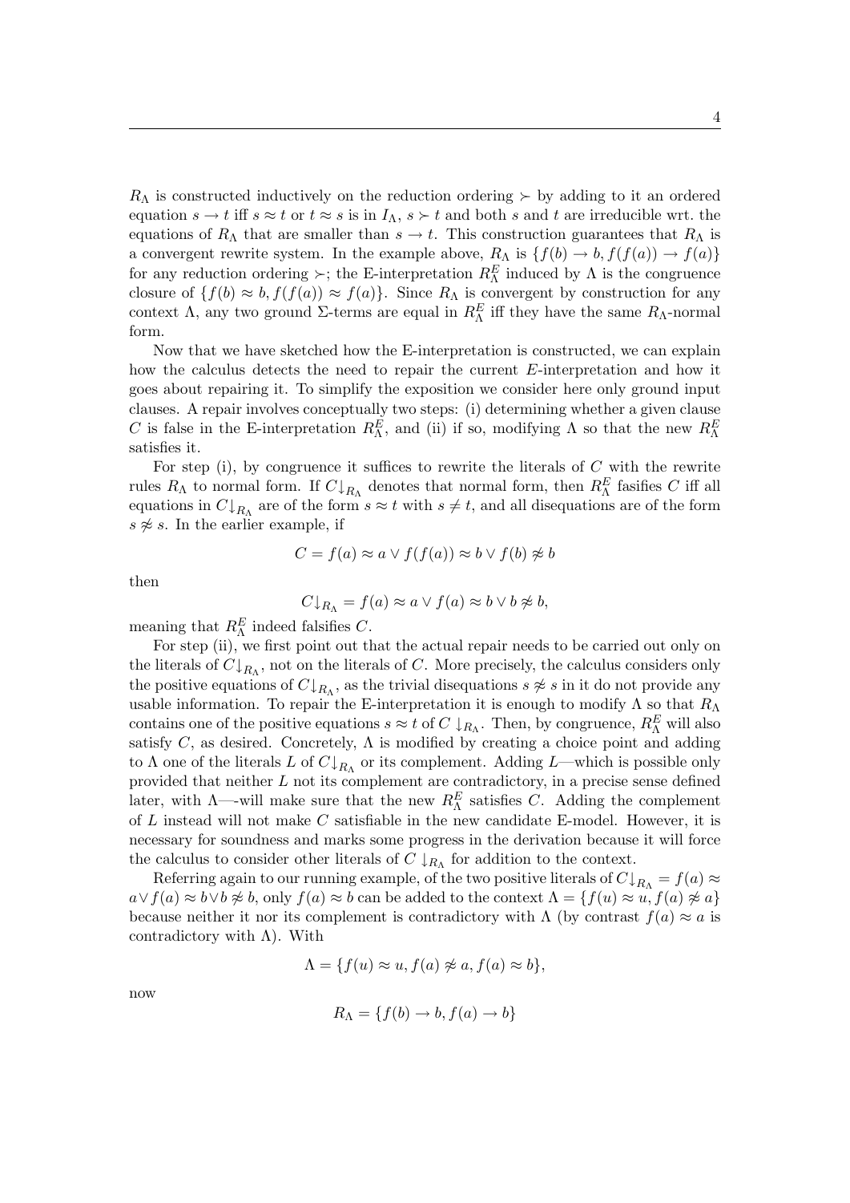$R_\Lambda$ is constructed inductively on the reduction ordering $\succ$ by adding to it an ordered equation $s \to t$ iff $s \approx t$ or $t \approx s$ is in $I_\Lambda$, $s \succ t$ and both $s$ and $t$ are irreducible wrt. the equations of $R_\Lambda$ that are smaller than $s \to t$. This construction guarantees that $R_\Lambda$ is a convergent rewrite system. In the example above, $R_\Lambda$ is $\{f(b) \to b, f(f(a)) \to f(a)\}$ for any reduction ordering $\succ$; the E-interpretation $R^E_\Lambda$ induced by $\Lambda$ is the congruence closure of $\{f(b) \approx b, f(f(a)) \approx f(a)\}$. Since $R_\Lambda$ is convergent by construction for any context $\Lambda$, any two ground $\Sigma$-terms are equal in $R^E_\Lambda$ iff they have the same $R_\Lambda$-normal form.

Now that we have sketched how the E-interpretation is constructed, we can explain how the calculus detects the need to repair the current $E$-interpretation and how it goes about repairing it. To simplify the exposition we consider here only ground input clauses. A repair involves conceptually two steps: (i) determining whether a given clause $C$ is false in the E-interpretation $R^E_\Lambda$, and (ii) if so, modifying $\Lambda$ so that the new $R^E_\Lambda$ satisfies it.

For step (i), by congruence it suffices to rewrite the literals of $C$ with the rewrite rules $R_\Lambda$ to normal form. If $C{\downarrow}_{R_\Lambda}$ denotes that normal form, then $R^E_\Lambda$ fasifies $C$ iff all equations in $C{\downarrow}_{R_\Lambda}$ are of the form $s \approx t$ with $s \neq t$, and all disequations are of the form $s \not\approx s$. In the earlier example, if

$$C = f(a) \approx a \vee f(f(a)) \approx b \vee f(b) \not\approx b$$

then

$$C{\downarrow}_{R_\Lambda} = f(a) \approx a \vee f(a) \approx b \vee b \not\approx b,$$

meaning that $R^E_\Lambda$ indeed falsifies $C$.

For step (ii), we first point out that the actual repair needs to be carried out only on the literals of $C{\downarrow}_{R_\Lambda}$, not on the literals of $C$. More precisely, the calculus considers only the positive equations of $C{\downarrow}_{R_\Lambda}$, as the trivial disequations $s \not\approx s$ in it do not provide any usable information. To repair the E-interpretation it is enough to modify $\Lambda$ so that $R_\Lambda$ contains one of the positive equations $s \approx t$ of $C{\downarrow}_{R_\Lambda}$. Then, by congruence, $R^E_\Lambda$ will also satisfy $C$, as desired. Concretely, $\Lambda$ is modified by creating a choice point and adding to $\Lambda$ one of the literals $L$ of $C{\downarrow}_{R_\Lambda}$ or its complement. Adding $L$—which is possible only provided that neither $L$ not its complement are contradictory, in a precise sense defined later, with $\Lambda$—-will make sure that the new $R^E_\Lambda$ satisfies $C$. Adding the complement of $L$ instead will not make $C$ satisfiable in the new candidate E-model. However, it is necessary for soundness and marks some progress in the derivation because it will force the calculus to consider other literals of $C{\downarrow}_{R_\Lambda}$ for addition to the context.

Referring again to our running example, of the two positive literals of $C{\downarrow}_{R_\Lambda} = f(a) \approx a \vee f(a) \approx b \vee b \not\approx b$, only $f(a) \approx b$ can be added to the context $\Lambda = \{f(u) \approx u, f(a) \not\approx a\}$ because neither it nor its complement is contradictory with $\Lambda$ (by contrast $f(a) \approx a$ is contradictory with $\Lambda$). With

$$\Lambda = \{f(u) \approx u, f(a) \not\approx a, f(a) \approx b\},$$

now

$$R_\Lambda = \{f(b) \to b, f(a) \to b\}$$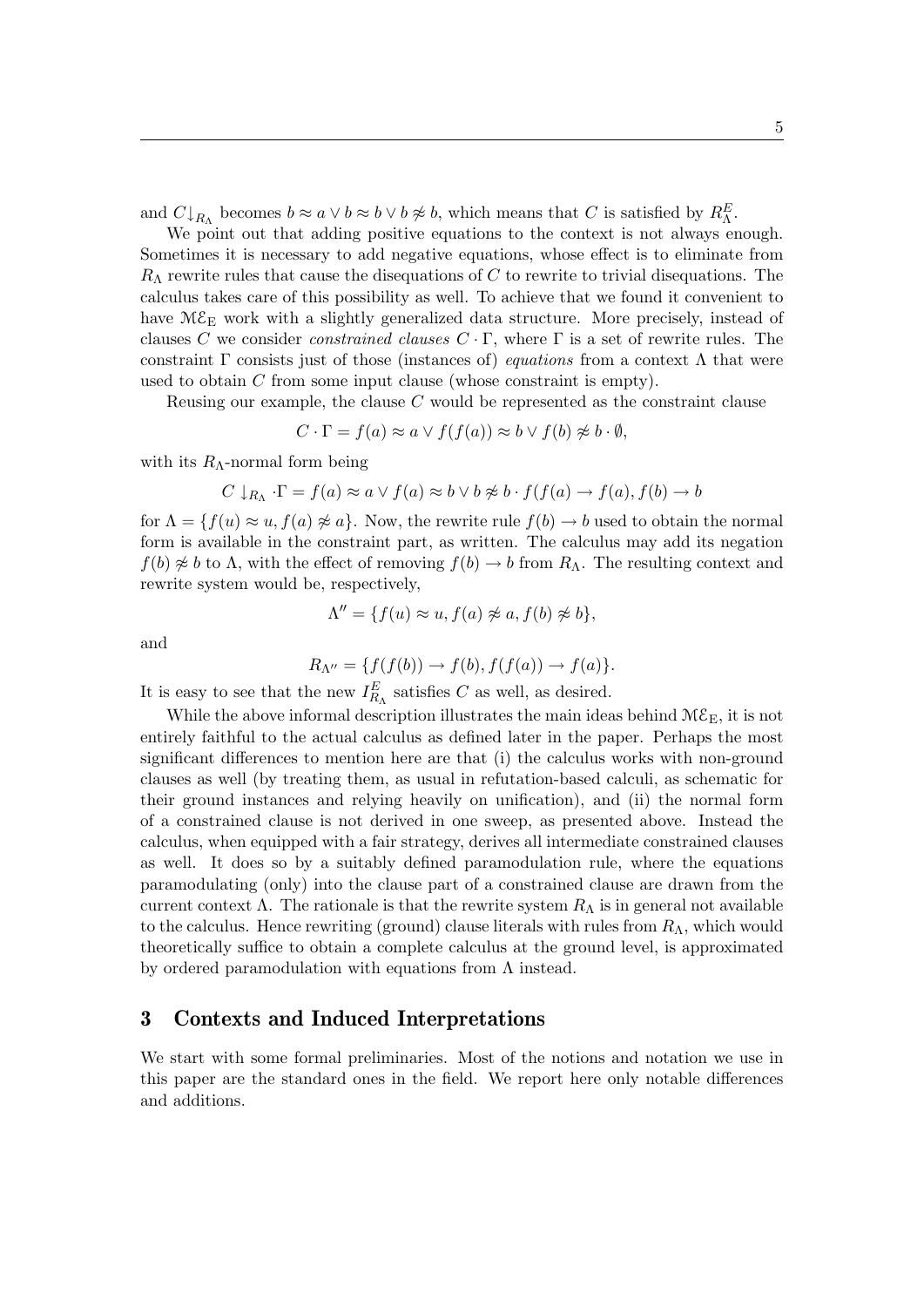and $C{\downarrow}_{R_\Lambda}$ becomes $b \approx a \vee b \approx b \vee b \not\approx b$, which means that $C$ is satisfied by $R^E_\Lambda$.

We point out that adding positive equations to the context is not always enough. Sometimes it is necessary to add negative equations, whose effect is to eliminate from $R_\Lambda$ rewrite rules that cause the disequations of $C$ to rewrite to trivial disequations. The calculus takes care of this possibility as well. To achieve that we found it convenient to have $\mathcal{ME}_\mathrm{E}$ work with a slightly generalized data structure. More precisely, instead of clauses $C$ we consider *constrained clauses* $C \cdot \Gamma$, where $\Gamma$ is a set of rewrite rules. The constraint $\Gamma$ consists just of those (instances of) *equations* from a context $\Lambda$ that were used to obtain $C$ from some input clause (whose constraint is empty).

Reusing our example, the clause $C$ would be represented as the constraint clause

$$C \cdot \Gamma = f(a) \approx a \vee f(f(a)) \approx b \vee f(b) \not\approx b \cdot \emptyset,$$

with its $R_\Lambda$-normal form being

$$C \downarrow_{R_\Lambda} \cdot \Gamma = f(a) \approx a \vee f(a) \approx b \vee b \not\approx b \cdot f(f(a) \to f(a), f(b) \to b$$

for $\Lambda = \{f(u) \approx u, f(a) \not\approx a\}$. Now, the rewrite rule $f(b) \to b$ used to obtain the normal form is available in the constraint part, as written. The calculus may add its negation $f(b) \not\approx b$ to $\Lambda$, with the effect of removing $f(b) \to b$ from $R_\Lambda$. The resulting context and rewrite system would be, respectively,

$$\Lambda'' = \{f(u) \approx u, f(a) \not\approx a, f(b) \not\approx b\},$$

and

$$R_{\Lambda''} = \{f(f(b)) \to f(b), f(f(a)) \to f(a)\}.$$

It is easy to see that the new $I^E_{R_\Lambda}$ satisfies $C$ as well, as desired.

While the above informal description illustrates the main ideas behind $\mathcal{ME}_\mathrm{E}$, it is not entirely faithful to the actual calculus as defined later in the paper. Perhaps the most significant differences to mention here are that (i) the calculus works with non-ground clauses as well (by treating them, as usual in refutation-based calculi, as schematic for their ground instances and relying heavily on unification), and (ii) the normal form of a constrained clause is not derived in one sweep, as presented above. Instead the calculus, when equipped with a fair strategy, derives all intermediate constrained clauses as well. It does so by a suitably defined paramodulation rule, where the equations paramodulating (only) into the clause part of a constrained clause are drawn from the current context $\Lambda$. The rationale is that the rewrite system $R_\Lambda$ is in general not available to the calculus. Hence rewriting (ground) clause literals with rules from $R_\Lambda$, which would theoretically suffice to obtain a complete calculus at the ground level, is approximated by ordered paramodulation with equations from $\Lambda$ instead.

## 3 Contexts and Induced Interpretations

We start with some formal preliminaries. Most of the notions and notation we use in this paper are the standard ones in the field. We report here only notable differences and additions.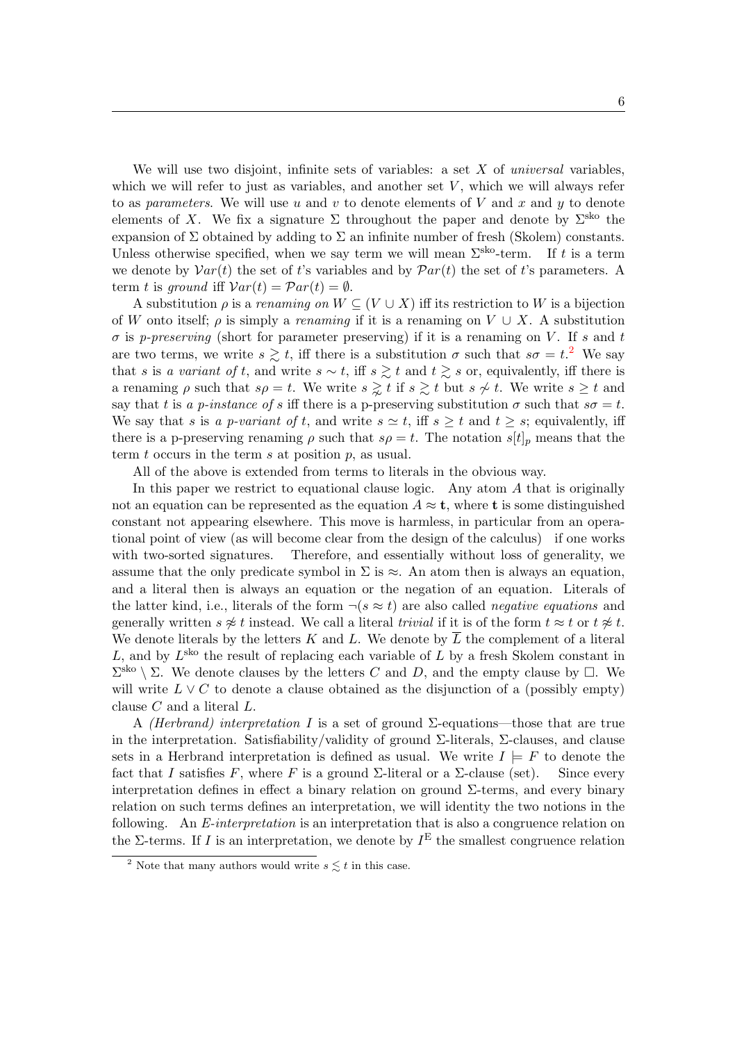We will use two disjoint, infinite sets of variables: a set $X$ of *universal* variables, which we will refer to just as variables, and another set $V$, which we will always refer to as *parameters*. We will use $u$ and $v$ to denote elements of $V$ and $x$ and $y$ to denote elements of $X$. We fix a signature $\Sigma$ throughout the paper and denote by $\Sigma^{\text{sko}}$ the expansion of $\Sigma$ obtained by adding to $\Sigma$ an infinite number of fresh (Skolem) constants. Unless otherwise specified, when we say term we will mean $\Sigma^{\text{sko}}$-term. If $t$ is a term we denote by $\mathcal{V}ar(t)$ the set of $t$'s variables and by $\mathcal{P}ar(t)$ the set of $t$'s parameters. A term $t$ is *ground* iff $\mathcal{V}ar(t) = \mathcal{P}ar(t) = \emptyset$.

A substitution $\rho$ is a *renaming on* $W \subseteq (V \cup X)$ iff its restriction to $W$ is a bijection of $W$ onto itself; $\rho$ is simply a *renaming* if it is a renaming on $V \cup X$. A substitution $\sigma$ is *p-preserving* (short for parameter preserving) if it is a renaming on $V$. If $s$ and $t$ are two terms, we write $s \gtrsim t$, iff there is a substitution $\sigma$ such that $s\sigma = t$.[2] We say that $s$ is *a variant of* $t$, and write $s \sim t$, iff $s \gtrsim t$ and $t \gtrsim s$ or, equivalently, iff there is a renaming $\rho$ such that $s\rho = t$. We write $s \gnsim t$ if $s \gtrsim t$ but $s \not\sim t$. We write $s \geq t$ and say that $t$ is *a p-instance of* $s$ iff there is a p-preserving substitution $\sigma$ such that $s\sigma = t$. We say that $s$ is *a p-variant of* $t$, and write $s \simeq t$, iff $s \geq t$ and $t \geq s$; equivalently, iff there is a p-preserving renaming $\rho$ such that $s\rho = t$. The notation $s[t]_p$ means that the term $t$ occurs in the term $s$ at position $p$, as usual.

All of the above is extended from terms to literals in the obvious way.

In this paper we restrict to equational clause logic. Any atom $A$ that is originally not an equation can be represented as the equation $A \approx \mathbf{t}$, where $\mathbf{t}$ is some distinguished constant not appearing elsewhere. This move is harmless, in particular from an operational point of view (as will become clear from the design of the calculus) if one works with two-sorted signatures. Therefore, and essentially without loss of generality, we assume that the only predicate symbol in $\Sigma$ is $\approx$. An atom then is always an equation, and a literal then is always an equation or the negation of an equation. Literals of the latter kind, i.e., literals of the form $\neg(s \approx t)$ are also called *negative equations* and generally written $s \not\approx t$ instead. We call a literal *trivial* if it is of the form $t \approx t$ or $t \not\approx t$. We denote literals by the letters $K$ and $L$. We denote by $\overline{L}$ the complement of a literal $L$, and by $L^{\text{sko}}$ the result of replacing each variable of $L$ by a fresh Skolem constant in $\Sigma^{\text{sko}} \setminus \Sigma$. We denote clauses by the letters $C$ and $D$, and the empty clause by $\Box$. We will write $L \vee C$ to denote a clause obtained as the disjunction of a (possibly empty) clause $C$ and a literal $L$.

A *(Herbrand) interpretation* $I$ is a set of ground $\Sigma$-equations—those that are true in the interpretation. Satisfiability/validity of ground $\Sigma$-literals, $\Sigma$-clauses, and clause sets in a Herbrand interpretation is defined as usual. We write $I \models F$ to denote the fact that $I$ satisfies $F$, where $F$ is a ground $\Sigma$-literal or a $\Sigma$-clause (set). Since every interpretation defines in effect a binary relation on ground $\Sigma$-terms, and every binary relation on such terms defines an interpretation, we will identity the two notions in the following. An *E-interpretation* is an interpretation that is also a congruence relation on the $\Sigma$-terms. If $I$ is an interpretation, we denote by $I^{\text{E}}$ the smallest congruence relation

[2] Note that many authors would write $s \lesssim t$ in this case.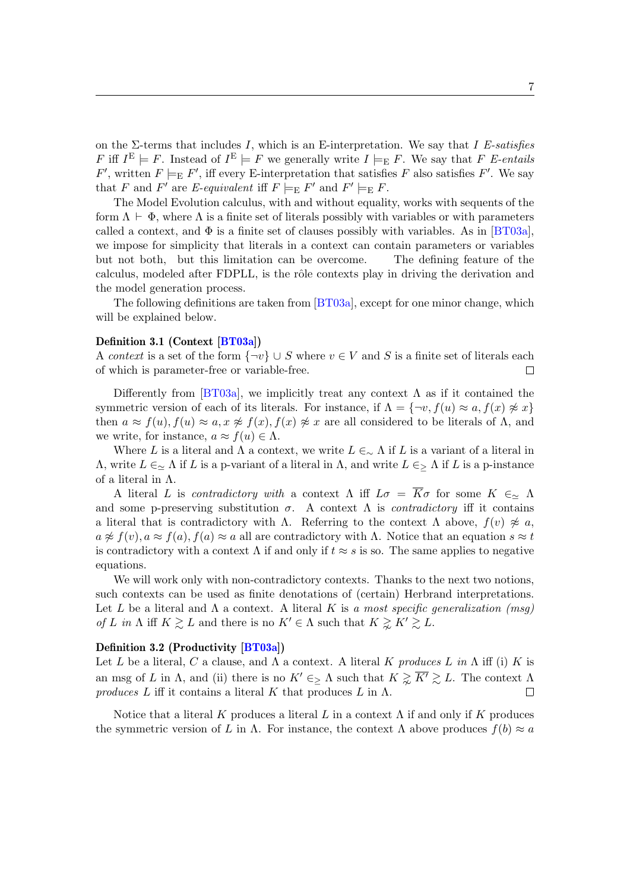on the Σ-terms that includes $I$, which is an E-interpretation. We say that $I$ *E-satisfies* $F$ iff $I^{\mathrm{E}} \models F$. Instead of $I^{\mathrm{E}} \models F$ we generally write $I \models_{\mathrm{E}} F$. We say that $F$ *E-entails* $F'$, written $F \models_{\mathrm{E}} F'$, iff every E-interpretation that satisfies $F$ also satisfies $F'$. We say that $F$ and $F'$ are *E-equivalent* iff $F \models_{\mathrm{E}} F'$ and $F' \models_{\mathrm{E}} F$.

The Model Evolution calculus, with and without equality, works with sequents of the form $\Lambda \vdash \Phi$, where $\Lambda$ is a finite set of literals possibly with variables or with parameters called a context, and $\Phi$ is a finite set of clauses possibly with variables. As in [BT03a], we impose for simplicity that literals in a context can contain parameters or variables but not both, but this limitation can be overcome. The defining feature of the calculus, modeled after FDPLL, is the rôle contexts play in driving the derivation and the model generation process.

The following definitions are taken from [BT03a], except for one minor change, which will be explained below.

**Definition 3.1 (Context [BT03a])**
A *context* is a set of the form $\{\neg v\} \cup S$ where $v \in V$ and $S$ is a finite set of literals each of which is parameter-free or variable-free. □

Differently from [BT03a], we implicitly treat any context $\Lambda$ as if it contained the symmetric version of each of its literals. For instance, if $\Lambda = \{\neg v, f(u) \approx a, f(x) \not\approx x\}$ then $a \approx f(u), f(u) \approx a, x \not\approx f(x), f(x) \not\approx x$ are all considered to be literals of $\Lambda$, and we write, for instance, $a \approx f(u) \in \Lambda$.

Where $L$ is a literal and $\Lambda$ a context, we write $L \in_{\sim} \Lambda$ if $L$ is a variant of a literal in $\Lambda$, write $L \in_{\simeq} \Lambda$ if $L$ is a p-variant of a literal in $\Lambda$, and write $L \in_{\geq} \Lambda$ if $L$ is a p-instance of a literal in $\Lambda$.

A literal $L$ is *contradictory with* a context $\Lambda$ iff $L\sigma = \overline{K}\sigma$ for some $K \in_{\simeq} \Lambda$ and some p-preserving substitution $\sigma$. A context $\Lambda$ is *contradictory* iff it contains a literal that is contradictory with $\Lambda$. Referring to the context $\Lambda$ above, $f(v) \not\approx a$, $a \not\approx f(v), a \approx f(a), f(a) \approx a$ all are contradictory with $\Lambda$. Notice that an equation $s \approx t$ is contradictory with a context $\Lambda$ if and only if $t \approx s$ is so. The same applies to negative equations.

We will work only with non-contradictory contexts. Thanks to the next two notions, such contexts can be used as finite denotations of (certain) Herbrand interpretations. Let $L$ be a literal and $\Lambda$ a context. A literal $K$ is *a most specific generalization (msg) of $L$ in* $\Lambda$ iff $K \gtrsim L$ and there is no $K' \in \Lambda$ such that $K \gtrnsim K' \gtrsim L$.

**Definition 3.2 (Productivity [BT03a])**
Let $L$ be a literal, $C$ a clause, and $\Lambda$ a context. A literal $K$ *produces* $L$ *in* $\Lambda$ iff (i) $K$ is an msg of $L$ in $\Lambda$, and (ii) there is no $K' \in_{\geq} \Lambda$ such that $K \gtrnsim \overline{K'} \gtrsim L$. The context $\Lambda$ *produces* $L$ iff it contains a literal $K$ that produces $L$ in $\Lambda$. □

Notice that a literal $K$ produces a literal $L$ in a context $\Lambda$ if and only if $K$ produces the symmetric version of $L$ in $\Lambda$. For instance, the context $\Lambda$ above produces $f(b) \approx a$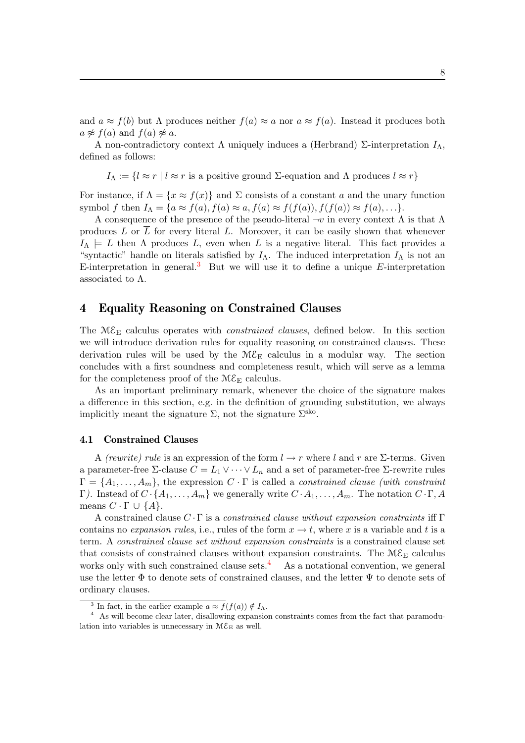and $a \approx f(b)$ but $\Lambda$ produces neither $f(a) \approx a$ nor $a \approx f(a)$. Instead it produces both $a \not\approx f(a)$ and $f(a) \not\approx a$.

A non-contradictory context $\Lambda$ uniquely induces a (Herbrand) $\Sigma$-interpretation $I_\Lambda$, defined as follows:

$$I_\Lambda := \{l \approx r \mid l \approx r \text{ is a positive ground } \Sigma\text{-equation and } \Lambda \text{ produces } l \approx r\}$$

For instance, if $\Lambda = \{x \approx f(x)\}$ and $\Sigma$ consists of a constant $a$ and the unary function symbol $f$ then $I_\Lambda = \{a \approx f(a), f(a) \approx a, f(a) \approx f(f(a)), f(f(a)) \approx f(a), \ldots\}$.

A consequence of the presence of the pseudo-literal $\neg v$ in every context $\Lambda$ is that $\Lambda$ produces $L$ or $\overline{L}$ for every literal $L$. Moreover, it can be easily shown that whenever $I_\Lambda \models L$ then $\Lambda$ produces $L$, even when $L$ is a negative literal. This fact provides a "syntactic" handle on literals satisfied by $I_\Lambda$. The induced interpretation $I_\Lambda$ is not an E-interpretation in general.[3] But we will use it to define a unique $E$-interpretation associated to $\Lambda$.

## 4 Equality Reasoning on Constrained Clauses

The $\mathcal{ME}_\mathrm{E}$ calculus operates with *constrained clauses*, defined below. In this section we will introduce derivation rules for equality reasoning on constrained clauses. These derivation rules will be used by the $\mathcal{ME}_\mathrm{E}$ calculus in a modular way. The section concludes with a first soundness and completeness result, which will serve as a lemma for the completeness proof of the $\mathcal{ME}_\mathrm{E}$ calculus.

As an important preliminary remark, whenever the choice of the signature makes a difference in this section, e.g. in the definition of grounding substitution, we always implicitly meant the signature $\Sigma$, not the signature $\Sigma^{\mathrm{sko}}$.

### 4.1 Constrained Clauses

A *(rewrite) rule* is an expression of the form $l \to r$ where $l$ and $r$ are $\Sigma$-terms. Given a parameter-free $\Sigma$-clause $C = L_1 \vee \cdots \vee L_n$ and a set of parameter-free $\Sigma$-rewrite rules $\Gamma = \{A_1, \ldots, A_m\}$, the expression $C \cdot \Gamma$ is called a *constrained clause (with constraint* $\Gamma$*)*. Instead of $C \cdot \{A_1, \ldots, A_m\}$ we generally write $C \cdot A_1, \ldots, A_m$. The notation $C \cdot \Gamma, A$ means $C \cdot \Gamma \cup \{A\}$.

A constrained clause $C \cdot \Gamma$ is a *constrained clause without expansion constraints* iff $\Gamma$ contains no *expansion rules*, i.e., rules of the form $x \to t$, where $x$ is a variable and $t$ is a term. A *constrained clause set without expansion constraints* is a constrained clause set that consists of constrained clauses without expansion constraints. The $\mathcal{ME}_\mathrm{E}$ calculus works only with such constrained clause sets.[4] As a notational convention, we general use the letter $\Phi$ to denote sets of constrained clauses, and the letter $\Psi$ to denote sets of ordinary clauses.

[3] In fact, in the earlier example $a \approx f(f(a)) \notin I_\Lambda$.

[4] As will become clear later, disallowing expansion constraints comes from the fact that paramodulation into variables is unnecessary in $\mathcal{ME}_\mathrm{E}$ as well.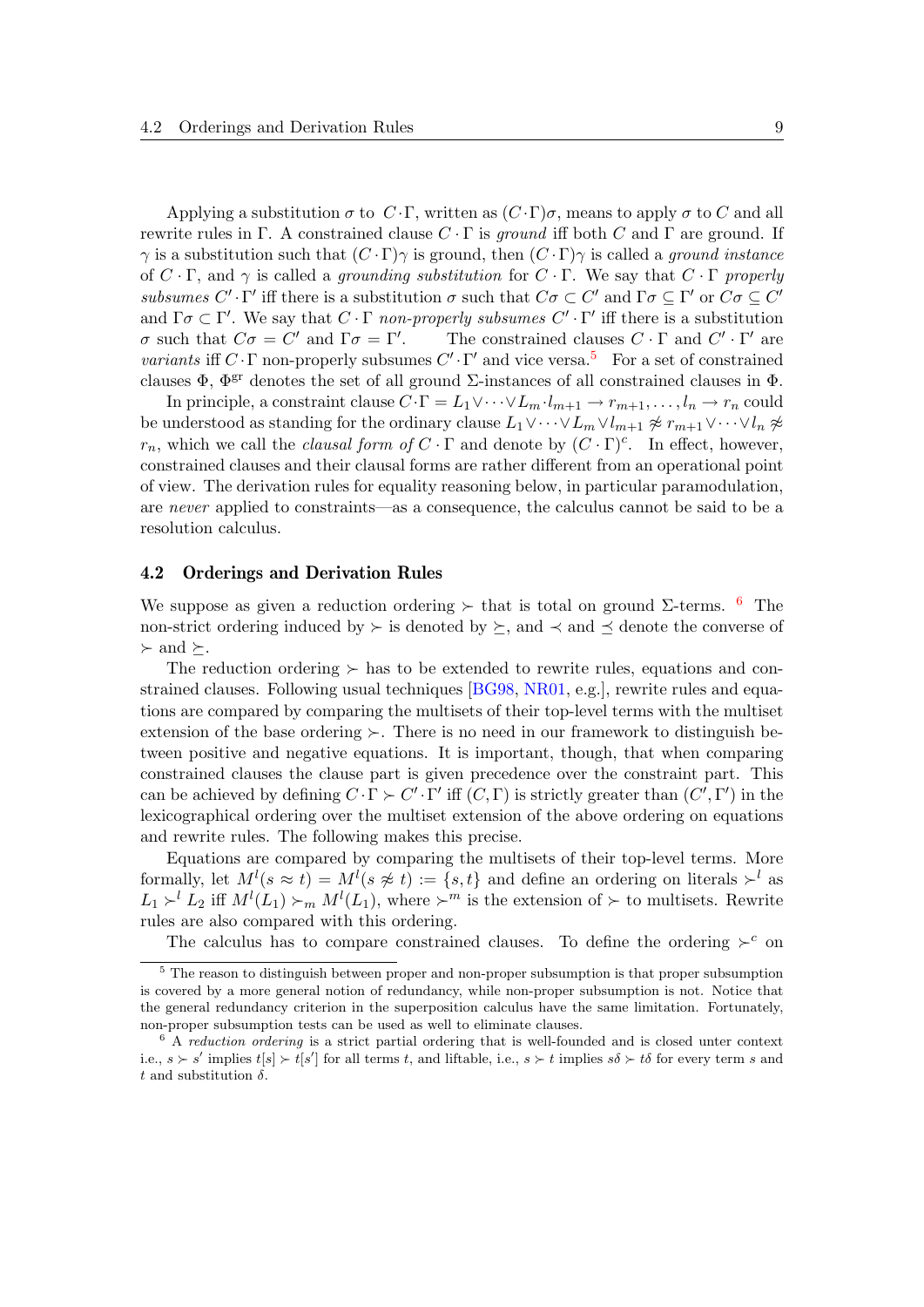Applying a substitution $\sigma$ to $C \cdot \Gamma$, written as $(C \cdot \Gamma)\sigma$, means to apply $\sigma$ to $C$ and all rewrite rules in $\Gamma$. A constrained clause $C \cdot \Gamma$ is *ground* iff both $C$ and $\Gamma$ are ground. If $\gamma$ is a substitution such that $(C \cdot \Gamma)\gamma$ is ground, then $(C \cdot \Gamma)\gamma$ is called a *ground instance* of $C \cdot \Gamma$, and $\gamma$ is called a *grounding substitution* for $C \cdot \Gamma$. We say that $C \cdot \Gamma$ *properly subsumes* $C' \cdot \Gamma'$ iff there is a substitution $\sigma$ such that $C\sigma \subset C'$ and $\Gamma\sigma \subseteq \Gamma'$ or $C\sigma \subseteq C'$ and $\Gamma\sigma \subset \Gamma'$. We say that $C \cdot \Gamma$ *non-properly subsumes* $C' \cdot \Gamma'$ iff there is a substitution $\sigma$ such that $C\sigma = C'$ and $\Gamma\sigma = \Gamma'$. The constrained clauses $C \cdot \Gamma$ and $C' \cdot \Gamma'$ are *variants* iff $C \cdot \Gamma$ non-properly subsumes $C' \cdot \Gamma'$ and vice versa.[5] For a set of constrained clauses $\Phi$, $\Phi^{\mathrm{gr}}$ denotes the set of all ground $\Sigma$-instances of all constrained clauses in $\Phi$.

In principle, a constraint clause $C \cdot \Gamma = L_1 \vee \cdots \vee L_m \cdot l_{m+1} \to r_{m+1}, \ldots, l_n \to r_n$ could be understood as standing for the ordinary clause $L_1 \vee \cdots \vee L_m \vee l_{m+1} \not\approx r_{m+1} \vee \cdots \vee l_n \not\approx r_n$, which we call the *clausal form of* $C \cdot \Gamma$ and denote by $(C \cdot \Gamma)^c$. In effect, however, constrained clauses and their clausal forms are rather different from an operational point of view. The derivation rules for equality reasoning below, in particular paramodulation, are *never* applied to constraints—as a consequence, the calculus cannot be said to be a resolution calculus.

### 4.2 Orderings and Derivation Rules

We suppose as given a reduction ordering $\succ$ that is total on ground $\Sigma$-terms. [6] The non-strict ordering induced by $\succ$ is denoted by $\succeq$, and $\prec$ and $\preceq$ denote the converse of $\succ$ and $\succeq$.

The reduction ordering $\succ$ has to be extended to rewrite rules, equations and constrained clauses. Following usual techniques [BG98, NR01, e.g.], rewrite rules and equations are compared by comparing the multisets of their top-level terms with the multiset extension of the base ordering $\succ$. There is no need in our framework to distinguish between positive and negative equations. It is important, though, that when comparing constrained clauses the clause part is given precedence over the constraint part. This can be achieved by defining $C \cdot \Gamma \succ C' \cdot \Gamma'$ iff $(C, \Gamma)$ is strictly greater than $(C', \Gamma')$ in the lexicographical ordering over the multiset extension of the above ordering on equations and rewrite rules. The following makes this precise.

Equations are compared by comparing the multisets of their top-level terms. More formally, let $M^l(s \approx t) = M^l(s \not\approx t) := \{s, t\}$ and define an ordering on literals $\succ^l$ as $L_1 \succ^l L_2$ iff $M^l(L_1) \succ_m M^l(L_1)$, where $\succ^m$ is the extension of $\succ$ to multisets. Rewrite rules are also compared with this ordering.

The calculus has to compare constrained clauses. To define the ordering $\succ^c$ on

---

[5] The reason to distinguish between proper and non-proper subsumption is that proper subsumption is covered by a more general notion of redundancy, while non-proper subsumption is not. Notice that the general redundancy criterion in the superposition calculus have the same limitation. Fortunately, non-proper subsumption tests can be used as well to eliminate clauses.

[6] A *reduction ordering* is a strict partial ordering that is well-founded and is closed unter context i.e., $s \succ s'$ implies $t[s] \succ t[s']$ for all terms $t$, and liftable, i.e., $s \succ t$ implies $s\delta \succ t\delta$ for every term $s$ and $t$ and substitution $\delta$.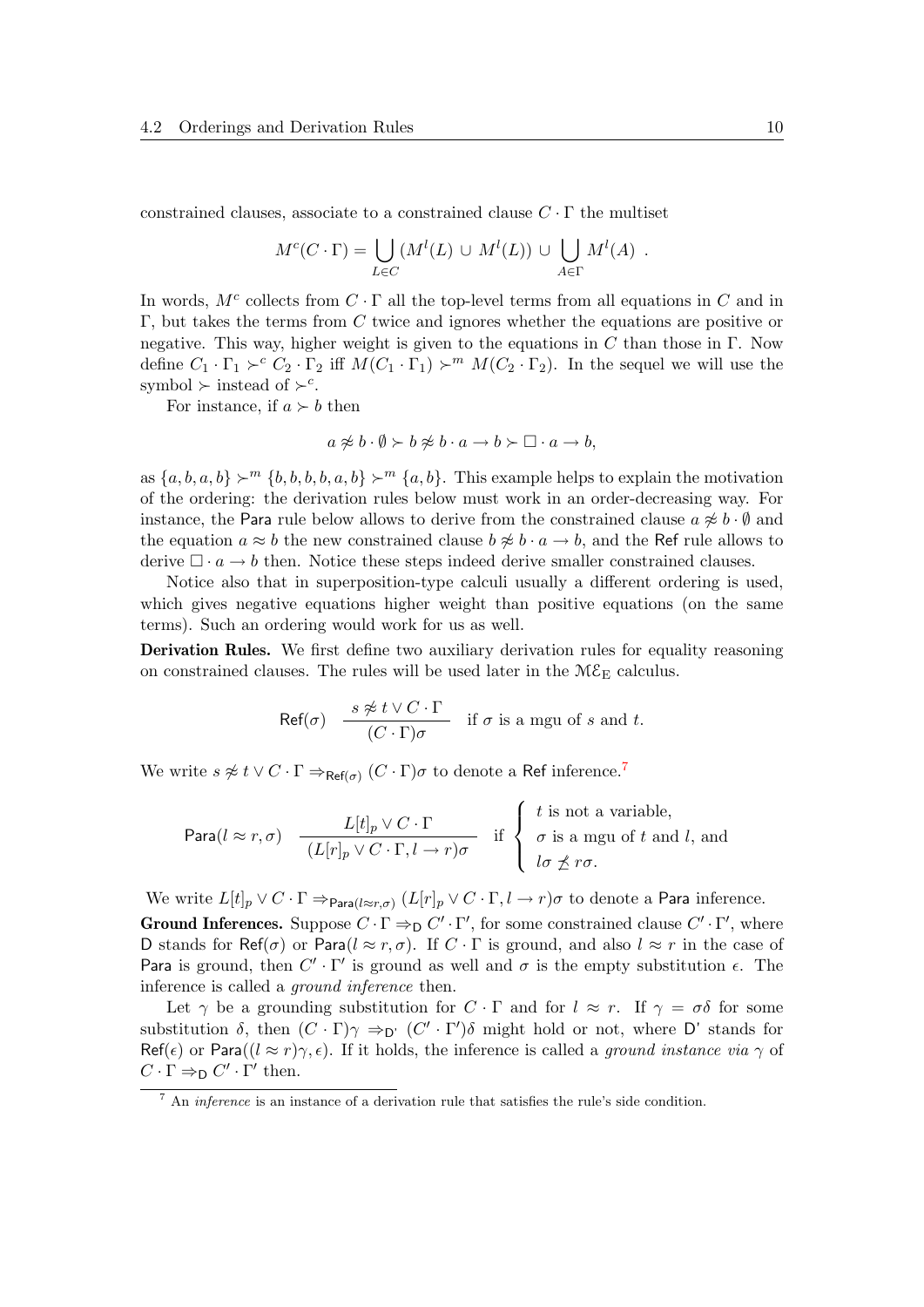constrained clauses, associate to a constrained clause $C \cdot \Gamma$ the multiset

$$M^c(C \cdot \Gamma) = \bigcup_{L \in C} (M^l(L) \cup M^l(L)) \cup \bigcup_{A \in \Gamma} M^l(A) \enspace .$$

In words, $M^c$ collects from $C \cdot \Gamma$ all the top-level terms from all equations in $C$ and in $\Gamma$, but takes the terms from $C$ twice and ignores whether the equations are positive or negative. This way, higher weight is given to the equations in $C$ than those in $\Gamma$. Now define $C_1 \cdot \Gamma_1 \succ^c C_2 \cdot \Gamma_2$ iff $M(C_1 \cdot \Gamma_1) \succ^m M(C_2 \cdot \Gamma_2)$. In the sequel we will use the symbol $\succ$ instead of $\succ^c$.

For instance, if $a \succ b$ then

$$a \not\approx b \cdot \emptyset \succ b \not\approx b \cdot a \to b \succ \Box \cdot a \to b,$$

as $\{a, b, a, b\} \succ^m \{b, b, b, b, a, b\} \succ^m \{a, b\}$. This example helps to explain the motivation of the ordering: the derivation rules below must work in an order-decreasing way. For instance, the Para rule below allows to derive from the constrained clause $a \not\approx b \cdot \emptyset$ and the equation $a \approx b$ the new constrained clause $b \not\approx b \cdot a \to b$, and the Ref rule allows to derive $\Box \cdot a \to b$ then. Notice these steps indeed derive smaller constrained clauses.

Notice also that in superposition-type calculi usually a different ordering is used, which gives negative equations higher weight than positive equations (on the same terms). Such an ordering would work for us as well.

**Derivation Rules.** We first define two auxiliary derivation rules for equality reasoning on constrained clauses. The rules will be used later in the $\mathcal{ME}_\mathrm{E}$ calculus.

$$\mathsf{Ref}(\sigma) \quad \frac{s \not\approx t \vee C \cdot \Gamma}{(C \cdot \Gamma)\sigma} \quad \text{if } \sigma \text{ is a mgu of } s \text{ and } t.$$

We write $s \not\approx t \vee C \cdot \Gamma \Rightarrow_{\mathsf{Ref}(\sigma)} (C \cdot \Gamma)\sigma$ to denote a Ref inference.[7]

$$\mathsf{Para}(l \approx r, \sigma) \quad \frac{L[t]_p \vee C \cdot \Gamma}{(L[r]_p \vee C \cdot \Gamma, l \to r)\sigma} \quad \text{if } \begin{cases} t \text{ is not a variable,} \\ \sigma \text{ is a mgu of } t \text{ and } l \text{, and} \\ l\sigma \not\preceq r\sigma. \end{cases}$$

We write $L[t]_p \vee C \cdot \Gamma \Rightarrow_{\mathsf{Para}(l \approx r, \sigma)} (L[r]_p \vee C \cdot \Gamma, l \to r)\sigma$ to denote a Para inference.

**Ground Inferences.** Suppose $C \cdot \Gamma \Rightarrow_{\mathsf{D}} C' \cdot \Gamma'$, for some constrained clause $C' \cdot \Gamma'$, where $\mathsf{D}$ stands for $\mathsf{Ref}(\sigma)$ or $\mathsf{Para}(l \approx r, \sigma)$. If $C \cdot \Gamma$ is ground, and also $l \approx r$ in the case of Para is ground, then $C' \cdot \Gamma'$ is ground as well and $\sigma$ is the empty substitution $\epsilon$. The inference is called a *ground inference* then.

Let $\gamma$ be a grounding substitution for $C \cdot \Gamma$ and for $l \approx r$. If $\gamma = \sigma\delta$ for some substitution $\delta$, then $(C \cdot \Gamma)\gamma \Rightarrow_{\mathsf{D}'} (C' \cdot \Gamma')\delta$ might hold or not, where $\mathsf{D}'$ stands for $\mathsf{Ref}(\epsilon)$ or $\mathsf{Para}((l \approx r)\gamma, \epsilon)$. If it holds, the inference is called a *ground instance via* $\gamma$ of $C \cdot \Gamma \Rightarrow_{\mathsf{D}} C' \cdot \Gamma'$ then.

[7] An *inference* is an instance of a derivation rule that satisfies the rule's side condition.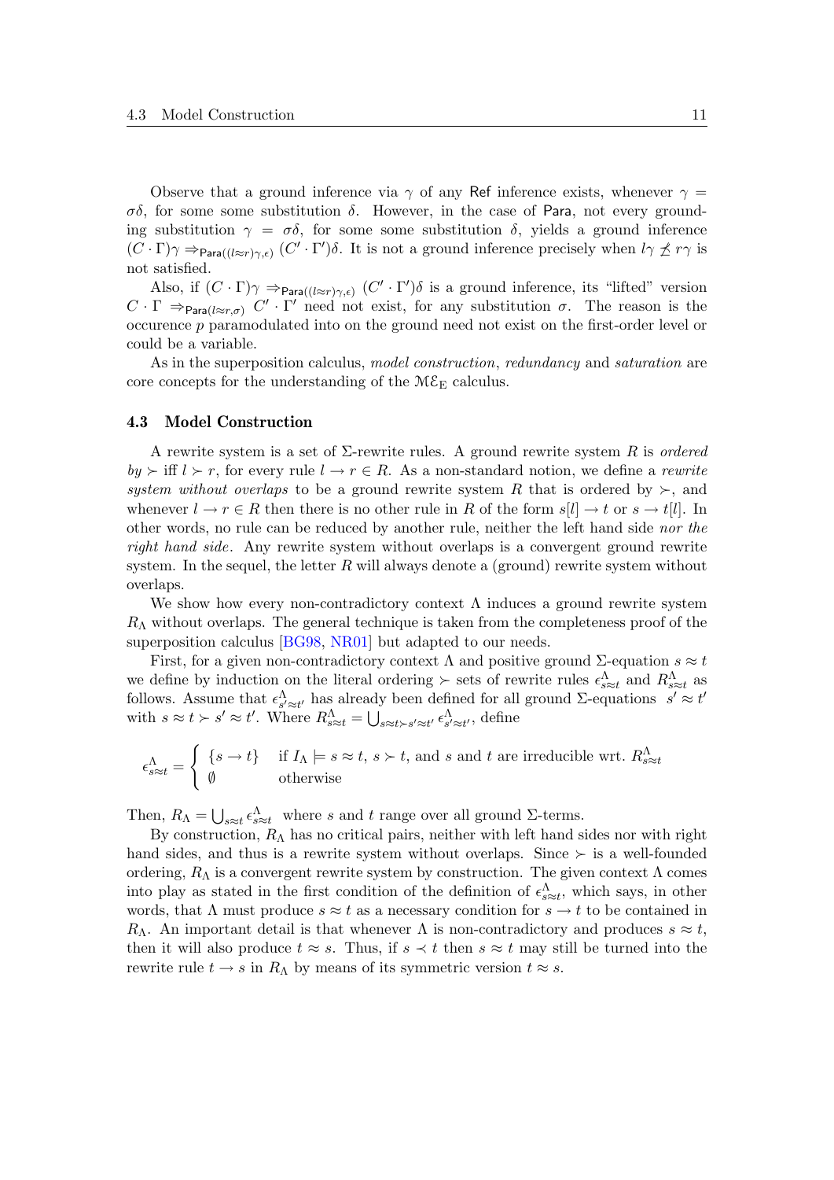Observe that a ground inference via $\gamma$ of any $\mathsf{Ref}$ inference exists, whenever $\gamma = \sigma\delta$, for some some substitution $\delta$. However, in the case of $\mathsf{Para}$, not every grounding substitution $\gamma = \sigma\delta$, for some some substitution $\delta$, yields a ground inference $(C \cdot \Gamma)\gamma \Rightarrow_{\mathsf{Para}((l\approx r)\gamma,\epsilon)} (C' \cdot \Gamma')\delta$. It is not a ground inference precisely when $l\gamma \not\preceq r\gamma$ is not satisfied.

Also, if $(C \cdot \Gamma)\gamma \Rightarrow_{\mathsf{Para}((l\approx r)\gamma,\epsilon)} (C' \cdot \Gamma')\delta$ is a ground inference, its "lifted" version $C \cdot \Gamma \Rightarrow_{\mathsf{Para}(l\approx r,\sigma)} C' \cdot \Gamma'$ need not exist, for any substitution $\sigma$. The reason is the occurence $p$ paramodulated into on the ground need not exist on the first-order level or could be a variable.

As in the superposition calculus, *model construction*, *redundancy* and *saturation* are core concepts for the understanding of the $\mathcal{ME}_\mathrm{E}$ calculus.

### 4.3 Model Construction

A rewrite system is a set of $\Sigma$-rewrite rules. A ground rewrite system $R$ is *ordered by* $\succ$ iff $l \succ r$, for every rule $l \to r \in R$. As a non-standard notion, we define a *rewrite system without overlaps* to be a ground rewrite system $R$ that is ordered by $\succ$, and whenever $l \to r \in R$ then there is no other rule in $R$ of the form $s[l] \to t$ or $s \to t[l]$. In other words, no rule can be reduced by another rule, neither the left hand side *nor the right hand side*. Any rewrite system without overlaps is a convergent ground rewrite system. In the sequel, the letter $R$ will always denote a (ground) rewrite system without overlaps.

We show how every non-contradictory context $\Lambda$ induces a ground rewrite system $R_\Lambda$ without overlaps. The general technique is taken from the completeness proof of the superposition calculus [BG98, NR01] but adapted to our needs.

First, for a given non-contradictory context $\Lambda$ and positive ground $\Sigma$-equation $s \approx t$ we define by induction on the literal ordering $\succ$ sets of rewrite rules $\epsilon^\Lambda_{s\approx t}$ and $R^\Lambda_{s\approx t}$ as follows. Assume that $\epsilon^\Lambda_{s'\approx t'}$ has already been defined for all ground $\Sigma$-equations $s' \approx t'$ with $s \approx t \succ s' \approx t'$. Where $R^\Lambda_{s\approx t} = \bigcup_{s\approx t \succ s'\approx t'} \epsilon^\Lambda_{s'\approx t'}$, define

$$\epsilon^\Lambda_{s\approx t} = \begin{cases} \{s \to t\} & \text{if } I_\Lambda \models s \approx t,\ s \succ t, \text{ and } s \text{ and } t \text{ are irreducible wrt. } R^\Lambda_{s\approx t} \\ \emptyset & \text{otherwise} \end{cases}$$

Then, $R_\Lambda = \bigcup_{s\approx t} \epsilon^\Lambda_{s\approx t}$ where $s$ and $t$ range over all ground $\Sigma$-terms.

By construction, $R_\Lambda$ has no critical pairs, neither with left hand sides nor with right hand sides, and thus is a rewrite system without overlaps. Since $\succ$ is a well-founded ordering, $R_\Lambda$ is a convergent rewrite system by construction. The given context $\Lambda$ comes into play as stated in the first condition of the definition of $\epsilon^\Lambda_{s\approx t}$, which says, in other words, that $\Lambda$ must produce $s \approx t$ as a necessary condition for $s \to t$ to be contained in $R_\Lambda$. An important detail is that whenever $\Lambda$ is non-contradictory and produces $s \approx t$, then it will also produce $t \approx s$. Thus, if $s \prec t$ then $s \approx t$ may still be turned into the rewrite rule $t \to s$ in $R_\Lambda$ by means of its symmetric version $t \approx s$.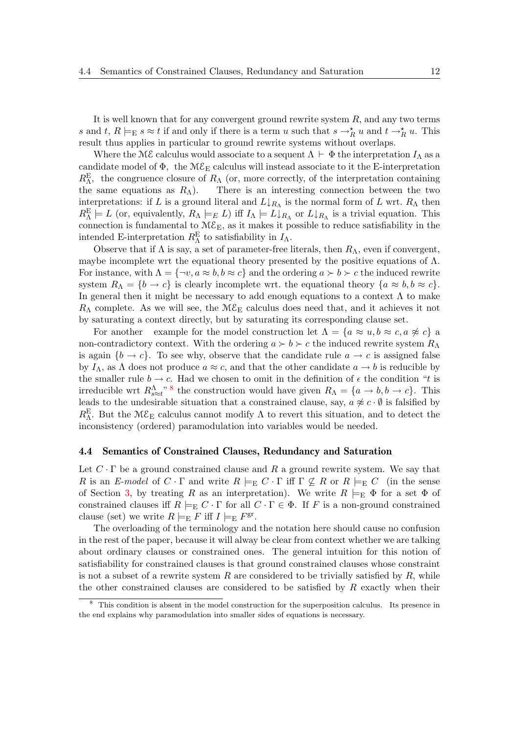It is well known that for any convergent ground rewrite system $R$, and any two terms $s$ and $t$, $R \models_{\mathrm{E}} s \approx t$ if and only if there is a term $u$ such that $s \to_R^\star u$ and $t \to_R^\star u$. This result thus applies in particular to ground rewrite systems without overlaps.

Where the $\mathcal{ME}$ calculus would associate to a sequent $\Lambda \vdash \Phi$ the interpretation $I_\Lambda$ as a candidate model of $\Phi$, the $\mathcal{ME}_{\mathrm{E}}$ calculus will instead associate to it the E-interpretation $R_\Lambda^{\mathrm{E}}$, the congruence closure of $R_\Lambda$ (or, more correctly, of the interpretation containing the same equations as $R_\Lambda$). There is an interesting connection between the two interpretations: if $L$ is a ground literal and $L{\downarrow_{R_\Lambda}}$ is the normal form of $L$ wrt. $R_\Lambda$ then $R_\Lambda^{\mathrm{E}} \models L$ (or, equivalently, $R_\Lambda \models_E L$) iff $I_\Lambda \models L{\downarrow_{R_\Lambda}}$ or $L{\downarrow_{R_\Lambda}}$ is a trivial equation. This connection is fundamental to $\mathcal{ME}_{\mathrm{E}}$, as it makes it possible to reduce satisfiability in the intended E-interpretation $R_\Lambda^{\mathrm{E}}$ to satisfiability in $I_\Lambda$.

Observe that if $\Lambda$ is say, a set of parameter-free literals, then $R_\Lambda$, even if convergent, maybe incomplete wrt the equational theory presented by the positive equations of $\Lambda$. For instance, with $\Lambda = \{\neg v, a \approx b, b \approx c\}$ and the ordering $a \succ b \succ c$ the induced rewrite system $R_\Lambda = \{b \to c\}$ is clearly incomplete wrt. the equational theory $\{a \approx b, b \approx c\}$. In general then it might be necessary to add enough equations to a context $\Lambda$ to make $R_\Lambda$ complete. As we will see, the $\mathcal{ME}_{\mathrm{E}}$ calculus does need that, and it achieves it not by saturating a context directly, but by saturating its corresponding clause set.

For another example for the model construction let $\Lambda = \{a \approx u, b \approx c, a \not\approx c\}$ a non-contradictory context. With the ordering $a \succ b \succ c$ the induced rewrite system $R_\Lambda$ is again $\{b \to c\}$. To see why, observe that the candidate rule $a \to c$ is assigned false by $I_\Lambda$, as $\Lambda$ does not produce $a \approx c$, and that the other candidate $a \to b$ is reducible by the smaller rule $b \to c$. Had we chosen to omit in the definition of $\epsilon$ the condition "$t$ is irreducible wrt $R^\Lambda_{s \approx t}$"[8] the construction would have given $R_\Lambda = \{a \to b, b \to c\}$. This leads to the undesirable situation that a constrained clause, say, $a \not\approx c \cdot \emptyset$ is falsified by $R_\Lambda^{\mathrm{E}}$. But the $\mathcal{ME}_{\mathrm{E}}$ calculus cannot modify $\Lambda$ to revert this situation, and to detect the inconsistency (ordered) paramodulation into variables would be needed.

### 4.4 Semantics of Constrained Clauses, Redundancy and Saturation

Let $C \cdot \Gamma$ be a ground constrained clause and $R$ a ground rewrite system. We say that $R$ is an *E-model* of $C \cdot \Gamma$ and write $R \models_{\mathrm{E}} C \cdot \Gamma$ iff $\Gamma \not\subseteq R$ or $R \models_{\mathrm{E}} C$ (in the sense of Section 3, by treating $R$ as an interpretation). We write $R \models_{\mathrm{E}} \Phi$ for a set $\Phi$ of constrained clauses iff $R \models_{\mathrm{E}} C \cdot \Gamma$ for all $C \cdot \Gamma \in \Phi$. If $F$ is a non-ground constrained clause (set) we write $R \models_{\mathrm{E}} F$ iff $I \models_{\mathrm{E}} F^{\mathrm{gr}}$.

The overloading of the terminology and the notation here should cause no confusion in the rest of the paper, because it will alway be clear from context whether we are talking about ordinary clauses or constrained ones. The general intuition for this notion of satisfiability for constrained clauses is that ground constrained clauses whose constraint is not a subset of a rewrite system $R$ are considered to be trivially satisfied by $R$, while the other constrained clauses are considered to be satisfied by $R$ exactly when their

[8] This condition is absent in the model construction for the superposition calculus. Its presence in the end explains why paramodulation into smaller sides of equations is necessary.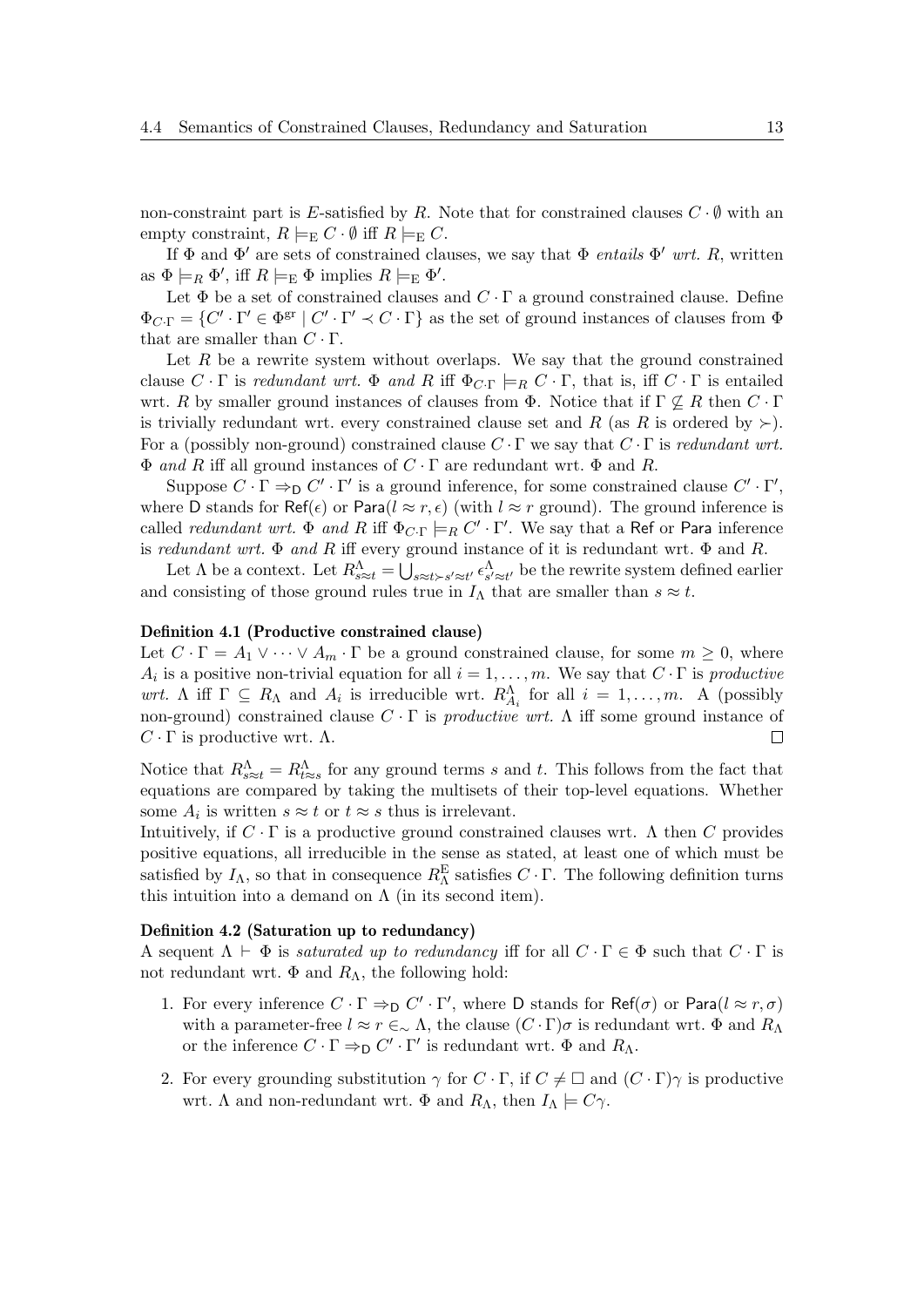non-constraint part is $E$-satisfied by $R$. Note that for constrained clauses $C \cdot \emptyset$ with an empty constraint, $R \models_{\mathrm{E}} C \cdot \emptyset$ iff $R \models_{\mathrm{E}} C$.

If $\Phi$ and $\Phi'$ are sets of constrained clauses, we say that $\Phi$ *entails* $\Phi'$ *wrt.* $R$, written as $\Phi \models_R \Phi'$, iff $R \models_{\mathrm{E}} \Phi$ implies $R \models_{\mathrm{E}} \Phi'$.

Let $\Phi$ be a set of constrained clauses and $C \cdot \Gamma$ a ground constrained clause. Define $\Phi_{C \cdot \Gamma} = \{C' \cdot \Gamma' \in \Phi^{\mathrm{gr}} \mid C' \cdot \Gamma' \prec C \cdot \Gamma\}$ as the set of ground instances of clauses from $\Phi$ that are smaller than $C \cdot \Gamma$.

Let $R$ be a rewrite system without overlaps. We say that the ground constrained clause $C \cdot \Gamma$ is *redundant wrt.* $\Phi$ *and* $R$ iff $\Phi_{C \cdot \Gamma} \models_R C \cdot \Gamma$, that is, iff $C \cdot \Gamma$ is entailed wrt. $R$ by smaller ground instances of clauses from $\Phi$. Notice that if $\Gamma \not\subseteq R$ then $C \cdot \Gamma$ is trivially redundant wrt. every constrained clause set and $R$ (as $R$ is ordered by $\succ$). For a (possibly non-ground) constrained clause $C \cdot \Gamma$ we say that $C \cdot \Gamma$ is *redundant wrt.* $\Phi$ *and* $R$ iff all ground instances of $C \cdot \Gamma$ are redundant wrt. $\Phi$ and $R$.

Suppose $C \cdot \Gamma \Rightarrow_{\mathsf{D}} C' \cdot \Gamma'$ is a ground inference, for some constrained clause $C' \cdot \Gamma'$, where $\mathsf{D}$ stands for $\mathsf{Ref}(\epsilon)$ or $\mathsf{Para}(l \approx r, \epsilon)$ (with $l \approx r$ ground). The ground inference is called *redundant wrt.* $\Phi$ *and* $R$ iff $\Phi_{C \cdot \Gamma} \models_R C' \cdot \Gamma'$. We say that a $\mathsf{Ref}$ or $\mathsf{Para}$ inference is *redundant wrt.* $\Phi$ *and* $R$ iff every ground instance of it is redundant wrt. $\Phi$ and $R$.

Let $\Lambda$ be a context. Let $R^{\Lambda}_{s \approx t} = \bigcup_{s \approx t \succ s' \approx t'} \epsilon^{\Lambda}_{s' \approx t'}$ be the rewrite system defined earlier and consisting of those ground rules true in $I_\Lambda$ that are smaller than $s \approx t$.

**Definition 4.1 (Productive constrained clause)**
Let $C \cdot \Gamma = A_1 \vee \cdots \vee A_m \cdot \Gamma$ be a ground constrained clause, for some $m \geq 0$, where $A_i$ is a positive non-trivial equation for all $i = 1, \ldots, m$. We say that $C \cdot \Gamma$ is *productive wrt.* $\Lambda$ iff $\Gamma \subseteq R_\Lambda$ and $A_i$ is irreducible wrt. $R^{\Lambda}_{A_i}$ for all $i = 1, \ldots, m$. A (possibly non-ground) constrained clause $C \cdot \Gamma$ is *productive wrt.* $\Lambda$ iff some ground instance of $C \cdot \Gamma$ is productive wrt. $\Lambda$. $\square$

Notice that $R^{\Lambda}_{s \approx t} = R^{\Lambda}_{t \approx s}$ for any ground terms $s$ and $t$. This follows from the fact that equations are compared by taking the multisets of their top-level equations. Whether some $A_i$ is written $s \approx t$ or $t \approx s$ thus is irrelevant.
Intuitively, if $C \cdot \Gamma$ is a productive ground constrained clauses wrt. $\Lambda$ then $C$ provides positive equations, all irreducible in the sense as stated, at least one of which must be satisfied by $I_\Lambda$, so that in consequence $R^{\mathrm{E}}_{\Lambda}$ satisfies $C \cdot \Gamma$. The following definition turns this intuition into a demand on $\Lambda$ (in its second item).

**Definition 4.2 (Saturation up to redundancy)**
A sequent $\Lambda \vdash \Phi$ is *saturated up to redundancy* iff for all $C \cdot \Gamma \in \Phi$ such that $C \cdot \Gamma$ is not redundant wrt. $\Phi$ and $R_\Lambda$, the following hold:

1. For every inference $C \cdot \Gamma \Rightarrow_{\mathsf{D}} C' \cdot \Gamma'$, where $\mathsf{D}$ stands for $\mathsf{Ref}(\sigma)$ or $\mathsf{Para}(l \approx r, \sigma)$ with a parameter-free $l \approx r \in_{\sim} \Lambda$, the clause $(C \cdot \Gamma)\sigma$ is redundant wrt. $\Phi$ and $R_\Lambda$ or the inference $C \cdot \Gamma \Rightarrow_{\mathsf{D}} C' \cdot \Gamma'$ is redundant wrt. $\Phi$ and $R_\Lambda$.

2. For every grounding substitution $\gamma$ for $C \cdot \Gamma$, if $C \neq \square$ and $(C \cdot \Gamma)\gamma$ is productive wrt. $\Lambda$ and non-redundant wrt. $\Phi$ and $R_\Lambda$, then $I_\Lambda \models C\gamma$.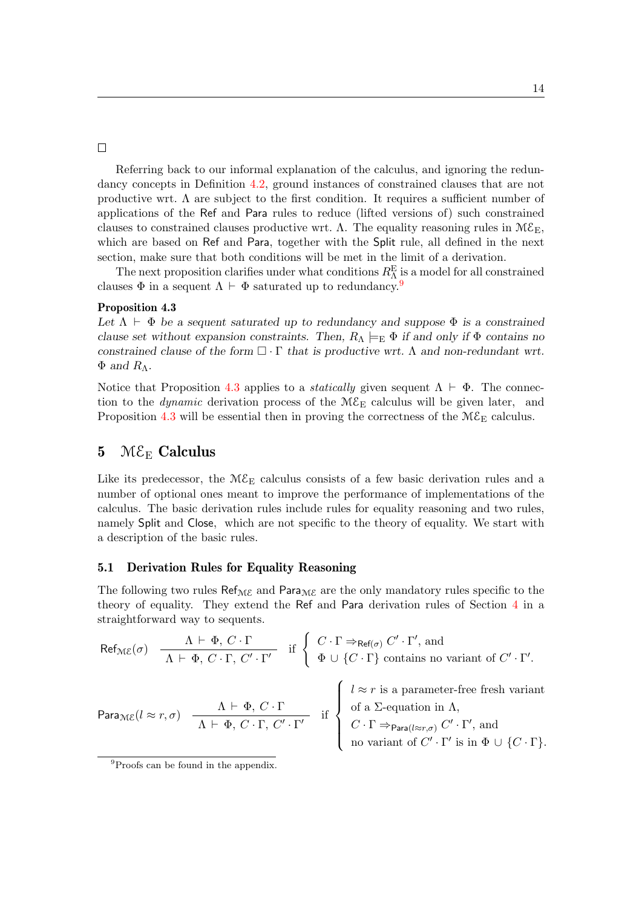$\square$

Referring back to our informal explanation of the calculus, and ignoring the redundancy concepts in Definition 4.2, ground instances of constrained clauses that are not productive wrt. $\Lambda$ are subject to the first condition. It requires a sufficient number of applications of the Ref and Para rules to reduce (lifted versions of) such constrained clauses to constrained clauses productive wrt. $\Lambda$. The equality reasoning rules in $\mathcal{ME}_{\mathrm{E}}$, which are based on Ref and Para, together with the Split rule, all defined in the next section, make sure that both conditions will be met in the limit of a derivation.

The next proposition clarifies under what conditions $R^{\mathrm{E}}_{\Lambda}$ is a model for all constrained clauses $\Phi$ in a sequent $\Lambda \vdash \Phi$ saturated up to redundancy.[9]

**Proposition 4.3**
*Let $\Lambda \vdash \Phi$ be a sequent saturated up to redundancy and suppose $\Phi$ is a constrained clause set without expansion constraints. Then, $R_{\Lambda} \models_{\mathrm{E}} \Phi$ if and only if $\Phi$ contains no constrained clause of the form $\square \cdot \Gamma$ that is productive wrt. $\Lambda$ and non-redundant wrt. $\Phi$ and $R_{\Lambda}$.*

Notice that Proposition 4.3 applies to a *statically* given sequent $\Lambda \vdash \Phi$. The connection to the *dynamic* derivation process of the $\mathcal{ME}_{\mathrm{E}}$ calculus will be given later, and Proposition 4.3 will be essential then in proving the correctness of the $\mathcal{ME}_{\mathrm{E}}$ calculus.

# 5 $\mathcal{ME}_{\mathrm{E}}$ Calculus

Like its predecessor, the $\mathcal{ME}_{\mathrm{E}}$ calculus consists of a few basic derivation rules and a number of optional ones meant to improve the performance of implementations of the calculus. The basic derivation rules include rules for equality reasoning and two rules, namely Split and Close, which are not specific to the theory of equality. We start with a description of the basic rules.

## 5.1 Derivation Rules for Equality Reasoning

The following two rules $\mathsf{Ref}_{\mathcal{ME}}$ and $\mathsf{Para}_{\mathcal{ME}}$ are the only mandatory rules specific to the theory of equality. They extend the Ref and Para derivation rules of Section 4 in a straightforward way to sequents.

$$\mathsf{Ref}_{\mathcal{ME}}(\sigma) \quad \frac{\Lambda \vdash \Phi,\, C \cdot \Gamma}{\Lambda \vdash \Phi,\, C \cdot \Gamma,\, C' \cdot \Gamma'} \quad \text{if } \begin{cases} C \cdot \Gamma \Rightarrow_{\mathsf{Ref}(\sigma)} C' \cdot \Gamma', \text{ and} \\ \Phi \cup \{C \cdot \Gamma\} \text{ contains no variant of } C' \cdot \Gamma'. \end{cases}$$

$$\mathsf{Para}_{\mathcal{ME}}(l \approx r, \sigma) \quad \frac{\Lambda \vdash \Phi,\, C \cdot \Gamma}{\Lambda \vdash \Phi,\, C \cdot \Gamma,\, C' \cdot \Gamma'} \quad \text{if } \begin{cases} l \approx r \text{ is a parameter-free fresh variant} \\ \text{of a } \Sigma\text{-equation in } \Lambda, \\ C \cdot \Gamma \Rightarrow_{\mathsf{Para}(l \approx r, \sigma)} C' \cdot \Gamma', \text{ and} \\ \text{no variant of } C' \cdot \Gamma' \text{ is in } \Phi \cup \{C \cdot \Gamma\}. \end{cases}$$

[9] Proofs can be found in the appendix.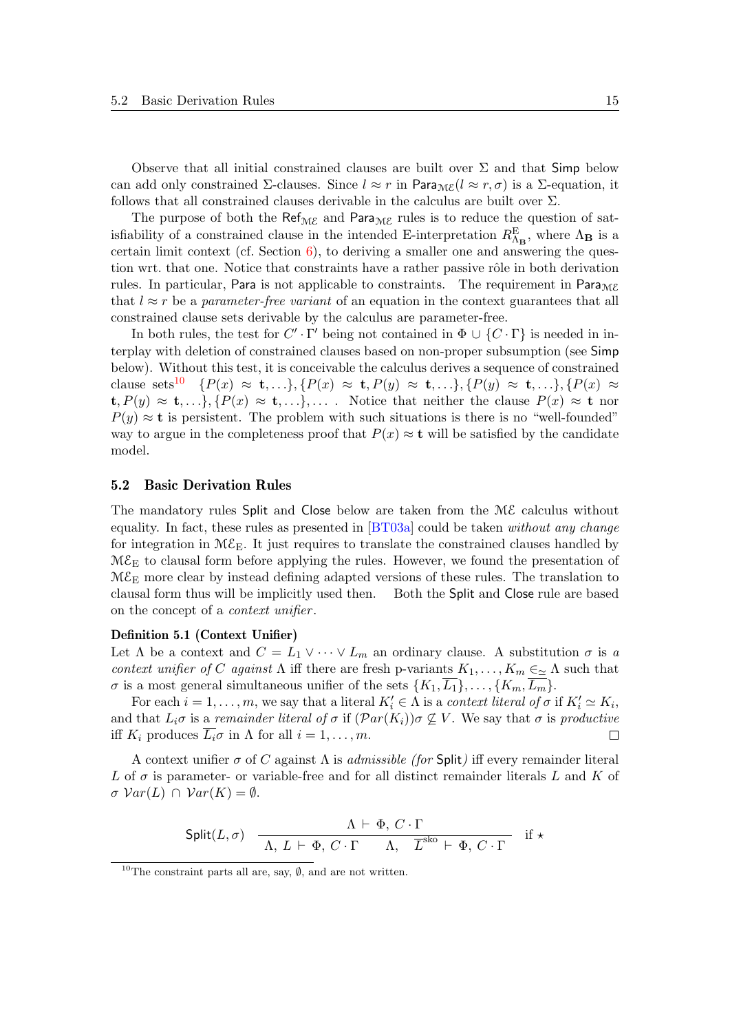Observe that all initial constrained clauses are built over $\Sigma$ and that Simp below can add only constrained $\Sigma$-clauses. Since $l \approx r$ in $\mathsf{Para}_{\mathcal{ME}}(l \approx r, \sigma)$ is a $\Sigma$-equation, it follows that all constrained clauses derivable in the calculus are built over $\Sigma$.

The purpose of both the $\mathsf{Ref}_{\mathcal{ME}}$ and $\mathsf{Para}_{\mathcal{ME}}$ rules is to reduce the question of satisfiability of a constrained clause in the intended E-interpretation $R^{\mathrm{E}}_{\Lambda_{\mathbf{B}}}$, where $\Lambda_{\mathbf{B}}$ is a certain limit context (cf. Section 6), to deriving a smaller one and answering the question wrt. that one. Notice that constraints have a rather passive rôle in both derivation rules. In particular, Para is not applicable to constraints. The requirement in $\mathsf{Para}_{\mathcal{ME}}$ that $l \approx r$ be a *parameter-free variant* of an equation in the context guarantees that all constrained clause sets derivable by the calculus are parameter-free.

In both rules, the test for $C' \cdot \Gamma'$ being not contained in $\Phi \cup \{C \cdot \Gamma\}$ is needed in interplay with deletion of constrained clauses based on non-proper subsumption (see Simp below). Without this test, it is conceivable the calculus derives a sequence of constrained clause sets[10] $\{P(x) \approx \mathbf{t}, \ldots\}, \{P(x) \approx \mathbf{t}, P(y) \approx \mathbf{t}, \ldots\}, \{P(y) \approx \mathbf{t}, \ldots\}, \{P(x) \approx \mathbf{t}, P(y) \approx \mathbf{t}, \ldots\}, \{P(x) \approx \mathbf{t}, \ldots\}, \ldots$ . Notice that neither the clause $P(x) \approx \mathbf{t}$ nor $P(y) \approx \mathbf{t}$ is persistent. The problem with such situations is there is no "well-founded" way to argue in the completeness proof that $P(x) \approx \mathbf{t}$ will be satisfied by the candidate model.

## 5.2 Basic Derivation Rules

The mandatory rules Split and Close below are taken from the $\mathcal{ME}$ calculus without equality. In fact, these rules as presented in [BT03a] could be taken *without any change* for integration in $\mathcal{ME}_{\mathrm{E}}$. It just requires to translate the constrained clauses handled by $\mathcal{ME}_{\mathrm{E}}$ to clausal form before applying the rules. However, we found the presentation of $\mathcal{ME}_{\mathrm{E}}$ more clear by instead defining adapted versions of these rules. The translation to clausal form thus will be implicitly used then. Both the Split and Close rule are based on the concept of a *context unifier*.

**Definition 5.1 (Context Unifier)**
Let $\Lambda$ be a context and $C = L_1 \vee \cdots \vee L_m$ an ordinary clause. A substitution $\sigma$ is *a context unifier of $C$ against $\Lambda$* iff there are fresh p-variants $K_1, \ldots, K_m \in_{\simeq} \Lambda$ such that $\sigma$ is a most general simultaneous unifier of the sets $\{K_1, \overline{L_1}\}, \ldots, \{K_m, \overline{L_m}\}$.

For each $i = 1, \ldots, m$, we say that a literal $K'_i \in \Lambda$ is a *context literal of $\sigma$* if $K'_i \simeq K_i$, and that $L_i\sigma$ is a *remainder literal of $\sigma$* if $(\mathcal{P}ar(K_i))\sigma \nsubseteq V$. We say that $\sigma$ is *productive* iff $K_i$ produces $\overline{L_i}\sigma$ in $\Lambda$ for all $i = 1, \ldots, m$. ☐

A context unifier $\sigma$ of $C$ against $\Lambda$ is *admissible (for* Split*)* iff every remainder literal $L$ of $\sigma$ is parameter- or variable-free and for all distinct remainder literals $L$ and $K$ of $\sigma$ $\mathcal{V}ar(L) \cap \mathcal{V}ar(K) = \emptyset$.

$$\mathsf{Split}(L, \sigma) \quad \frac{\Lambda \vdash \Phi,\ C \cdot \Gamma}{\Lambda,\ L \vdash \Phi,\ C \cdot \Gamma \qquad \Lambda,\ \ \overline{L}^{\mathrm{sko}} \vdash \Phi,\ C \cdot \Gamma} \quad \text{if } \star$$

[10] The constraint parts all are, say, $\emptyset$, and are not written.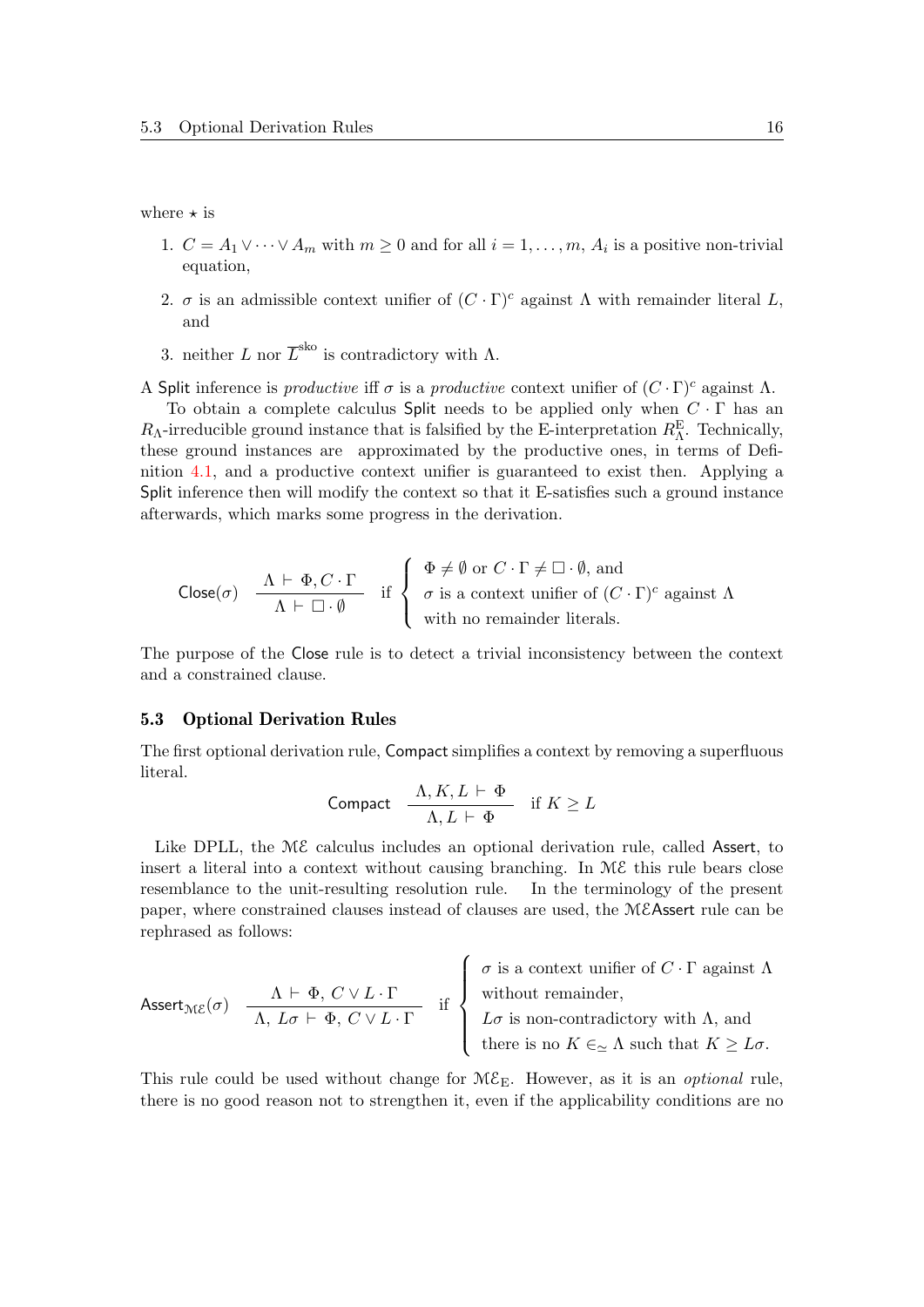where $\star$ is

1. $C = A_1 \vee \cdots \vee A_m$ with $m \geq 0$ and for all $i = 1, \ldots, m$, $A_i$ is a positive non-trivial equation,
2. $\sigma$ is an admissible context unifier of $(C \cdot \Gamma)^c$ against $\Lambda$ with remainder literal $L$, and
3. neither $L$ nor $\overline{L}^{\text{sko}}$ is contradictory with $\Lambda$.

A Split inference is *productive* iff $\sigma$ is a *productive* context unifier of $(C \cdot \Gamma)^c$ against $\Lambda$.

To obtain a complete calculus Split needs to be applied only when $C \cdot \Gamma$ has an $R_\Lambda$-irreducible ground instance that is falsified by the E-interpretation $R^{\mathrm{E}}_\Lambda$. Technically, these ground instances are approximated by the productive ones, in terms of Definition 4.1, and a productive context unifier is guaranteed to exist then. Applying a Split inference then will modify the context so that it E-satisfies such a ground instance afterwards, which marks some progress in the derivation.

$$\mathsf{Close}(\sigma) \quad \frac{\Lambda \vdash \Phi, C \cdot \Gamma}{\Lambda \vdash \Box \cdot \emptyset} \quad \text{if } \begin{cases} \Phi \neq \emptyset \text{ or } C \cdot \Gamma \neq \Box \cdot \emptyset, \text{ and} \\ \sigma \text{ is a context unifier of } (C \cdot \Gamma)^c \text{ against } \Lambda \\ \text{with no remainder literals.} \end{cases}$$

The purpose of the Close rule is to detect a trivial inconsistency between the context and a constrained clause.

### 5.3 Optional Derivation Rules

The first optional derivation rule, Compact simplifies a context by removing a superfluous literal.

$$\mathsf{Compact} \quad \frac{\Lambda, K, L \vdash \Phi}{\Lambda, L \vdash \Phi} \quad \text{if } K \geq L$$

Like DPLL, the $\mathcal{ME}$ calculus includes an optional derivation rule, called Assert, to insert a literal into a context without causing branching. In $\mathcal{ME}$ this rule bears close resemblance to the unit-resulting resolution rule. In the terminology of the present paper, where constrained clauses instead of clauses are used, the $\mathcal{ME}$Assert rule can be rephrased as follows:

$$\mathsf{Assert}_{\mathcal{ME}}(\sigma) \quad \frac{\Lambda \vdash \Phi,\, C \vee L \cdot \Gamma}{\Lambda,\, L\sigma \vdash \Phi,\, C \vee L \cdot \Gamma} \quad \text{if } \begin{cases} \sigma \text{ is a context unifier of } C \cdot \Gamma \text{ against } \Lambda \\ \text{without remainder,} \\ L\sigma \text{ is non-contradictory with } \Lambda, \text{ and} \\ \text{there is no } K \in_{\simeq} \Lambda \text{ such that } K \geq L\sigma. \end{cases}$$

This rule could be used without change for $\mathcal{ME}_{\mathrm{E}}$. However, as it is an *optional* rule, there is no good reason not to strengthen it, even if the applicability conditions are no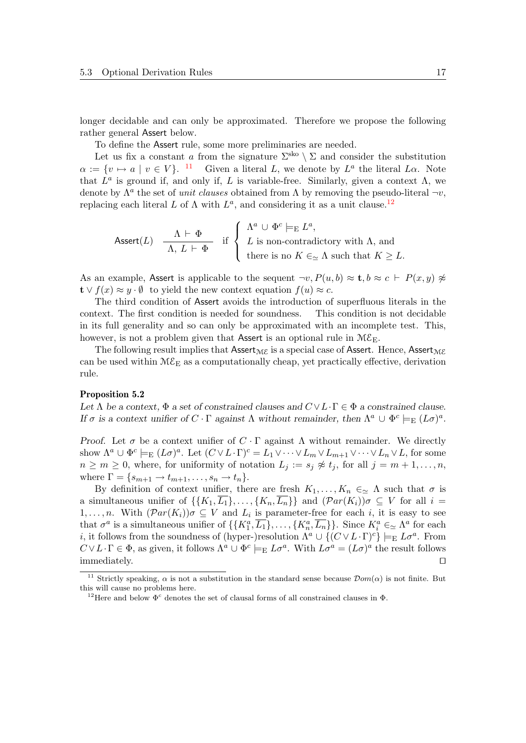longer decidable and can only be approximated. Therefore we propose the following rather general Assert below.

To define the Assert rule, some more preliminaries are needed.

Let us fix a constant $a$ from the signature $\Sigma^{\text{sko}} \setminus \Sigma$ and consider the substitution $\alpha := \{v \mapsto a \mid v \in V\}$. [11] Given a literal $L$, we denote by $L^a$ the literal $L\alpha$. Note that $L^a$ is ground if, and only if, $L$ is variable-free. Similarly, given a context $\Lambda$, we denote by $\Lambda^a$ the set of *unit clauses* obtained from $\Lambda$ by removing the pseudo-literal $\neg v$, replacing each literal $L$ of $\Lambda$ with $L^a$, and considering it as a unit clause.[12]

$$\mathsf{Assert}(L) \quad \frac{\Lambda \vdash \Phi}{\Lambda,\, L \vdash \Phi} \quad \text{if} \begin{cases} \Lambda^a \cup \Phi^c \models_{\mathrm{E}} L^a, \\ L \text{ is non-contradictory with } \Lambda, \text{ and} \\ \text{there is no } K \in_{\simeq} \Lambda \text{ such that } K \geq L. \end{cases}$$

As an example, Assert is applicable to the sequent $\neg v, P(u,b) \approx \mathbf{t}, b \approx c \vdash P(x,y) \not\approx \mathbf{t} \vee f(x) \approx y \cdot \emptyset$ to yield the new context equation $f(u) \approx c$.

The third condition of Assert avoids the introduction of superfluous literals in the context. The first condition is needed for soundness. This condition is not decidable in its full generality and so can only be approximated with an incomplete test. This, however, is not a problem given that Assert is an optional rule in $\mathcal{ME}_{\mathrm{E}}$.

The following result implies that $\mathsf{Assert}_{\mathcal{ME}}$ is a special case of Assert. Hence, $\mathsf{Assert}_{\mathcal{ME}}$ can be used within $\mathcal{ME}_{\mathrm{E}}$ as a computationally cheap, yet practically effective, derivation rule.

**Proposition 5.2**

*Let $\Lambda$ be a context, $\Phi$ a set of constrained clauses and $C \vee L \cdot \Gamma \in \Phi$ a constrained clause. If $\sigma$ is a context unifier of $C \cdot \Gamma$ against $\Lambda$ without remainder, then $\Lambda^a \cup \Phi^c \models_{\mathrm{E}} (L\sigma)^a$.*

*Proof.* Let $\sigma$ be a context unifier of $C \cdot \Gamma$ against $\Lambda$ without remainder. We directly show $\Lambda^a \cup \Phi^c \models_{\mathrm{E}} (L\sigma)^a$. Let $(C \vee L \cdot \Gamma)^c = L_1 \vee \cdots \vee L_m \vee L_{m+1} \vee \cdots \vee L_n \vee L$, for some $n \geq m \geq 0$, where, for uniformity of notation $L_j := s_j \not\approx t_j$, for all $j = m+1, \ldots, n$, where $\Gamma = \{s_{m+1} \to t_{m+1}, \ldots, s_n \to t_n\}$.

By definition of context unifier, there are fresh $K_1, \ldots, K_n \in_{\simeq} \Lambda$ such that $\sigma$ is a simultaneous unifier of $\{\{K_1, \overline{L_1}\}, \ldots, \{K_n, \overline{L_n}\}\}$ and $(\mathcal{P}ar(K_i))\sigma \subseteq V$ for all $i = 1, \ldots, n$. With $(\mathcal{P}ar(K_i))\sigma \subseteq V$ and $L_i$ is parameter-free for each $i$, it is easy to see that $\sigma^a$ is a simultaneous unifier of $\{\{K_1^a, \overline{L_1}\}, \ldots, \{K_n^a, \overline{L_n}\}\}$. Since $K_i^a \in_{\simeq} \Lambda^a$ for each $i$, it follows from the soundness of (hyper-)resolution $\Lambda^a \cup \{(C \vee L \cdot \Gamma)^c\} \models_{\mathrm{E}} L\sigma^a$. From $C \vee L \cdot \Gamma \in \Phi$, as given, it follows $\Lambda^a \cup \Phi^c \models_{\mathrm{E}} L\sigma^a$. With $L\sigma^a = (L\sigma)^a$ the result follows immediately. $\square$

[11] Strictly speaking, $\alpha$ is not a substitution in the standard sense because $\mathcal{D}om(\alpha)$ is not finite. But this will cause no problems here.

[12] Here and below $\Phi^c$ denotes the set of clausal forms of all constrained clauses in $\Phi$.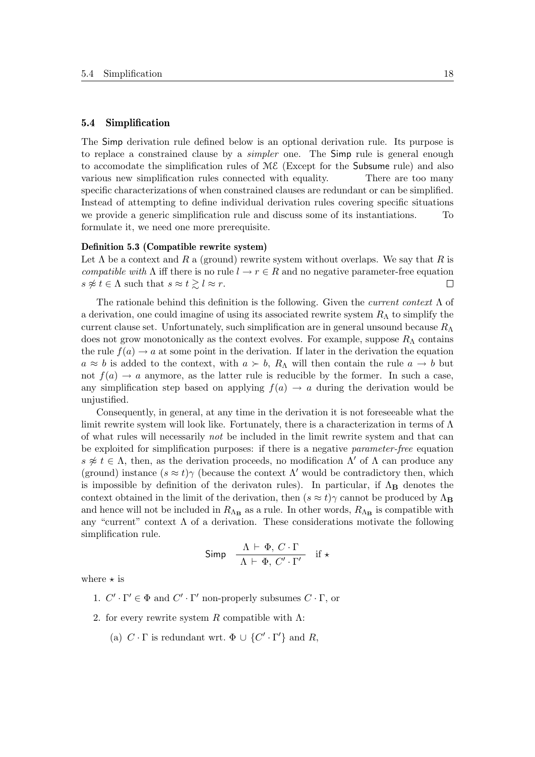### 5.4 Simplification

The Simp derivation rule defined below is an optional derivation rule. Its purpose is to replace a constrained clause by a *simpler* one. The Simp rule is general enough to accomodate the simplification rules of $\mathcal{ME}$ (Except for the Subsume rule) and also various new simplification rules connected with equality. There are too many specific characterizations of when constrained clauses are redundant or can be simplified. Instead of attempting to define individual derivation rules covering specific situations we provide a generic simplification rule and discuss some of its instantiations. To formulate it, we need one more prerequisite.

**Definition 5.3 (Compatible rewrite system)**
Let $\Lambda$ be a context and $R$ a (ground) rewrite system without overlaps. We say that $R$ is *compatible with* $\Lambda$ iff there is no rule $l \to r \in R$ and no negative parameter-free equation $s \not\approx t \in \Lambda$ such that $s \approx t \gtrsim l \approx r$. □

The rationale behind this definition is the following. Given the *current context* $\Lambda$ of a derivation, one could imagine of using its associated rewrite system $R_\Lambda$ to simplify the current clause set. Unfortunately, such simplification are in general unsound because $R_\Lambda$ does not grow monotonically as the context evolves. For example, suppose $R_\Lambda$ contains the rule $f(a) \to a$ at some point in the derivation. If later in the derivation the equation $a \approx b$ is added to the context, with $a \succ b$, $R_\Lambda$ will then contain the rule $a \to b$ but not $f(a) \to a$ anymore, as the latter rule is reducible by the former. In such a case, any simplification step based on applying $f(a) \to a$ during the derivation would be unjustified.

Consequently, in general, at any time in the derivation it is not foreseeable what the limit rewrite system will look like. Fortunately, there is a characterization in terms of $\Lambda$ of what rules will necessarily *not* be included in the limit rewrite system and that can be exploited for simplification purposes: if there is a negative *parameter-free* equation $s \not\approx t \in \Lambda$, then, as the derivation proceeds, no modification $\Lambda'$ of $\Lambda$ can produce any (ground) instance $(s \approx t)\gamma$ (because the context $\Lambda'$ would be contradictory then, which is impossible by definition of the derivaton rules). In particular, if $\Lambda_{\mathbf{B}}$ denotes the context obtained in the limit of the derivation, then $(s \approx t)\gamma$ cannot be produced by $\Lambda_{\mathbf{B}}$ and hence will not be included in $R_{\Lambda_{\mathbf{B}}}$ as a rule. In other words, $R_{\Lambda_{\mathbf{B}}}$ is compatible with any "current" context $\Lambda$ of a derivation. These considerations motivate the following simplification rule.

$$\mathsf{Simp} \quad \frac{\Lambda \vdash \Phi,\, C \cdot \Gamma}{\Lambda \vdash \Phi,\, C' \cdot \Gamma'} \quad \text{if } \star$$

where $\star$ is

1. $C' \cdot \Gamma' \in \Phi$ and $C' \cdot \Gamma'$ non-properly subsumes $C \cdot \Gamma$, or
2. for every rewrite system $R$ compatible with $\Lambda$:
   (a) $C \cdot \Gamma$ is redundant wrt. $\Phi \cup \{C' \cdot \Gamma'\}$ and $R$,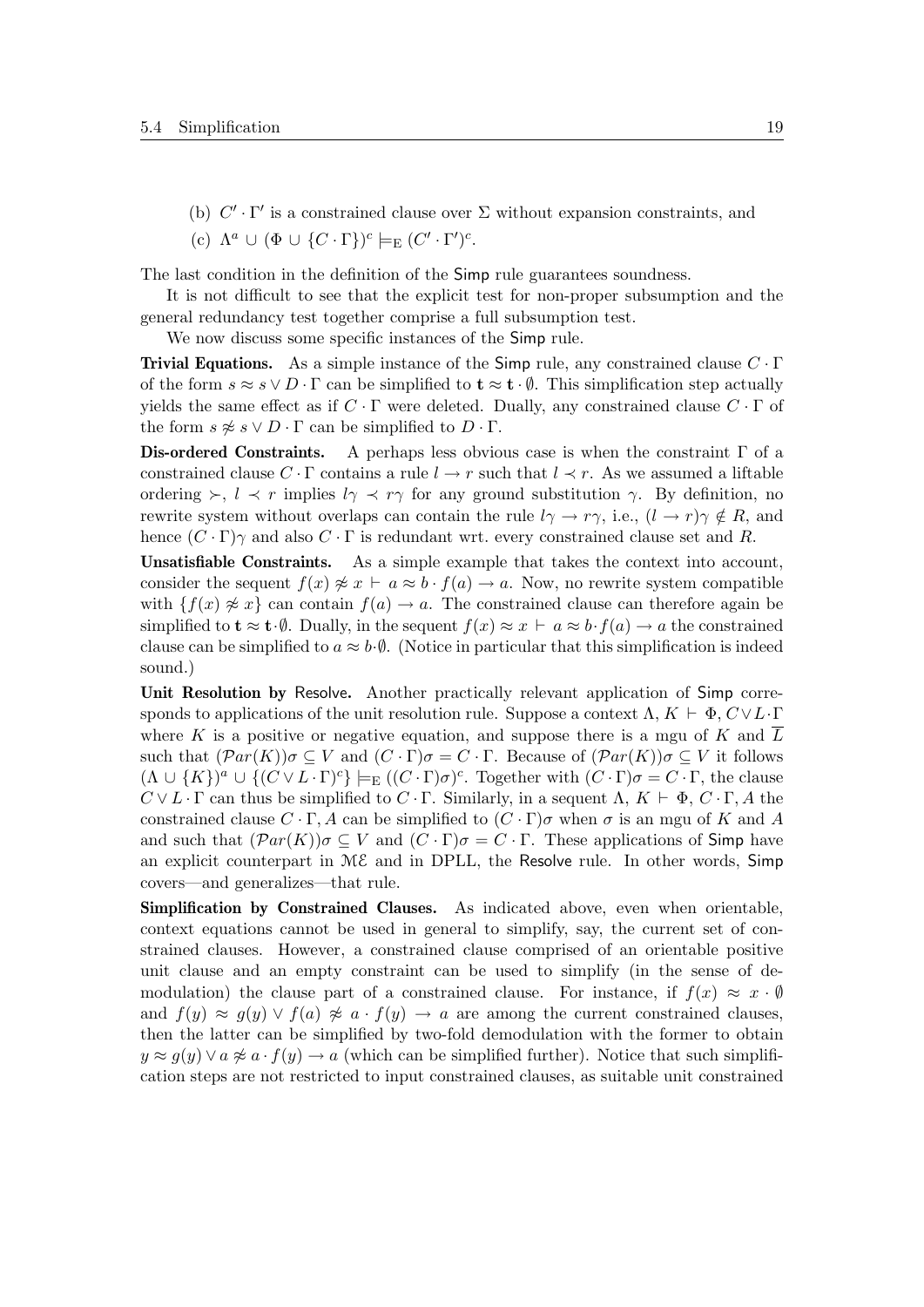(b) $C' \cdot \Gamma'$ is a constrained clause over $\Sigma$ without expansion constraints, and

(c) $\Lambda^a \cup (\Phi \cup \{C \cdot \Gamma\})^c \models_{\mathrm{E}} (C' \cdot \Gamma')^c$.

The last condition in the definition of the Simp rule guarantees soundness.

It is not difficult to see that the explicit test for non-proper subsumption and the general redundancy test together comprise a full subsumption test.

We now discuss some specific instances of the Simp rule.

**Trivial Equations.** As a simple instance of the Simp rule, any constrained clause $C \cdot \Gamma$ of the form $s \approx s \vee D \cdot \Gamma$ can be simplified to $\mathbf{t} \approx \mathbf{t} \cdot \emptyset$. This simplification step actually yields the same effect as if $C \cdot \Gamma$ were deleted. Dually, any constrained clause $C \cdot \Gamma$ of the form $s \not\approx s \vee D \cdot \Gamma$ can be simplified to $D \cdot \Gamma$.

**Dis-ordered Constraints.** A perhaps less obvious case is when the constraint $\Gamma$ of a constrained clause $C \cdot \Gamma$ contains a rule $l \to r$ such that $l \prec r$. As we assumed a liftable ordering $\succ$, $l \prec r$ implies $l\gamma \prec r\gamma$ for any ground substitution $\gamma$. By definition, no rewrite system without overlaps can contain the rule $l\gamma \to r\gamma$, i.e., $(l \to r)\gamma \notin R$, and hence $(C \cdot \Gamma)\gamma$ and also $C \cdot \Gamma$ is redundant wrt. every constrained clause set and $R$.

**Unsatisfiable Constraints.** As a simple example that takes the context into account, consider the sequent $f(x) \not\approx x \vdash a \approx b \cdot f(a) \to a$. Now, no rewrite system compatible with $\{f(x) \not\approx x\}$ can contain $f(a) \to a$. The constrained clause can therefore again be simplified to $\mathbf{t} \approx \mathbf{t} \cdot \emptyset$. Dually, in the sequent $f(x) \approx x \vdash a \approx b \cdot f(a) \to a$ the constrained clause can be simplified to $a \approx b \cdot \emptyset$. (Notice in particular that this simplification is indeed sound.)

**Unit Resolution by Resolve.** Another practically relevant application of Simp corresponds to applications of the unit resolution rule. Suppose a context $\Lambda, K \vdash \Phi, C \vee L \cdot \Gamma$ where $K$ is a positive or negative equation, and suppose there is a mgu of $K$ and $\overline{L}$ such that $(\mathcal{P}ar(K))\sigma \subseteq V$ and $(C \cdot \Gamma)\sigma = C \cdot \Gamma$. Because of $(\mathcal{P}ar(K))\sigma \subseteq V$ it follows $(\Lambda \cup \{K\})^a \cup \{(C \vee L \cdot \Gamma)^c\} \models_{\mathrm{E}} ((C \cdot \Gamma)\sigma)^c$. Together with $(C \cdot \Gamma)\sigma = C \cdot \Gamma$, the clause $C \vee L \cdot \Gamma$ can thus be simplified to $C \cdot \Gamma$. Similarly, in a sequent $\Lambda, K \vdash \Phi, C \cdot \Gamma, A$ the constrained clause $C \cdot \Gamma, A$ can be simplified to $(C \cdot \Gamma)\sigma$ when $\sigma$ is an mgu of $K$ and $A$ and such that $(\mathcal{P}ar(K))\sigma \subseteq V$ and $(C \cdot \Gamma)\sigma = C \cdot \Gamma$. These applications of Simp have an explicit counterpart in $\mathcal{ME}$ and in DPLL, the Resolve rule. In other words, Simp covers—and generalizes—that rule.

**Simplification by Constrained Clauses.** As indicated above, even when orientable, context equations cannot be used in general to simplify, say, the current set of constrained clauses. However, a constrained clause comprised of an orientable positive unit clause and an empty constraint can be used to simplify (in the sense of demodulation) the clause part of a constrained clause. For instance, if $f(x) \approx x \cdot \emptyset$ and $f(y) \approx g(y) \vee f(a) \not\approx a \cdot f(y) \to a$ are among the current constrained clauses, then the latter can be simplified by two-fold demodulation with the former to obtain $y \approx g(y) \vee a \not\approx a \cdot f(y) \to a$ (which can be simplified further). Notice that such simplification steps are not restricted to input constrained clauses, as suitable unit constrained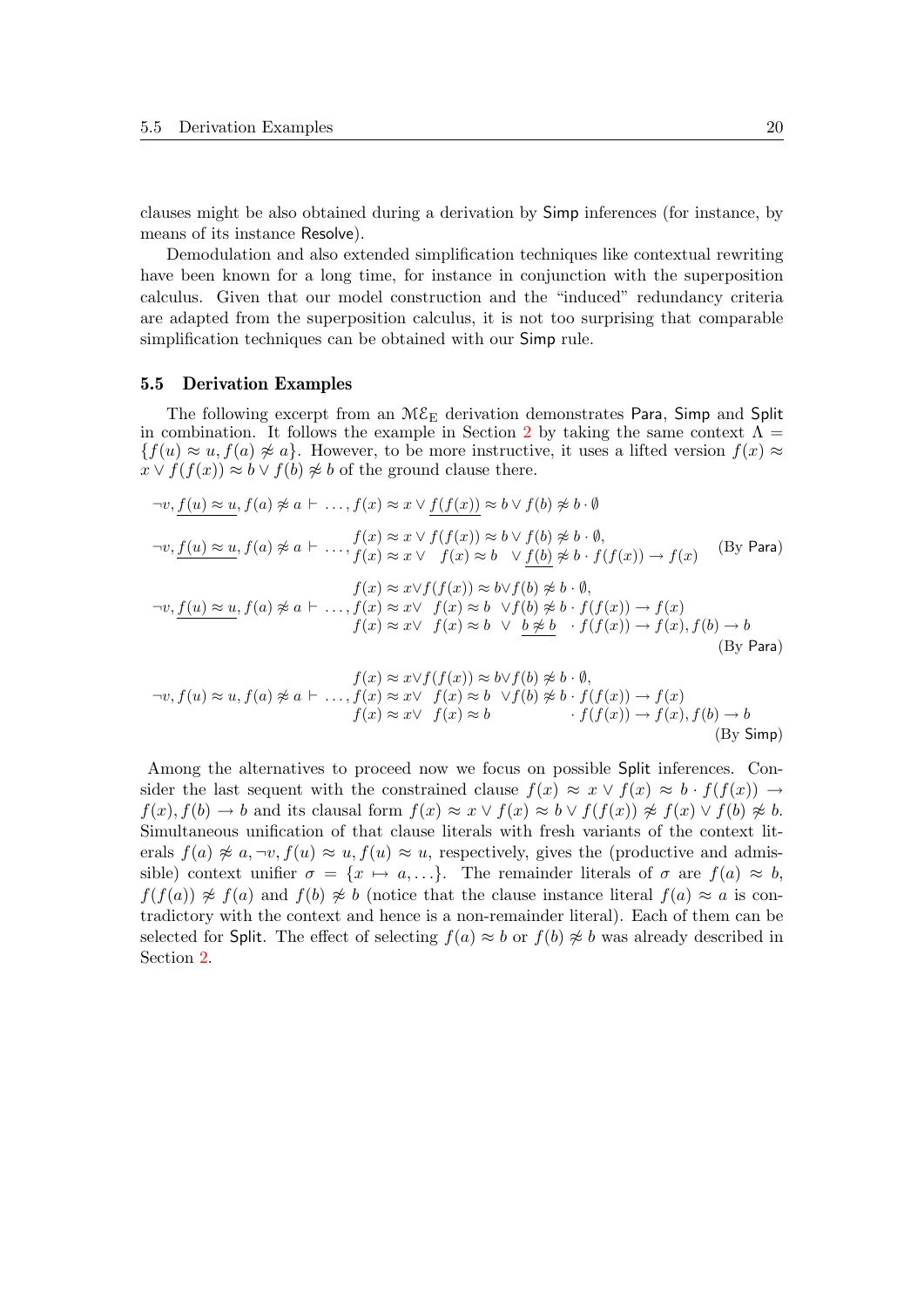clauses might be also obtained during a derivation by Simp inferences (for instance, by means of its instance Resolve).

Demodulation and also extended simplification techniques like contextual rewriting have been known for a long time, for instance in conjunction with the superposition calculus. Given that our model construction and the "induced" redundancy criteria are adapted from the superposition calculus, it is not too surprising that comparable simplification techniques can be obtained with our Simp rule.

### 5.5 Derivation Examples

The following excerpt from an $\mathcal{ME}_\mathrm{E}$ derivation demonstrates Para, Simp and Split in combination. It follows the example in Section 2 by taking the same context $\Lambda = \{f(u) \approx u, f(a) \not\approx a\}$. However, to be more instructive, it uses a lifted version $f(x) \approx x \vee f(f(x)) \approx b \vee f(b) \not\approx b$ of the ground clause there.

$$\neg v, \underline{f(u) \approx u}, f(a) \not\approx a \vdash \ldots, f(x) \approx x \vee \underline{f(f(x))} \approx b \vee f(b) \not\approx b \cdot \emptyset$$

$$\neg v, \underline{f(u) \approx u}, f(a) \not\approx a \vdash \ldots, \begin{array}{l} f(x) \approx x \vee f(f(x)) \approx b \vee f(b) \not\approx b \cdot \emptyset, \\ f(x) \approx x \vee \;\; f(x) \approx b \;\; \vee \underline{f(b)} \not\approx b \cdot f(f(x)) \to f(x) \end{array} \quad \text{(By Para)}$$

$$\neg v, \underline{f(u) \approx u}, f(a) \not\approx a \vdash \ldots, \begin{array}{l} f(x) \approx x \vee f(f(x)) \approx b \vee f(b) \not\approx b \cdot \emptyset, \\ f(x) \approx x \vee \;\; f(x) \approx b \;\; \vee f(b) \not\approx b \cdot f(f(x)) \to f(x) \\ f(x) \approx x \vee \;\; f(x) \approx b \;\; \vee \;\; \underline{b \not\approx b} \;\; \cdot f(f(x)) \to f(x), f(b) \to b \end{array} \quad \text{(By Para)}$$

$$\neg v, f(u) \approx u, f(a) \not\approx a \vdash \ldots, \begin{array}{l} f(x) \approx x \vee f(f(x)) \approx b \vee f(b) \not\approx b \cdot \emptyset, \\ f(x) \approx x \vee \;\; f(x) \approx b \;\; \vee f(b) \not\approx b \cdot f(f(x)) \to f(x) \\ f(x) \approx x \vee \;\; f(x) \approx b \qquad\qquad\;\; \cdot f(f(x)) \to f(x), f(b) \to b \end{array} \quad \text{(By Simp)}$$

Among the alternatives to proceed now we focus on possible Split inferences. Consider the last sequent with the constrained clause $f(x) \approx x \vee f(x) \approx b \cdot f(f(x)) \to f(x), f(b) \to b$ and its clausal form $f(x) \approx x \vee f(x) \approx b \vee f(f(x)) \not\approx f(x) \vee f(b) \not\approx b$. Simultaneous unification of that clause literals with fresh variants of the context literals $f(a) \not\approx a, \neg v, f(u) \approx u, f(u) \approx u$, respectively, gives the (productive and admissible) context unifier $\sigma = \{x \mapsto a, \ldots\}$. The remainder literals of $\sigma$ are $f(a) \approx b$, $f(f(a)) \not\approx f(a)$ and $f(b) \not\approx b$ (notice that the clause instance literal $f(a) \approx a$ is contradictory with the context and hence is a non-remainder literal). Each of them can be selected for Split. The effect of selecting $f(a) \approx b$ or $f(b) \not\approx b$ was already described in Section 2.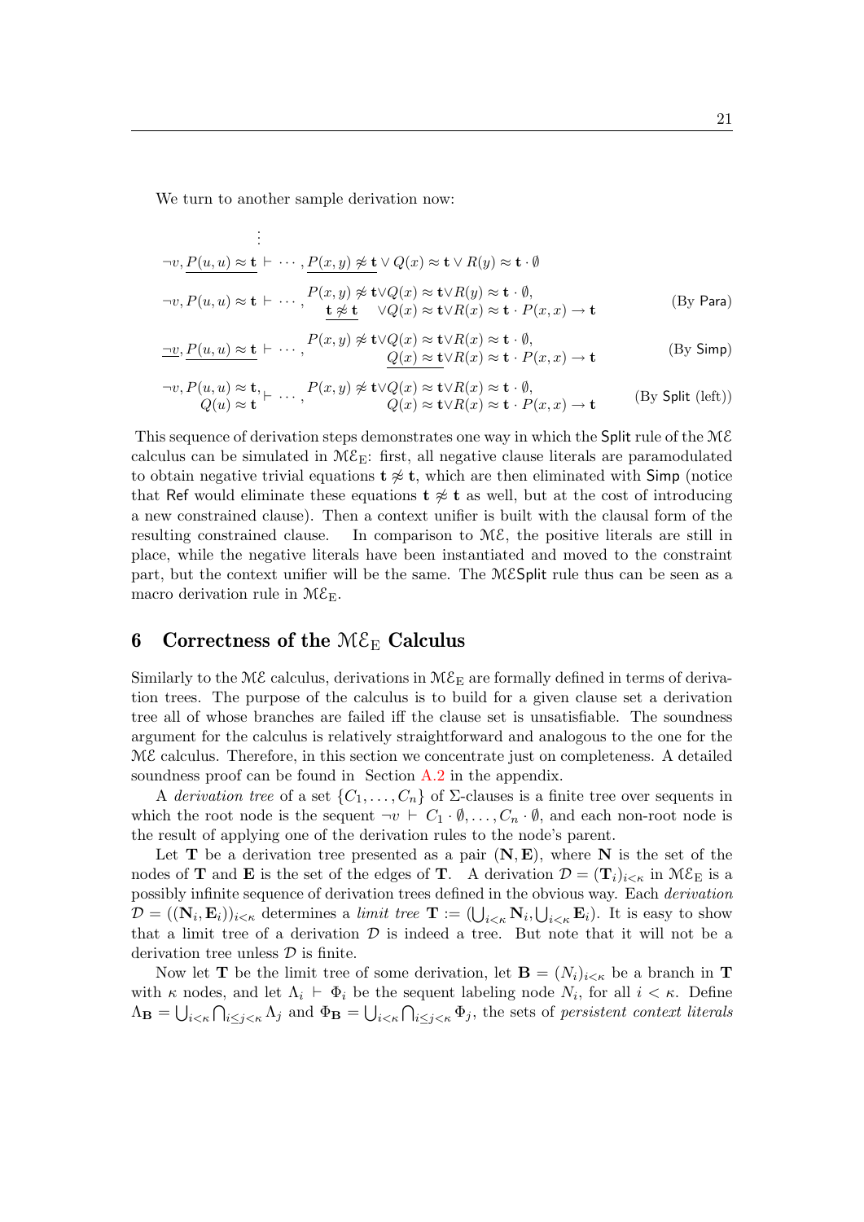We turn to another sample derivation now:

$$
\begin{array}{ll}
\qquad\vdots & \\
\neg v, \underline{P(u,u) \approx \mathbf{t}} \vdash \cdots, \underline{P(x,y) \not\approx \mathbf{t}} \vee Q(x) \approx \mathbf{t} \vee R(y) \approx \mathbf{t} \cdot \emptyset & \\
\neg v, P(u,u) \approx \mathbf{t} \vdash \cdots, \begin{array}{l} P(x,y) \not\approx \mathbf{t} \vee Q(x) \approx \mathbf{t} \vee R(y) \approx \mathbf{t} \cdot \emptyset, \\ \underline{\mathbf{t} \not\approx \mathbf{t}} \quad \vee Q(x) \approx \mathbf{t} \vee R(x) \approx \mathbf{t} \cdot P(x,x) \to \mathbf{t} \end{array} & \text{(By Para)} \\
\underline{\neg v}, \underline{P(u,u) \approx \mathbf{t}} \vdash \cdots, \begin{array}{l} P(x,y) \not\approx \mathbf{t} \vee Q(x) \approx \mathbf{t} \vee R(y) \approx \mathbf{t} \cdot \emptyset, \\ \qquad\qquad \underline{Q(x) \approx \mathbf{t}} \vee R(x) \approx \mathbf{t} \cdot P(x,x) \to \mathbf{t} \end{array} & \text{(By Simp)} \\
\begin{array}{l} \neg v, P(u,u) \approx \mathbf{t}, \\ \quad Q(u) \approx \mathbf{t} \end{array} \vdash \cdots, \begin{array}{l} P(x,y) \not\approx \mathbf{t} \vee Q(x) \approx \mathbf{t} \vee R(y) \approx \mathbf{t} \cdot \emptyset, \\ \qquad\qquad Q(x) \approx \mathbf{t} \vee R(x) \approx \mathbf{t} \cdot P(x,x) \to \mathbf{t} \end{array} & \text{(By Split (left))}
\end{array}
$$

This sequence of derivation steps demonstrates one way in which the Split rule of the $\mathcal{ME}$ calculus can be simulated in $\mathcal{ME}_{\mathrm{E}}$: first, all negative clause literals are paramodulated to obtain negative trivial equations $\mathbf{t} \not\approx \mathbf{t}$, which are then eliminated with Simp (notice that Ref would eliminate these equations $\mathbf{t} \not\approx \mathbf{t}$ as well, but at the cost of introducing a new constrained clause). Then a context unifier is built with the clausal form of the resulting constrained clause. In comparison to $\mathcal{ME}$, the positive literals are still in place, while the negative literals have been instantiated and moved to the constraint part, but the context unifier will be the same. The $\mathcal{ME}$Split rule thus can be seen as a macro derivation rule in $\mathcal{ME}_{\mathrm{E}}$.

## 6 Correctness of the $\mathcal{ME}_{\mathrm{E}}$ Calculus

Similarly to the $\mathcal{ME}$ calculus, derivations in $\mathcal{ME}_{\mathrm{E}}$ are formally defined in terms of derivation trees. The purpose of the calculus is to build for a given clause set a derivation tree all of whose branches are failed iff the clause set is unsatisfiable. The soundness argument for the calculus is relatively straightforward and analogous to the one for the $\mathcal{ME}$ calculus. Therefore, in this section we concentrate just on completeness. A detailed soundness proof can be found in Section A.2 in the appendix.

A *derivation tree* of a set $\{C_1, \ldots, C_n\}$ of $\Sigma$-clauses is a finite tree over sequents in which the root node is the sequent $\neg v \vdash C_1 \cdot \emptyset, \ldots, C_n \cdot \emptyset$, and each non-root node is the result of applying one of the derivation rules to the node's parent.

Let $\mathbf{T}$ be a derivation tree presented as a pair $(\mathbf{N}, \mathbf{E})$, where $\mathbf{N}$ is the set of the nodes of $\mathbf{T}$ and $\mathbf{E}$ is the set of the edges of $\mathbf{T}$. A derivation $\mathcal{D} = (\mathbf{T}_i)_{i<\kappa}$ in $\mathcal{ME}_{\mathrm{E}}$ is a possibly infinite sequence of derivation trees defined in the obvious way. Each *derivation* $\mathcal{D} = ((\mathbf{N}_i, \mathbf{E}_i))_{i<\kappa}$ determines a *limit tree* $\mathbf{T} := (\bigcup_{i<\kappa} \mathbf{N}_i, \bigcup_{i<\kappa} \mathbf{E}_i)$. It is easy to show that a limit tree of a derivation $\mathcal{D}$ is indeed a tree. But note that it will not be a derivation tree unless $\mathcal{D}$ is finite.

Now let $\mathbf{T}$ be the limit tree of some derivation, let $\mathbf{B} = (N_i)_{i<\kappa}$ be a branch in $\mathbf{T}$ with $\kappa$ nodes, and let $\Lambda_i \vdash \Phi_i$ be the sequent labeling node $N_i$, for all $i < \kappa$. Define $\Lambda_{\mathbf{B}} = \bigcup_{i<\kappa} \bigcap_{i \le j < \kappa} \Lambda_j$ and $\Phi_{\mathbf{B}} = \bigcup_{i<\kappa} \bigcap_{i \le j < \kappa} \Phi_j$, the sets of *persistent context literals*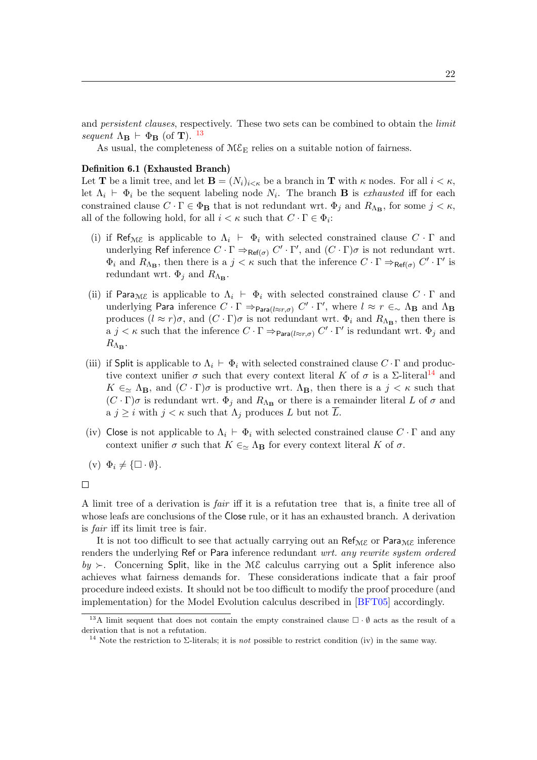and *persistent clauses*, respectively. These two sets can be combined to obtain the *limit sequent* $\Lambda_{\mathbf{B}} \vdash \Phi_{\mathbf{B}}$ (of $\mathbf{T}$). [13]

As usual, the completeness of $\mathcal{ME}_{\mathrm{E}}$ relies on a suitable notion of fairness.

**Definition 6.1 (Exhausted Branch)**
Let $\mathbf{T}$ be a limit tree, and let $\mathbf{B} = (N_i)_{i<\kappa}$ be a branch in $\mathbf{T}$ with $\kappa$ nodes. For all $i < \kappa$, let $\Lambda_i \vdash \Phi_i$ be the sequent labeling node $N_i$. The branch $\mathbf{B}$ is *exhausted* iff for each constrained clause $C \cdot \Gamma \in \Phi_{\mathbf{B}}$ that is not redundant wrt. $\Phi_j$ and $R_{\Lambda_{\mathbf{B}}}$, for some $j < \kappa$, all of the following hold, for all $i < \kappa$ such that $C \cdot \Gamma \in \Phi_i$:

(i) if $\mathsf{Ref}_{\mathcal{ME}}$ is applicable to $\Lambda_i \vdash \Phi_i$ with selected constrained clause $C \cdot \Gamma$ and underlying $\mathsf{Ref}$ inference $C \cdot \Gamma \Rightarrow_{\mathsf{Ref}(\sigma)} C' \cdot \Gamma'$, and $(C \cdot \Gamma)\sigma$ is not redundant wrt. $\Phi_i$ and $R_{\Lambda_{\mathbf{B}}}$, then there is a $j < \kappa$ such that the inference $C \cdot \Gamma \Rightarrow_{\mathsf{Ref}(\sigma)} C' \cdot \Gamma'$ is redundant wrt. $\Phi_j$ and $R_{\Lambda_{\mathbf{B}}}$.

(ii) if $\mathsf{Para}_{\mathcal{ME}}$ is applicable to $\Lambda_i \vdash \Phi_i$ with selected constrained clause $C \cdot \Gamma$ and underlying $\mathsf{Para}$ inference $C \cdot \Gamma \Rightarrow_{\mathsf{Para}(l \approx r, \sigma)} C' \cdot \Gamma'$, where $l \approx r \in_{\sim} \Lambda_{\mathbf{B}}$ and $\Lambda_{\mathbf{B}}$ produces $(l \approx r)\sigma$, and $(C \cdot \Gamma)\sigma$ is not redundant wrt. $\Phi_i$ and $R_{\Lambda_{\mathbf{B}}}$, then there is a $j < \kappa$ such that the inference $C \cdot \Gamma \Rightarrow_{\mathsf{Para}(l \approx r, \sigma)} C' \cdot \Gamma'$ is redundant wrt. $\Phi_j$ and $R_{\Lambda_{\mathbf{B}}}$.

(iii) if $\mathsf{Split}$ is applicable to $\Lambda_i \vdash \Phi_i$ with selected constrained clause $C \cdot \Gamma$ and productive context unifier $\sigma$ such that every context literal $K$ of $\sigma$ is a $\Sigma$-literal[14] and $K \in_{\simeq} \Lambda_{\mathbf{B}}$, and $(C \cdot \Gamma)\sigma$ is productive wrt. $\Lambda_{\mathbf{B}}$, then there is a $j < \kappa$ such that $(C \cdot \Gamma)\sigma$ is redundant wrt. $\Phi_j$ and $R_{\Lambda_{\mathbf{B}}}$ or there is a remainder literal $L$ of $\sigma$ and a $j \geq i$ with $j < \kappa$ such that $\Lambda_j$ produces $L$ but not $\overline{L}$.

(iv) $\mathsf{Close}$ is not applicable to $\Lambda_i \vdash \Phi_i$ with selected constrained clause $C \cdot \Gamma$ and any context unifier $\sigma$ such that $K \in_{\simeq} \Lambda_{\mathbf{B}}$ for every context literal $K$ of $\sigma$.

(v) $\Phi_i \neq \{\Box \cdot \emptyset\}$.

$\Box$

A limit tree of a derivation is *fair* iff it is a refutation tree that is, a finite tree all of whose leafs are conclusions of the $\mathsf{Close}$ rule, or it has an exhausted branch. A derivation is *fair* iff its limit tree is fair.

It is not too difficult to see that actually carrying out an $\mathsf{Ref}_{\mathcal{ME}}$ or $\mathsf{Para}_{\mathcal{ME}}$ inference renders the underlying $\mathsf{Ref}$ or $\mathsf{Para}$ inference redundant *wrt. any rewrite system ordered by* $\succ$. Concerning $\mathsf{Split}$, like in the $\mathcal{ME}$ calculus carrying out a $\mathsf{Split}$ inference also achieves what fairness demands for. These considerations indicate that a fair proof procedure indeed exists. It should not be too difficult to modify the proof procedure (and implementation) for the Model Evolution calculus described in [BFT05] accordingly.

[13] A limit sequent that does not contain the empty constrained clause $\Box \cdot \emptyset$ acts as the result of a derivation that is not a refutation.

[14] Note the restriction to $\Sigma$-literals; it is *not* possible to restrict condition (iv) in the same way.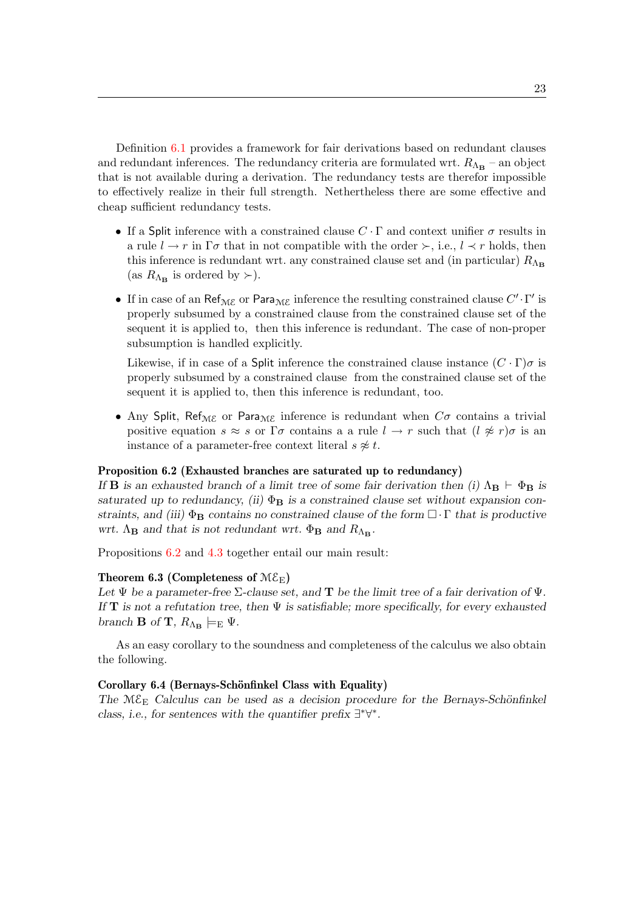Definition 6.1 provides a framework for fair derivations based on redundant clauses and redundant inferences. The redundancy criteria are formulated wrt. $R_{\Lambda_{\mathbf{B}}}$ – an object that is not available during a derivation. The redundancy tests are therefor impossible to effectively realize in their full strength. Nethertheless there are some effective and cheap sufficient redundancy tests.

- If a Split inference with a constrained clause $C \cdot \Gamma$ and context unifier $\sigma$ results in a rule $l \to r$ in $\Gamma\sigma$ that in not compatible with the order $\succ$, i.e., $l \prec r$ holds, then this inference is redundant wrt. any constrained clause set and (in particular) $R_{\Lambda_{\mathbf{B}}}$ (as $R_{\Lambda_{\mathbf{B}}}$ is ordered by $\succ$).
- If in case of an $\mathsf{Ref}_{\mathcal{ME}}$ or $\mathsf{Para}_{\mathcal{ME}}$ inference the resulting constrained clause $C' \cdot \Gamma'$ is properly subsumed by a constrained clause from the constrained clause set of the sequent it is applied to, then this inference is redundant. The case of non-proper subsumption is handled explicitly.

  Likewise, if in case of a Split inference the constrained clause instance $(C \cdot \Gamma)\sigma$ is properly subsumed by a constrained clause from the constrained clause set of the sequent it is applied to, then this inference is redundant, too.
- Any Split, $\mathsf{Ref}_{\mathcal{ME}}$ or $\mathsf{Para}_{\mathcal{ME}}$ inference is redundant when $C\sigma$ contains a trivial positive equation $s \approx s$ or $\Gamma\sigma$ contains a a rule $l \to r$ such that $(l \not\approx r)\sigma$ is an instance of a parameter-free context literal $s \not\approx t$.

**Proposition 6.2 (Exhausted branches are saturated up to redundancy)**
*If $\mathbf{B}$ is an exhausted branch of a limit tree of some fair derivation then (i) $\Lambda_{\mathbf{B}} \vdash \Phi_{\mathbf{B}}$ is saturated up to redundancy, (ii) $\Phi_{\mathbf{B}}$ is a constrained clause set without expansion constraints, and (iii) $\Phi_{\mathbf{B}}$ contains no constrained clause of the form $\square \cdot \Gamma$ that is productive wrt. $\Lambda_{\mathbf{B}}$ and that is not redundant wrt. $\Phi_{\mathbf{B}}$ and $R_{\Lambda_{\mathbf{B}}}$.*

Propositions 6.2 and 4.3 together entail our main result:

**Theorem 6.3 (Completeness of $\mathcal{ME}_{\mathrm{E}}$)**
*Let $\Psi$ be a parameter-free $\Sigma$-clause set, and $\mathbf{T}$ be the limit tree of a fair derivation of $\Psi$. If $\mathbf{T}$ is not a refutation tree, then $\Psi$ is satisfiable; more specifically, for every exhausted branch $\mathbf{B}$ of $\mathbf{T}$, $R_{\Lambda_{\mathbf{B}}} \models_{\mathrm{E}} \Psi$.*

As an easy corollary to the soundness and completeness of the calculus we also obtain the following.

**Corollary 6.4 (Bernays-Schönfinkel Class with Equality)**
*The $\mathcal{ME}_{\mathrm{E}}$ Calculus can be used as a decision procedure for the Bernays-Schönfinkel class, i.e., for sentences with the quantifier prefix $\exists^*\forall^*$.*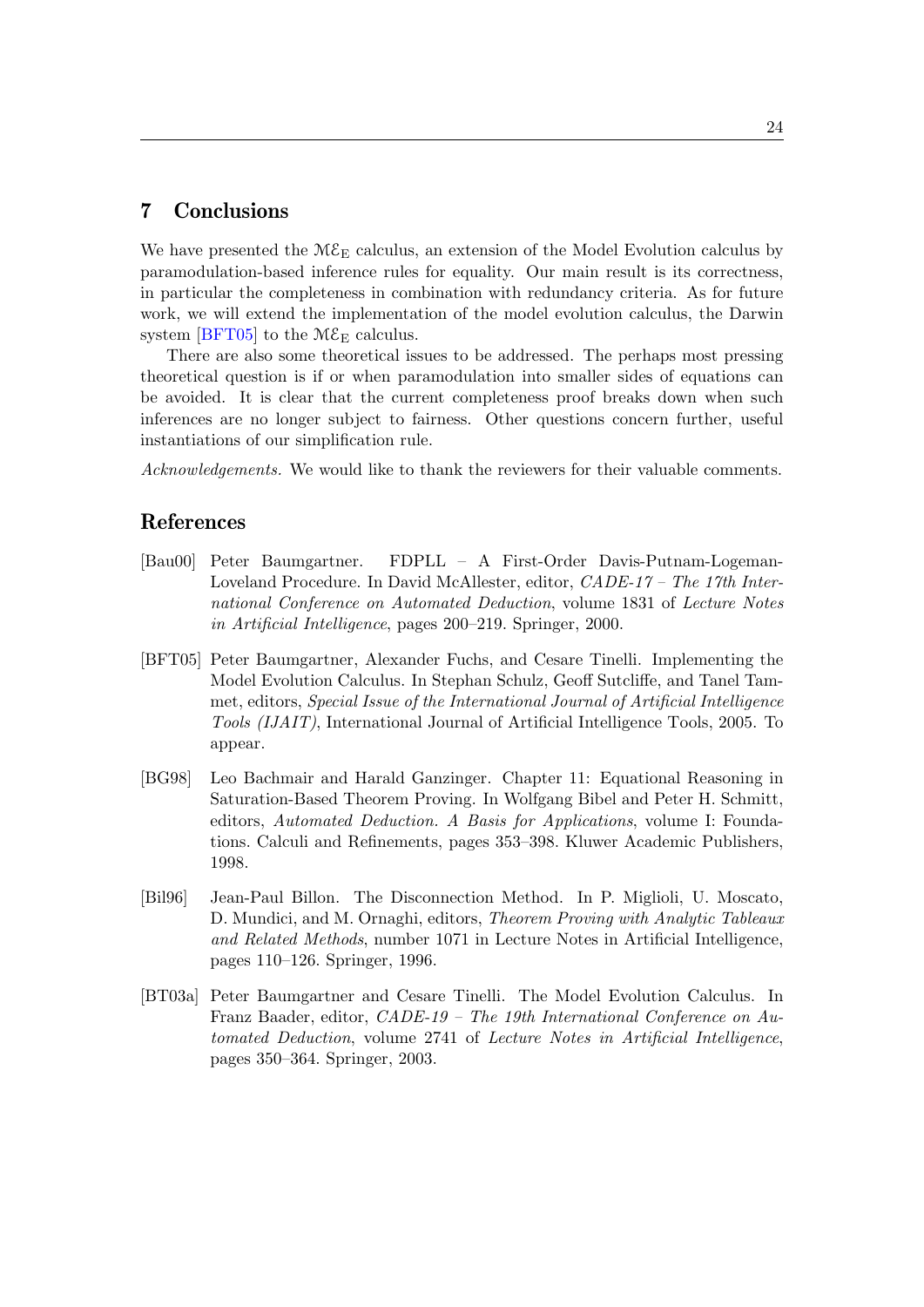## 7 Conclusions

We have presented the $\mathcal{ME}_\mathrm{E}$ calculus, an extension of the Model Evolution calculus by paramodulation-based inference rules for equality. Our main result is its correctness, in particular the completeness in combination with redundancy criteria. As for future work, we will extend the implementation of the model evolution calculus, the Darwin system [BFT05] to the $\mathcal{ME}_\mathrm{E}$ calculus.

There are also some theoretical issues to be addressed. The perhaps most pressing theoretical question is if or when paramodulation into smaller sides of equations can be avoided. It is clear that the current completeness proof breaks down when such inferences are no longer subject to fairness. Other questions concern further, useful instantiations of our simplification rule.

*Acknowledgements.* We would like to thank the reviewers for their valuable comments.

## References

[Bau00] Peter Baumgartner. FDPLL – A First-Order Davis-Putnam-Logeman-Loveland Procedure. In David McAllester, editor, *CADE-17 – The 17th International Conference on Automated Deduction*, volume 1831 of *Lecture Notes in Artificial Intelligence*, pages 200–219. Springer, 2000.

[BFT05] Peter Baumgartner, Alexander Fuchs, and Cesare Tinelli. Implementing the Model Evolution Calculus. In Stephan Schulz, Geoff Sutcliffe, and Tanel Tammet, editors, *Special Issue of the International Journal of Artificial Intelligence Tools (IJAIT)*, International Journal of Artificial Intelligence Tools, 2005. To appear.

[BG98] Leo Bachmair and Harald Ganzinger. Chapter 11: Equational Reasoning in Saturation-Based Theorem Proving. In Wolfgang Bibel and Peter H. Schmitt, editors, *Automated Deduction. A Basis for Applications*, volume I: Foundations. Calculi and Refinements, pages 353–398. Kluwer Academic Publishers, 1998.

[Bil96] Jean-Paul Billon. The Disconnection Method. In P. Miglioli, U. Moscato, D. Mundici, and M. Ornaghi, editors, *Theorem Proving with Analytic Tableaux and Related Methods*, number 1071 in Lecture Notes in Artificial Intelligence, pages 110–126. Springer, 1996.

[BT03a] Peter Baumgartner and Cesare Tinelli. The Model Evolution Calculus. In Franz Baader, editor, *CADE-19 – The 19th International Conference on Automated Deduction*, volume 2741 of *Lecture Notes in Artificial Intelligence*, pages 350–364. Springer, 2003.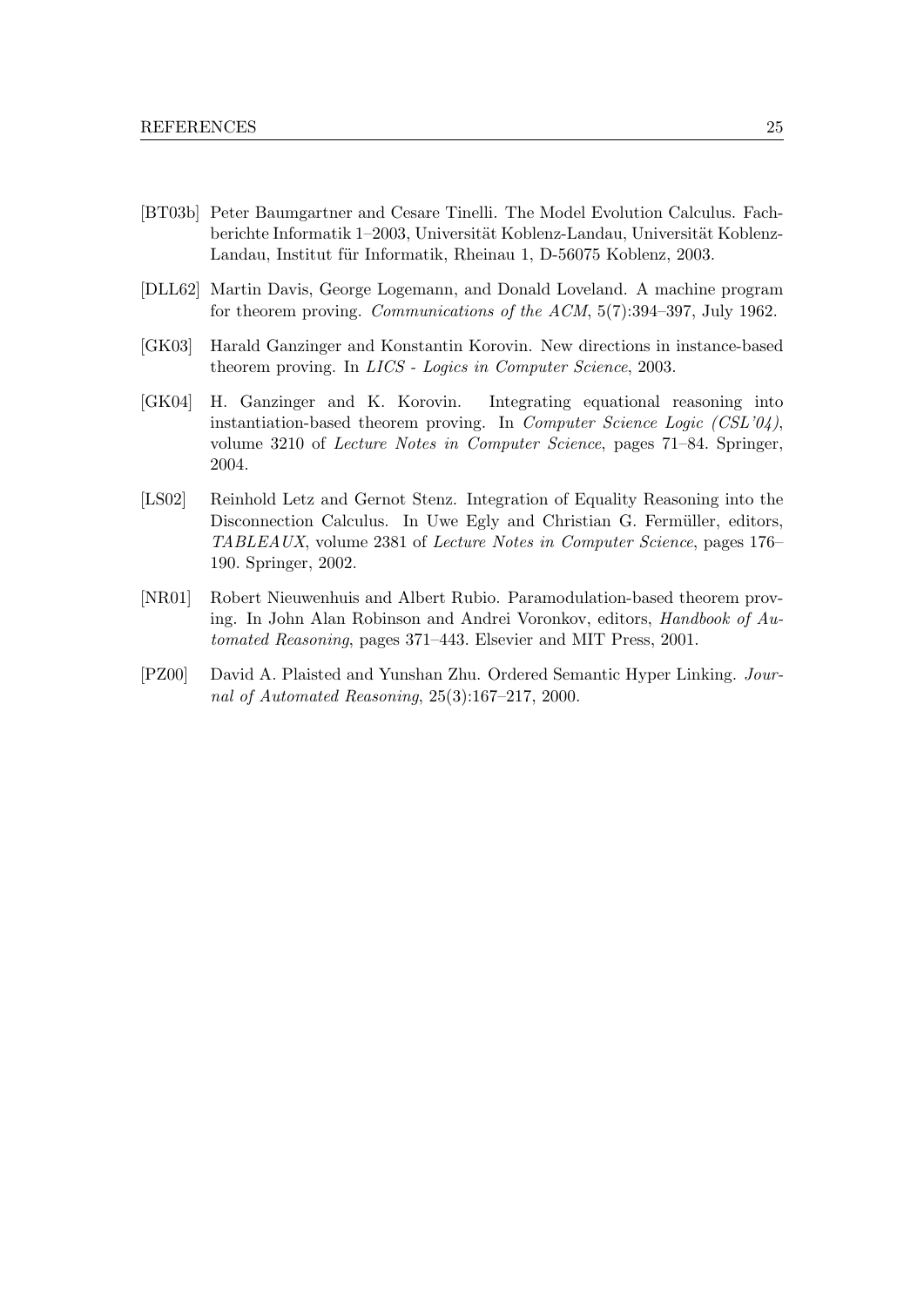[BT03b] Peter Baumgartner and Cesare Tinelli. The Model Evolution Calculus. Fachberichte Informatik 1–2003, Universität Koblenz-Landau, Universität Koblenz-Landau, Institut für Informatik, Rheinau 1, D-56075 Koblenz, 2003.

[DLL62] Martin Davis, George Logemann, and Donald Loveland. A machine program for theorem proving. *Communications of the ACM*, 5(7):394–397, July 1962.

[GK03] Harald Ganzinger and Konstantin Korovin. New directions in instance-based theorem proving. In *LICS - Logics in Computer Science*, 2003.

[GK04] H. Ganzinger and K. Korovin. Integrating equational reasoning into instantiation-based theorem proving. In *Computer Science Logic (CSL'04)*, volume 3210 of *Lecture Notes in Computer Science*, pages 71–84. Springer, 2004.

[LS02] Reinhold Letz and Gernot Stenz. Integration of Equality Reasoning into the Disconnection Calculus. In Uwe Egly and Christian G. Fermüller, editors, *TABLEAUX*, volume 2381 of *Lecture Notes in Computer Science*, pages 176–190. Springer, 2002.

[NR01] Robert Nieuwenhuis and Albert Rubio. Paramodulation-based theorem proving. In John Alan Robinson and Andrei Voronkov, editors, *Handbook of Automated Reasoning*, pages 371–443. Elsevier and MIT Press, 2001.

[PZ00] David A. Plaisted and Yunshan Zhu. Ordered Semantic Hyper Linking. *Journal of Automated Reasoning*, 25(3):167–217, 2000.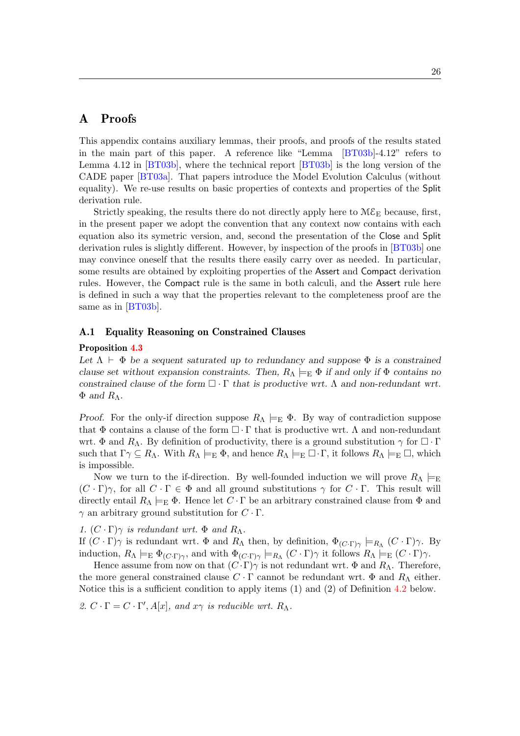# A Proofs

This appendix contains auxiliary lemmas, their proofs, and proofs of the results stated in the main part of this paper. A reference like "Lemma [BT03b]-4.12" refers to Lemma 4.12 in [BT03b], where the technical report [BT03b] is the long version of the CADE paper [BT03a]. That papers introduce the Model Evolution Calculus (without equality). We re-use results on basic properties of contexts and properties of the Split derivation rule.

Strictly speaking, the results there do not directly apply here to $\mathcal{ME}_{\mathrm{E}}$ because, first, in the present paper we adopt the convention that any context now contains with each equation also its symetric version, and, second the presentation of the Close and Split derivation rules is slightly different. However, by inspection of the proofs in [BT03b] one may convince oneself that the results there easily carry over as needed. In particular, some results are obtained by exploiting properties of the Assert and Compact derivation rules. However, the Compact rule is the same in both calculi, and the Assert rule here is defined in such a way that the properties relevant to the completeness proof are the same as in [BT03b].

## A.1 Equality Reasoning on Constrained Clauses

**Proposition 4.3**
*Let $\Lambda \vdash \Phi$ be a sequent saturated up to redundancy and suppose $\Phi$ is a constrained clause set without expansion constraints. Then, $R_\Lambda \models_{\mathrm{E}} \Phi$ if and only if $\Phi$ contains no constrained clause of the form $\square \cdot \Gamma$ that is productive wrt. $\Lambda$ and non-redundant wrt. $\Phi$ and $R_\Lambda$.*

*Proof.* For the only-if direction suppose $R_\Lambda \models_{\mathrm{E}} \Phi$. By way of contradiction suppose that $\Phi$ contains a clause of the form $\square \cdot \Gamma$ that is productive wrt. $\Lambda$ and non-redundant wrt. $\Phi$ and $R_\Lambda$. By definition of productivity, there is a ground substitution $\gamma$ for $\square \cdot \Gamma$ such that $\Gamma\gamma \subseteq R_\Lambda$. With $R_\Lambda \models_{\mathrm{E}} \Phi$, and hence $R_\Lambda \models_{\mathrm{E}} \square \cdot \Gamma$, it follows $R_\Lambda \models_{\mathrm{E}} \square$, which is impossible.

Now we turn to the if-direction. By well-founded induction we will prove $R_\Lambda \models_{\mathrm{E}} (C \cdot \Gamma)\gamma$, for all $C \cdot \Gamma \in \Phi$ and all ground substitutions $\gamma$ for $C \cdot \Gamma$. This result will directly entail $R_\Lambda \models_{\mathrm{E}} \Phi$. Hence let $C \cdot \Gamma$ be an arbitrary constrained clause from $\Phi$ and $\gamma$ an arbitrary ground substitution for $C \cdot \Gamma$.

*1. $(C \cdot \Gamma)\gamma$ is redundant wrt. $\Phi$ and $R_\Lambda$.*
If $(C \cdot \Gamma)\gamma$ is redundant wrt. $\Phi$ and $R_\Lambda$ then, by definition, $\Phi_{(C \cdot \Gamma)\gamma} \models_{R_\Lambda} (C \cdot \Gamma)\gamma$. By induction, $R_\Lambda \models_{\mathrm{E}} \Phi_{(C \cdot \Gamma)\gamma}$, and with $\Phi_{(C \cdot \Gamma)\gamma} \models_{R_\Lambda} (C \cdot \Gamma)\gamma$ it follows $R_\Lambda \models_{\mathrm{E}} (C \cdot \Gamma)\gamma$.

Hence assume from now on that $(C \cdot \Gamma)\gamma$ is not redundant wrt. $\Phi$ and $R_\Lambda$. Therefore, the more general constrained clause $C \cdot \Gamma$ cannot be redundant wrt. $\Phi$ and $R_\Lambda$ either. Notice this is a sufficient condition to apply items (1) and (2) of Definition 4.2 below.

*2. $C \cdot \Gamma = C \cdot \Gamma', A[x]$, and $x\gamma$ is reducible wrt. $R_\Lambda$.*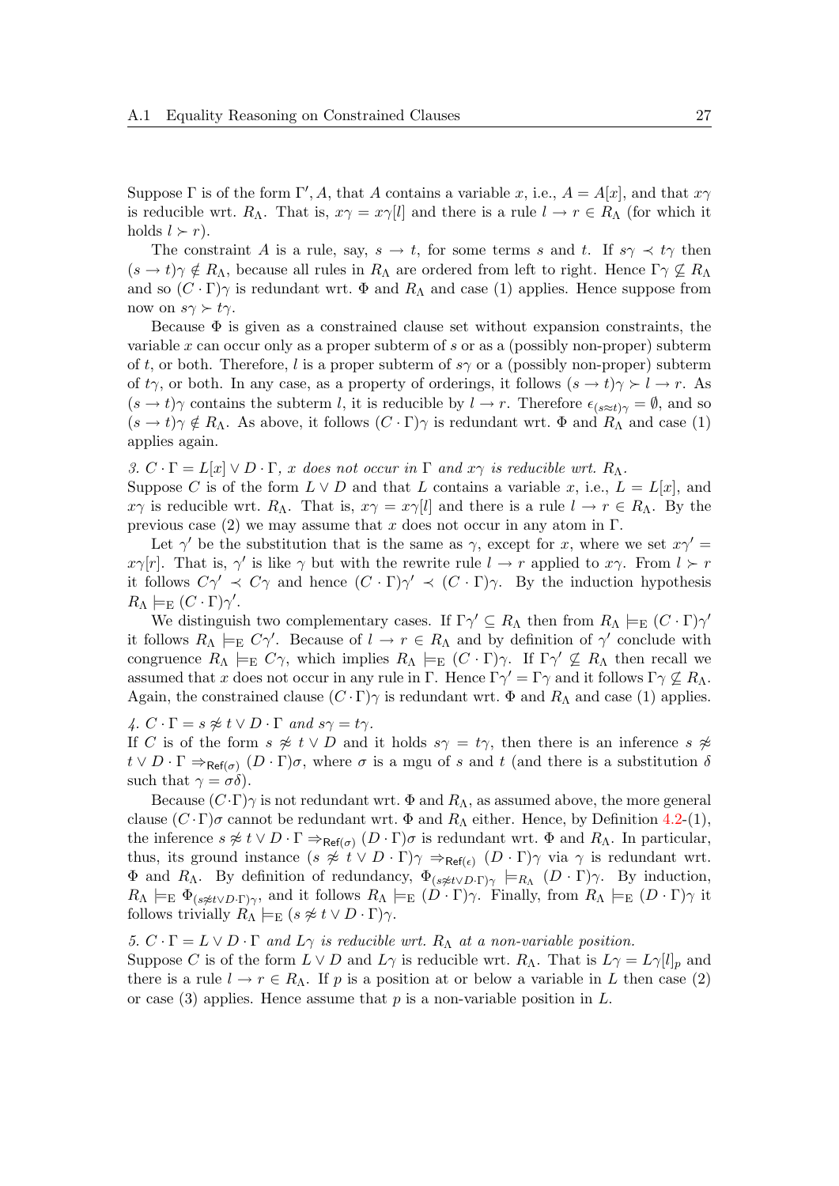Suppose $\Gamma$ is of the form $\Gamma', A$, that $A$ contains a variable $x$, i.e., $A = A[x]$, and that $x\gamma$ is reducible wrt. $R_\Lambda$. That is, $x\gamma = x\gamma[l]$ and there is a rule $l \to r \in R_\Lambda$ (for which it holds $l \succ r$).

The constraint $A$ is a rule, say, $s \to t$, for some terms $s$ and $t$. If $s\gamma \prec t\gamma$ then $(s \to t)\gamma \notin R_\Lambda$, because all rules in $R_\Lambda$ are ordered from left to right. Hence $\Gamma\gamma \not\subseteq R_\Lambda$ and so $(C \cdot \Gamma)\gamma$ is redundant wrt. $\Phi$ and $R_\Lambda$ and case (1) applies. Hence suppose from now on $s\gamma \succ t\gamma$.

Because $\Phi$ is given as a constrained clause set without expansion constraints, the variable $x$ can occur only as a proper subterm of $s$ or as a (possibly non-proper) subterm of $t$, or both. Therefore, $l$ is a proper subterm of $s\gamma$ or a (possibly non-proper) subterm of $t\gamma$, or both. In any case, as a property of orderings, it follows $(s \to t)\gamma \succ l \to r$. As $(s \to t)\gamma$ contains the subterm $l$, it is reducible by $l \to r$. Therefore $\epsilon_{(s \approx t)_\gamma} = \emptyset$, and so $(s \to t)\gamma \notin R_\Lambda$. As above, it follows $(C \cdot \Gamma)\gamma$ is redundant wrt. $\Phi$ and $R_\Lambda$ and case (1) applies again.

*3. $C \cdot \Gamma = L[x] \vee D \cdot \Gamma$, $x$ does not occur in $\Gamma$ and $x\gamma$ is reducible wrt. $R_\Lambda$.*
Suppose $C$ is of the form $L \vee D$ and that $L$ contains a variable $x$, i.e., $L = L[x]$, and $x\gamma$ is reducible wrt. $R_\Lambda$. That is, $x\gamma = x\gamma[l]$ and there is a rule $l \to r \in R_\Lambda$. By the previous case (2) we may assume that $x$ does not occur in any atom in $\Gamma$.

Let $\gamma'$ be the substitution that is the same as $\gamma$, except for $x$, where we set $x\gamma' = x\gamma[r]$. That is, $\gamma'$ is like $\gamma$ but with the rewrite rule $l \to r$ applied to $x\gamma$. From $l \succ r$ it follows $C\gamma' \prec C\gamma$ and hence $(C \cdot \Gamma)\gamma' \prec (C \cdot \Gamma)\gamma$. By the induction hypothesis $R_\Lambda \models_{\mathrm{E}} (C \cdot \Gamma)\gamma'$.

We distinguish two complementary cases. If $\Gamma\gamma' \subseteq R_\Lambda$ then from $R_\Lambda \models_{\mathrm{E}} (C \cdot \Gamma)\gamma'$ it follows $R_\Lambda \models_{\mathrm{E}} C\gamma'$. Because of $l \to r \in R_\Lambda$ and by definition of $\gamma'$ conclude with congruence $R_\Lambda \models_{\mathrm{E}} C\gamma$, which implies $R_\Lambda \models_{\mathrm{E}} (C \cdot \Gamma)\gamma$. If $\Gamma\gamma' \not\subseteq R_\Lambda$ then recall we assumed that $x$ does not occur in any rule in $\Gamma$. Hence $\Gamma\gamma' = \Gamma\gamma$ and it follows $\Gamma\gamma \not\subseteq R_\Lambda$. Again, the constrained clause $(C \cdot \Gamma)\gamma$ is redundant wrt. $\Phi$ and $R_\Lambda$ and case (1) applies.

*4. $C \cdot \Gamma = s \not\approx t \vee D \cdot \Gamma$ and $s\gamma = t\gamma$.*
If $C$ is of the form $s \not\approx t \vee D$ and it holds $s\gamma = t\gamma$, then there is an inference $s \not\approx t \vee D \cdot \Gamma \Rightarrow_{\mathsf{Ref}(\sigma)} (D \cdot \Gamma)\sigma$, where $\sigma$ is a mgu of $s$ and $t$ (and there is a substitution $\delta$ such that $\gamma = \sigma\delta$).

Because $(C \cdot \Gamma)\gamma$ is not redundant wrt. $\Phi$ and $R_\Lambda$, as assumed above, the more general clause $(C \cdot \Gamma)\sigma$ cannot be redundant wrt. $\Phi$ and $R_\Lambda$ either. Hence, by Definition 4.2-(1), the inference $s \not\approx t \vee D \cdot \Gamma \Rightarrow_{\mathsf{Ref}(\sigma)} (D \cdot \Gamma)\sigma$ is redundant wrt. $\Phi$ and $R_\Lambda$. In particular, thus, its ground instance $(s \not\approx t \vee D \cdot \Gamma)\gamma \Rightarrow_{\mathsf{Ref}(\epsilon)} (D \cdot \Gamma)\gamma$ via $\gamma$ is redundant wrt. $\Phi$ and $R_\Lambda$. By definition of redundancy, $\Phi_{(s \not\approx t \vee D \cdot \Gamma)\gamma} \models_{R_\Lambda} (D \cdot \Gamma)\gamma$. By induction, $R_\Lambda \models_{\mathrm{E}} \Phi_{(s \not\approx t \vee D \cdot \Gamma)\gamma}$, and it follows $R_\Lambda \models_{\mathrm{E}} (D \cdot \Gamma)\gamma$. Finally, from $R_\Lambda \models_{\mathrm{E}} (D \cdot \Gamma)\gamma$ it follows trivially $R_\Lambda \models_{\mathrm{E}} (s \not\approx t \vee D \cdot \Gamma)\gamma$.

*5. $C \cdot \Gamma = L \vee D \cdot \Gamma$ and $L\gamma$ is reducible wrt. $R_\Lambda$ at a non-variable position.*
Suppose $C$ is of the form $L \vee D$ and $L\gamma$ is reducible wrt. $R_\Lambda$. That is $L\gamma = L\gamma[l]_p$ and there is a rule $l \to r \in R_\Lambda$. If $p$ is a position at or below a variable in $L$ then case (2) or case (3) applies. Hence assume that $p$ is a non-variable position in $L$.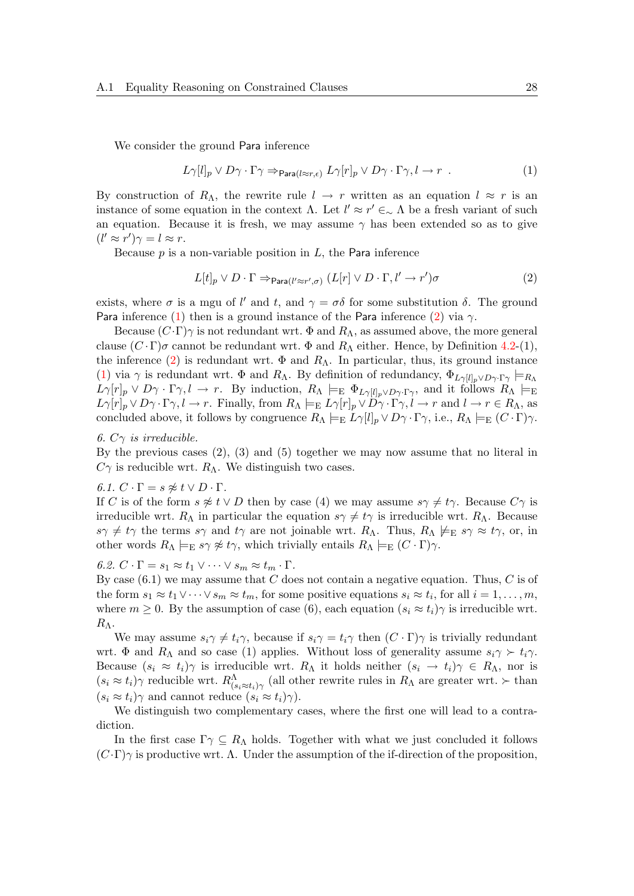We consider the ground $\mathsf{Para}$ inference

$$L\gamma[l]_p \vee D\gamma \cdot \Gamma\gamma \Rightarrow_{\mathsf{Para}(l\approx r,\epsilon)} L\gamma[r]_p \vee D\gamma \cdot \Gamma\gamma, l \to r \ . \tag{1}$$

By construction of $R_\Lambda$, the rewrite rule $l \to r$ written as an equation $l \approx r$ is an instance of some equation in the context $\Lambda$. Let $l' \approx r' \in_\sim \Lambda$ be a fresh variant of such an equation. Because it is fresh, we may assume $\gamma$ has been extended so as to give $(l' \approx r')\gamma = l \approx r$.

Because $p$ is a non-variable position in $L$, the $\mathsf{Para}$ inference

$$L[t]_p \vee D \cdot \Gamma \Rightarrow_{\mathsf{Para}(l'\approx r',\sigma)} (L[r] \vee D \cdot \Gamma, l' \to r')\sigma \tag{2}$$

exists, where $\sigma$ is a mgu of $l'$ and $t$, and $\gamma = \sigma\delta$ for some substitution $\delta$. The ground $\mathsf{Para}$ inference (1) then is a ground instance of the $\mathsf{Para}$ inference (2) via $\gamma$.

Because $(C\cdot\Gamma)\gamma$ is not redundant wrt. $\Phi$ and $R_\Lambda$, as assumed above, the more general clause $(C\cdot\Gamma)\sigma$ cannot be redundant wrt. $\Phi$ and $R_\Lambda$ either. Hence, by Definition 4.2-(1), the inference (2) is redundant wrt. $\Phi$ and $R_\Lambda$. In particular, thus, its ground instance (1) via $\gamma$ is redundant wrt. $\Phi$ and $R_\Lambda$. By definition of redundancy, $\Phi_{L\gamma[l]_p\vee D\gamma\cdot\Gamma\gamma} \models_{R_\Lambda} L\gamma[r]_p \vee D\gamma \cdot \Gamma\gamma, l \to r$. By induction, $R_\Lambda \models_{\mathrm{E}} \Phi_{L\gamma[l]_p\vee D\gamma\cdot\Gamma\gamma}$, and it follows $R_\Lambda \models_{\mathrm{E}} L\gamma[r]_p \vee D\gamma\cdot\Gamma\gamma, l \to r$. Finally, from $R_\Lambda \models_{\mathrm{E}} L\gamma[r]_p \vee D\gamma\cdot\Gamma\gamma, l \to r$ and $l \to r \in R_\Lambda$, as concluded above, it follows by congruence $R_\Lambda \models_{\mathrm{E}} L\gamma[l]_p \vee D\gamma\cdot\Gamma\gamma$, i.e., $R_\Lambda \models_{\mathrm{E}} (C\cdot\Gamma)\gamma$.

*6. $C\gamma$ is irreducible.*
By the previous cases (2), (3) and (5) together we may now assume that no literal in $C\gamma$ is reducible wrt. $R_\Lambda$. We distinguish two cases.

*6.1. $C\cdot\Gamma = s \not\approx t \vee D \cdot \Gamma$.*
If $C$ is of the form $s \not\approx t \vee D$ then by case (4) we may assume $s\gamma \neq t\gamma$. Because $C\gamma$ is irreducible wrt. $R_\Lambda$ in particular the equation $s\gamma \neq t\gamma$ is irreducible wrt. $R_\Lambda$. Because $s\gamma \neq t\gamma$ the terms $s\gamma$ and $t\gamma$ are not joinable wrt. $R_\Lambda$. Thus, $R_\Lambda \not\models_{\mathrm{E}} s\gamma \approx t\gamma$, or, in other words $R_\Lambda \models_{\mathrm{E}} s\gamma \not\approx t\gamma$, which trivially entails $R_\Lambda \models_{\mathrm{E}} (C\cdot\Gamma)\gamma$.

*6.2. $C\cdot\Gamma = s_1 \approx t_1 \vee \cdots \vee s_m \approx t_m \cdot \Gamma$.*
By case (6.1) we may assume that $C$ does not contain a negative equation. Thus, $C$ is of the form $s_1 \approx t_1 \vee \cdots \vee s_m \approx t_m$, for some positive equations $s_i \approx t_i$, for all $i = 1, \ldots, m$, where $m \geq 0$. By the assumption of case (6), each equation $(s_i \approx t_i)\gamma$ is irreducible wrt. $R_\Lambda$.

We may assume $s_i\gamma \neq t_i\gamma$, because if $s_i\gamma = t_i\gamma$ then $(C\cdot\Gamma)\gamma$ is trivially redundant wrt. $\Phi$ and $R_\Lambda$ and so case (1) applies. Without loss of generality assume $s_i\gamma \succ t_i\gamma$. Because $(s_i \approx t_i)\gamma$ is irreducible wrt. $R_\Lambda$ it holds neither $(s_i \to t_i)\gamma \in R_\Lambda$, nor is $(s_i \approx t_i)\gamma$ reducible wrt. $R^\Lambda_{(s_i\approx t_i)\gamma}$ (all other rewrite rules in $R_\Lambda$ are greater wrt. $\succ$ than $(s_i \approx t_i)\gamma$ and cannot reduce $(s_i \approx t_i)\gamma$).

We distinguish two complementary cases, where the first one will lead to a contradiction.

In the first case $\Gamma\gamma \subseteq R_\Lambda$ holds. Together with what we just concluded it follows $(C\cdot\Gamma)\gamma$ is productive wrt. $\Lambda$. Under the assumption of the if-direction of the proposition,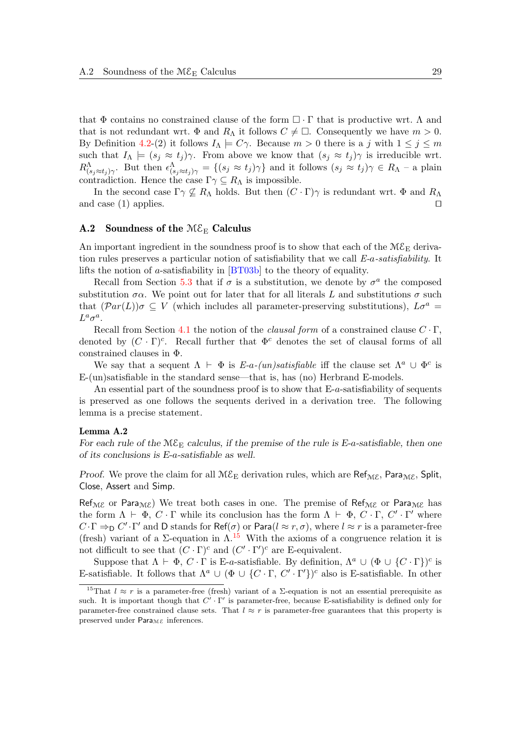that $\Phi$ contains no constrained clause of the form $\Box \cdot \Gamma$ that is productive wrt. $\Lambda$ and that is not redundant wrt. $\Phi$ and $R_\Lambda$ it follows $C \neq \Box$. Consequently we have $m > 0$. By Definition 4.2-(2) it follows $I_\Lambda \models C\gamma$. Because $m > 0$ there is a $j$ with $1 \leq j \leq m$ such that $I_\Lambda \models (s_j \approx t_j)\gamma$. From above we know that $(s_j \approx t_j)\gamma$ is irreducible wrt. $R^\Lambda_{(s_j \approx t_j)\gamma}$. But then $\epsilon^\Lambda_{(s_j \approx t_j)\gamma} = \{(s_j \approx t_j)\gamma\}$ and it follows $(s_j \approx t_j)\gamma \in R_\Lambda$ – a plain contradiction. Hence the case $\Gamma\gamma \subseteq R_\Lambda$ is impossible.

In the second case $\Gamma\gamma \not\subseteq R_\Lambda$ holds. But then $(C \cdot \Gamma)\gamma$ is redundant wrt. $\Phi$ and $R_\Lambda$ and case (1) applies. ◻

## A.2 Soundness of the $\mathcal{ME}_\text{E}$ Calculus

An important ingredient in the soundness proof is to show that each of the $\mathcal{ME}_\text{E}$ derivation rules preserves a particular notion of satisfiability that we call *E-a-satisfiability*. It lifts the notion of $a$-satisfiability in [BT03b] to the theory of equality.

Recall from Section 5.3 that if $\sigma$ is a substitution, we denote by $\sigma^a$ the composed substitution $\sigma\alpha$. We point out for later that for all literals $L$ and substitutions $\sigma$ such that $(\mathcal{P}ar(L))\sigma \subseteq V$ (which includes all parameter-preserving substitutions), $L\sigma^a = L^a\sigma^a$.

Recall from Section 4.1 the notion of the *clausal form* of a constrained clause $C \cdot \Gamma$, denoted by $(C \cdot \Gamma)^c$. Recall further that $\Phi^c$ denotes the set of clausal forms of all constrained clauses in $\Phi$.

We say that a sequent $\Lambda \vdash \Phi$ is *E-a-(un)satisfiable* iff the clause set $\Lambda^a \cup \Phi^c$ is E-(un)satisfiable in the standard sense—that is, has (no) Herbrand E-models.

An essential part of the soundness proof is to show that E-$a$-satisfiability of sequents is preserved as one follows the sequents derived in a derivation tree. The following lemma is a precise statement.

**Lemma A.2**

*For each rule of the $\mathcal{ME}_\text{E}$ calculus, if the premise of the rule is E-a-satisfiable, then one of its conclusions is E-a-satisfiable as well.*

*Proof.* We prove the claim for all $\mathcal{ME}_\text{E}$ derivation rules, which are $\mathsf{Ref}_{\mathcal{ME}}$, $\mathsf{Para}_{\mathcal{ME}}$, $\mathsf{Split}$, $\mathsf{Close}$, $\mathsf{Assert}$ and $\mathsf{Simp}$.

$\mathsf{Ref}_{\mathcal{ME}}$ or $\mathsf{Para}_{\mathcal{ME}}$) We treat both cases in one. The premise of $\mathsf{Ref}_{\mathcal{ME}}$ or $\mathsf{Para}_{\mathcal{ME}}$ has the form $\Lambda \vdash \Phi,\ C \cdot \Gamma$ while its conclusion has the form $\Lambda \vdash \Phi,\ C \cdot \Gamma,\ C' \cdot \Gamma'$ where $C \cdot \Gamma \Rightarrow_\mathsf{D} C' \cdot \Gamma'$ and $\mathsf{D}$ stands for $\mathsf{Ref}(\sigma)$ or $\mathsf{Para}(l \approx r, \sigma)$, where $l \approx r$ is a parameter-free (fresh) variant of a $\Sigma$-equation in $\Lambda$.[15] With the axioms of a congruence relation it is not difficult to see that $(C \cdot \Gamma)^c$ and $(C' \cdot \Gamma')^c$ are E-equivalent.

Suppose that $\Lambda \vdash \Phi,\ C \cdot \Gamma$ is E-$a$-satisfiable. By definition, $\Lambda^a \cup (\Phi \cup \{C \cdot \Gamma\})^c$ is E-satisfiable. It follows that $\Lambda^a \cup (\Phi \cup \{C \cdot \Gamma,\ C' \cdot \Gamma'\})^c$ also is E-satisfiable. In other

[15] That $l \approx r$ is a parameter-free (fresh) variant of a $\Sigma$-equation is not an essential prerequisite as such. It is important though that $C' \cdot \Gamma'$ is parameter-free, because E-satisfiability is defined only for parameter-free constrained clause sets. That $l \approx r$ is parameter-free guarantees that this property is preserved under $\mathsf{Para}_{\mathcal{ME}}$ inferences.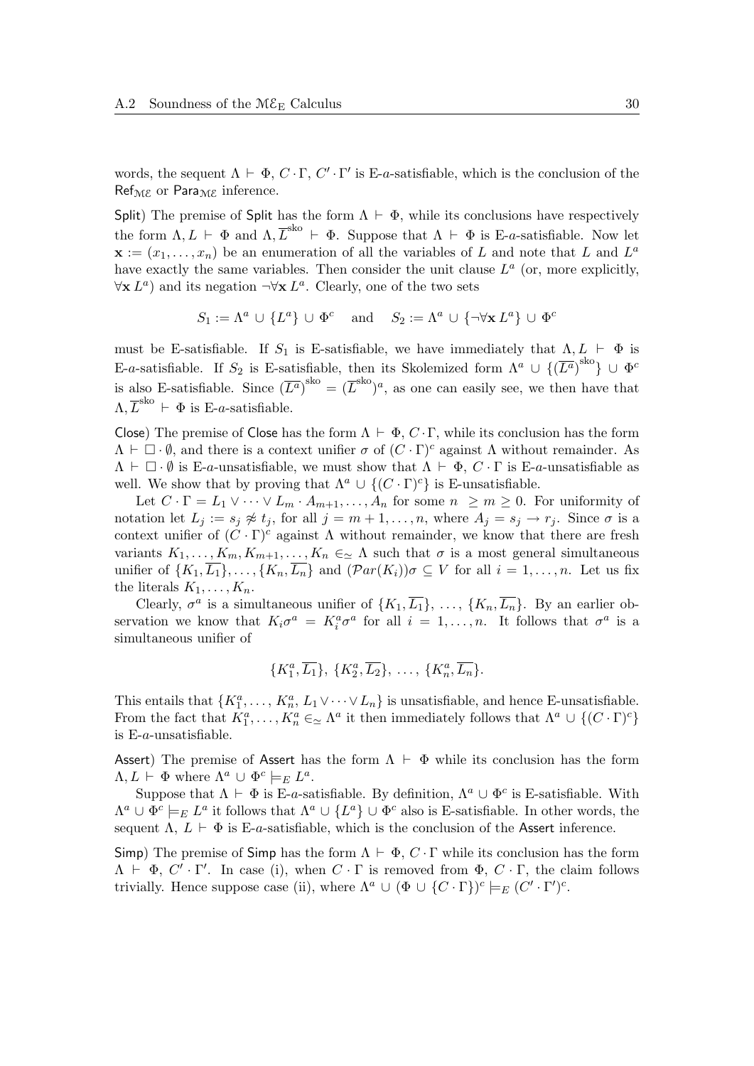words, the sequent $\Lambda \vdash \Phi, C \cdot \Gamma, C' \cdot \Gamma'$ is E-$a$-satisfiable, which is the conclusion of the $\mathsf{Ref}_{\mathcal{ME}}$ or $\mathsf{Para}_{\mathcal{ME}}$ inference.

Split) The premise of Split has the form $\Lambda \vdash \Phi$, while its conclusions have respectively the form $\Lambda, L \vdash \Phi$ and $\Lambda, \overline{L}^{\text{sko}} \vdash \Phi$. Suppose that $\Lambda \vdash \Phi$ is E-$a$-satisfiable. Now let $\mathbf{x} := (x_1, \ldots, x_n)$ be an enumeration of all the variables of $L$ and note that $L$ and $L^a$ have exactly the same variables. Then consider the unit clause $L^a$ (or, more explicitly, $\forall \mathbf{x}\, L^a$) and its negation $\neg\forall \mathbf{x}\, L^a$. Clearly, one of the two sets

$$S_1 := \Lambda^a \cup \{L^a\} \cup \Phi^c \quad \text{and} \quad S_2 := \Lambda^a \cup \{\neg\forall \mathbf{x}\, L^a\} \cup \Phi^c$$

must be E-satisfiable. If $S_1$ is E-satisfiable, we have immediately that $\Lambda, L \vdash \Phi$ is E-$a$-satisfiable. If $S_2$ is E-satisfiable, then its Skolemized form $\Lambda^a \cup \{(\overline{L^a})^{\text{sko}}\} \cup \Phi^c$ is also E-satisfiable. Since $(\overline{L^a})^{\text{sko}} = (\overline{L}^{\text{sko}})^a$, as one can easily see, we then have that $\Lambda, \overline{L}^{\text{sko}} \vdash \Phi$ is E-$a$-satisfiable.

Close) The premise of Close has the form $\Lambda \vdash \Phi, C \cdot \Gamma$, while its conclusion has the form $\Lambda \vdash \Box \cdot \emptyset$, and there is a context unifier $\sigma$ of $(C \cdot \Gamma)^c$ against $\Lambda$ without remainder. As $\Lambda \vdash \Box \cdot \emptyset$ is E-$a$-unsatisfiable, we must show that $\Lambda \vdash \Phi, C \cdot \Gamma$ is E-$a$-unsatisfiable as well. We show that by proving that $\Lambda^a \cup \{(C \cdot \Gamma)^c\}$ is E-unsatisfiable.

Let $C \cdot \Gamma = L_1 \vee \cdots \vee L_m \cdot A_{m+1}, \ldots, A_n$ for some $n \geq m \geq 0$. For uniformity of notation let $L_j := s_j \not\approx t_j$, for all $j = m+1, \ldots, n$, where $A_j = s_j \to r_j$. Since $\sigma$ is a context unifier of $(C \cdot \Gamma)^c$ against $\Lambda$ without remainder, we know that there are fresh variants $K_1, \ldots, K_m, K_{m+1}, \ldots, K_n \in_{\simeq} \Lambda$ such that $\sigma$ is a most general simultaneous unifier of $\{K_1, \overline{L_1}\}, \ldots, \{K_n, \overline{L_n}\}$ and $(\mathcal{P}ar(K_i))\sigma \subseteq V$ for all $i = 1, \ldots, n$. Let us fix the literals $K_1, \ldots, K_n$.

Clearly, $\sigma^a$ is a simultaneous unifier of $\{K_1, \overline{L_1}\}, \ldots, \{K_n, \overline{L_n}\}$. By an earlier observation we know that $K_i\sigma^a = K_i^a\sigma^a$ for all $i = 1, \ldots, n$. It follows that $\sigma^a$ is a simultaneous unifier of

$$\{K_1^a, \overline{L_1}\}, \{K_2^a, \overline{L_2}\}, \ldots, \{K_n^a, \overline{L_n}\}.$$

This entails that $\{K_1^a, \ldots, K_n^a, L_1 \vee \cdots \vee L_n\}$ is unsatisfiable, and hence E-unsatisfiable. From the fact that $K_1^a, \ldots, K_n^a \in_{\simeq} \Lambda^a$ it then immediately follows that $\Lambda^a \cup \{(C \cdot \Gamma)^c\}$ is E-$a$-unsatisfiable.

Assert) The premise of Assert has the form $\Lambda \vdash \Phi$ while its conclusion has the form $\Lambda, L \vdash \Phi$ where $\Lambda^a \cup \Phi^c \models_E L^a$.

Suppose that $\Lambda \vdash \Phi$ is E-$a$-satisfiable. By definition, $\Lambda^a \cup \Phi^c$ is E-satisfiable. With $\Lambda^a \cup \Phi^c \models_E L^a$ it follows that $\Lambda^a \cup \{L^a\} \cup \Phi^c$ also is E-satisfiable. In other words, the sequent $\Lambda, L \vdash \Phi$ is E-$a$-satisfiable, which is the conclusion of the Assert inference.

Simp) The premise of Simp has the form $\Lambda \vdash \Phi, C \cdot \Gamma$ while its conclusion has the form $\Lambda \vdash \Phi, C' \cdot \Gamma'$. In case (i), when $C \cdot \Gamma$ is removed from $\Phi, C \cdot \Gamma$, the claim follows trivially. Hence suppose case (ii), where $\Lambda^a \cup (\Phi \cup \{C \cdot \Gamma\})^c \models_E (C' \cdot \Gamma')^c$.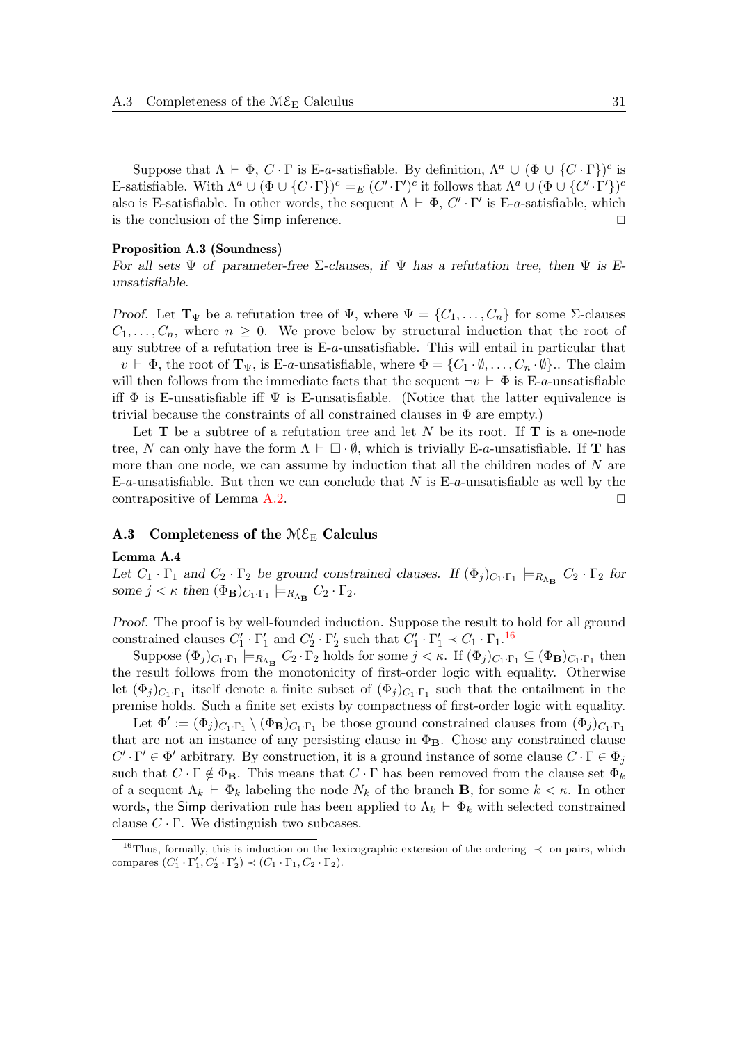Suppose that $\Lambda \vdash \Phi,\ C \cdot \Gamma$ is E-$a$-satisfiable. By definition, $\Lambda^a \cup (\Phi \cup \{C \cdot \Gamma\})^c$ is E-satisfiable. With $\Lambda^a \cup (\Phi \cup \{C \cdot \Gamma\})^c \models_E (C' \cdot \Gamma')^c$ it follows that $\Lambda^a \cup (\Phi \cup \{C' \cdot \Gamma'\})^c$ also is E-satisfiable. In other words, the sequent $\Lambda \vdash \Phi,\ C' \cdot \Gamma'$ is E-$a$-satisfiable, which is the conclusion of the Simp inference. ◻

**Proposition A.3 (Soundness)**
*For all sets $\Psi$ of parameter-free $\Sigma$-clauses, if $\Psi$ has a refutation tree, then $\Psi$ is E-unsatisfiable.*

*Proof.* Let $\mathbf{T}_\Psi$ be a refutation tree of $\Psi$, where $\Psi = \{C_1, \ldots, C_n\}$ for some $\Sigma$-clauses $C_1, \ldots, C_n$, where $n \geq 0$. We prove below by structural induction that the root of any subtree of a refutation tree is E-$a$-unsatisfiable. This will entail in particular that $\neg v \vdash \Phi$, the root of $\mathbf{T}_\Psi$, is E-$a$-unsatisfiable, where $\Phi = \{C_1 \cdot \emptyset, \ldots, C_n \cdot \emptyset\}$.. The claim will then follows from the immediate facts that the sequent $\neg v \vdash \Phi$ is E-$a$-unsatisfiable iff $\Phi$ is E-unsatisfiable iff $\Psi$ is E-unsatisfiable. (Notice that the latter equivalence is trivial because the constraints of all constrained clauses in $\Phi$ are empty.)

Let $\mathbf{T}$ be a subtree of a refutation tree and let $N$ be its root. If $\mathbf{T}$ is a one-node tree, $N$ can only have the form $\Lambda \vdash \Box \cdot \emptyset$, which is trivially E-$a$-unsatisfiable. If $\mathbf{T}$ has more than one node, we can assume by induction that all the children nodes of $N$ are E-$a$-unsatisfiable. But then we can conclude that $N$ is E-$a$-unsatisfiable as well by the contrapositive of Lemma A.2. ◻

## A.3 Completeness of the $\mathcal{ME}_{\mathrm{E}}$ Calculus

**Lemma A.4**
*Let $C_1 \cdot \Gamma_1$ and $C_2 \cdot \Gamma_2$ be ground constrained clauses. If $(\Phi_j)_{C_1 \cdot \Gamma_1} \models_{R_{\Lambda_\mathbf{B}}} C_2 \cdot \Gamma_2$ for some $j < \kappa$ then $(\Phi_\mathbf{B})_{C_1 \cdot \Gamma_1} \models_{R_{\Lambda_\mathbf{B}}} C_2 \cdot \Gamma_2$.*

*Proof.* The proof is by well-founded induction. Suppose the result to hold for all ground constrained clauses $C'_1 \cdot \Gamma'_1$ and $C'_2 \cdot \Gamma'_2$ such that $C'_1 \cdot \Gamma'_1 \prec C_1 \cdot \Gamma_1$.[16]

Suppose $(\Phi_j)_{C_1 \cdot \Gamma_1} \models_{R_{\Lambda_\mathbf{B}}} C_2 \cdot \Gamma_2$ holds for some $j < \kappa$. If $(\Phi_j)_{C_1 \cdot \Gamma_1} \subseteq (\Phi_\mathbf{B})_{C_1 \cdot \Gamma_1}$ then the result follows from the monotonicity of first-order logic with equality. Otherwise let $(\Phi_j)_{C_1 \cdot \Gamma_1}$ itself denote a finite subset of $(\Phi_j)_{C_1 \cdot \Gamma_1}$ such that the entailment in the premise holds. Such a finite set exists by compactness of first-order logic with equality.

Let $\Phi' := (\Phi_j)_{C_1 \cdot \Gamma_1} \setminus (\Phi_\mathbf{B})_{C_1 \cdot \Gamma_1}$ be those ground constrained clauses from $(\Phi_j)_{C_1 \cdot \Gamma_1}$ that are not an instance of any persisting clause in $\Phi_\mathbf{B}$. Chose any constrained clause $C' \cdot \Gamma' \in \Phi'$ arbitrary. By construction, it is a ground instance of some clause $C \cdot \Gamma \in \Phi_j$ such that $C \cdot \Gamma \notin \Phi_\mathbf{B}$. This means that $C \cdot \Gamma$ has been removed from the clause set $\Phi_k$ of a sequent $\Lambda_k \vdash \Phi_k$ labeling the node $N_k$ of the branch $\mathbf{B}$, for some $k < \kappa$. In other words, the Simp derivation rule has been applied to $\Lambda_k \vdash \Phi_k$ with selected constrained clause $C \cdot \Gamma$. We distinguish two subcases.

[16] Thus, formally, this is induction on the lexicographic extension of the ordering $\prec$ on pairs, which compares $(C'_1 \cdot \Gamma'_1, C'_2 \cdot \Gamma'_2) \prec (C_1 \cdot \Gamma_1, C_2 \cdot \Gamma_2)$.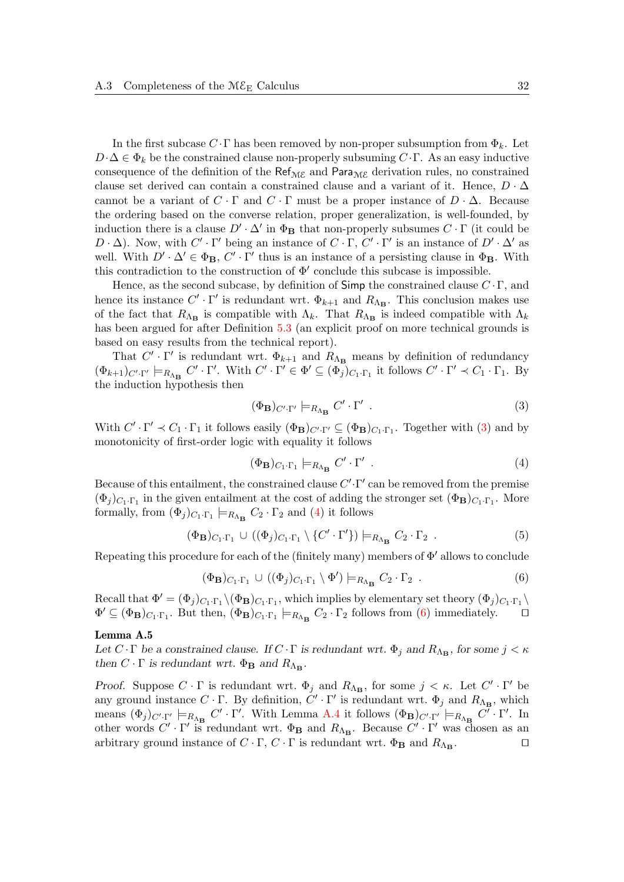In the first subcase $C \cdot \Gamma$ has been removed by non-proper subsumption from $\Phi_k$. Let $D \cdot \Delta \in \Phi_k$ be the constrained clause non-properly subsuming $C \cdot \Gamma$. As an easy inductive consequence of the definition of the $\mathsf{Ref}_{\mathcal{ME}}$ and $\mathsf{Para}_{\mathcal{ME}}$ derivation rules, no constrained clause set derived can contain a constrained clause and a variant of it. Hence, $D \cdot \Delta$ cannot be a variant of $C \cdot \Gamma$ and $C \cdot \Gamma$ must be a proper instance of $D \cdot \Delta$. Because the ordering based on the converse relation, proper generalization, is well-founded, by induction there is a clause $D' \cdot \Delta'$ in $\Phi_{\mathbf{B}}$ that non-properly subsumes $C \cdot \Gamma$ (it could be $D \cdot \Delta$). Now, with $C' \cdot \Gamma'$ being an instance of $C \cdot \Gamma$, $C' \cdot \Gamma'$ is an instance of $D' \cdot \Delta'$ as well. With $D' \cdot \Delta' \in \Phi_{\mathbf{B}}$, $C' \cdot \Gamma'$ thus is an instance of a persisting clause in $\Phi_{\mathbf{B}}$. With this contradiction to the construction of $\Phi'$ conclude this subcase is impossible.

Hence, as the second subcase, by definition of $\mathsf{Simp}$ the constrained clause $C \cdot \Gamma$, and hence its instance $C' \cdot \Gamma'$ is redundant wrt. $\Phi_{k+1}$ and $R_{\Lambda_{\mathbf{B}}}$. This conclusion makes use of the fact that $R_{\Lambda_{\mathbf{B}}}$ is compatible with $\Lambda_k$. That $R_{\Lambda_{\mathbf{B}}}$ is indeed compatible with $\Lambda_k$ has been argued for after Definition 5.3 (an explicit proof on more technical grounds is based on easy results from the technical report).

That $C' \cdot \Gamma'$ is redundant wrt. $\Phi_{k+1}$ and $R_{\Lambda_{\mathbf{B}}}$ means by definition of redundancy $(\Phi_{k+1})_{C' \cdot \Gamma'} \models_{R_{\Lambda_{\mathbf{B}}}} C' \cdot \Gamma'$. With $C' \cdot \Gamma' \in \Phi' \subseteq (\Phi_j)_{C_1 \cdot \Gamma_1}$ it follows $C' \cdot \Gamma' \prec C_1 \cdot \Gamma_1$. By the induction hypothesis then

$$(\Phi_{\mathbf{B}})_{C' \cdot \Gamma'} \models_{R_{\Lambda_{\mathbf{B}}}} C' \cdot \Gamma' \ . \tag{3}$$

With $C' \cdot \Gamma' \prec C_1 \cdot \Gamma_1$ it follows easily $(\Phi_{\mathbf{B}})_{C' \cdot \Gamma'} \subseteq (\Phi_{\mathbf{B}})_{C_1 \cdot \Gamma_1}$. Together with (3) and by monotonicity of first-order logic with equality it follows

$$(\Phi_{\mathbf{B}})_{C_1 \cdot \Gamma_1} \models_{R_{\Lambda_{\mathbf{B}}}} C' \cdot \Gamma' \ . \tag{4}$$

Because of this entailment, the constrained clause $C' \cdot \Gamma'$ can be removed from the premise $(\Phi_j)_{C_1 \cdot \Gamma_1}$ in the given entailment at the cost of adding the stronger set $(\Phi_{\mathbf{B}})_{C_1 \cdot \Gamma_1}$. More formally, from $(\Phi_j)_{C_1 \cdot \Gamma_1} \models_{R_{\Lambda_{\mathbf{B}}}} C_2 \cdot \Gamma_2$ and (4) it follows

$$(\Phi_{\mathbf{B}})_{C_1 \cdot \Gamma_1} \cup ((\Phi_j)_{C_1 \cdot \Gamma_1} \setminus \{C' \cdot \Gamma'\}) \models_{R_{\Lambda_{\mathbf{B}}}} C_2 \cdot \Gamma_2 \ . \tag{5}$$

Repeating this procedure for each of the (finitely many) members of $\Phi'$ allows to conclude

$$(\Phi_{\mathbf{B}})_{C_1 \cdot \Gamma_1} \cup ((\Phi_j)_{C_1 \cdot \Gamma_1} \setminus \Phi') \models_{R_{\Lambda_{\mathbf{B}}}} C_2 \cdot \Gamma_2 \ . \tag{6}$$

Recall that $\Phi' = (\Phi_j)_{C_1 \cdot \Gamma_1} \setminus (\Phi_{\mathbf{B}})_{C_1 \cdot \Gamma_1}$, which implies by elementary set theory $(\Phi_j)_{C_1 \cdot \Gamma_1} \setminus \Phi' \subseteq (\Phi_{\mathbf{B}})_{C_1 \cdot \Gamma_1}$. But then, $(\Phi_{\mathbf{B}})_{C_1 \cdot \Gamma_1} \models_{R_{\Lambda_{\mathbf{B}}}} C_2 \cdot \Gamma_2$ follows from (6) immediately. ◻

**Lemma A.5**
*Let $C \cdot \Gamma$ be a constrained clause. If $C \cdot \Gamma$ is redundant wrt. $\Phi_j$ and $R_{\Lambda_{\mathbf{B}}}$, for some $j < \kappa$ then $C \cdot \Gamma$ is redundant wrt. $\Phi_{\mathbf{B}}$ and $R_{\Lambda_{\mathbf{B}}}$.*

*Proof.* Suppose $C \cdot \Gamma$ is redundant wrt. $\Phi_j$ and $R_{\Lambda_{\mathbf{B}}}$, for some $j < \kappa$. Let $C' \cdot \Gamma'$ be any ground instance $C \cdot \Gamma$. By definition, $C' \cdot \Gamma'$ is redundant wrt. $\Phi_j$ and $R_{\Lambda_{\mathbf{B}}}$, which means $(\Phi_j)_{C' \cdot \Gamma'} \models_{R_{\Lambda_{\mathbf{B}}}} C' \cdot \Gamma'$. With Lemma A.4 it follows $(\Phi_{\mathbf{B}})_{C' \cdot \Gamma'} \models_{R_{\Lambda_{\mathbf{B}}}} C' \cdot \Gamma'$. In other words $C' \cdot \Gamma'$ is redundant wrt. $\Phi_{\mathbf{B}}$ and $R_{\Lambda_{\mathbf{B}}}$. Because $C' \cdot \Gamma'$ was chosen as an arbitrary ground instance of $C \cdot \Gamma$, $C \cdot \Gamma$ is redundant wrt. $\Phi_{\mathbf{B}}$ and $R_{\Lambda_{\mathbf{B}}}$. ◻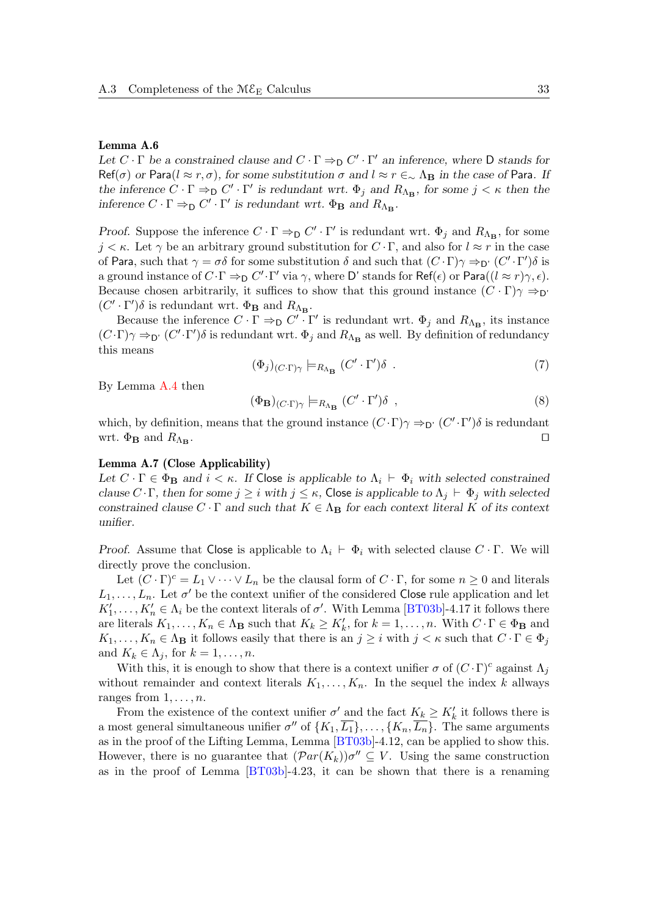**Lemma A.6**

*Let $C \cdot \Gamma$ be a constrained clause and $C \cdot \Gamma \Rightarrow_{\mathsf{D}} C' \cdot \Gamma'$ an inference, where* $\mathsf{D}$ *stands for* $\mathsf{Ref}(\sigma)$ *or* $\mathsf{Para}(l \approx r, \sigma)$*, for some substitution $\sigma$ and $l \approx r \in_\sim \Lambda_{\mathbf{B}}$ in the case of* $\mathsf{Para}$*. If the inference $C \cdot \Gamma \Rightarrow_{\mathsf{D}} C' \cdot \Gamma'$ is redundant wrt. $\Phi_j$ and $R_{\Lambda_{\mathbf{B}}}$, for some $j < \kappa$ then the inference $C \cdot \Gamma \Rightarrow_{\mathsf{D}} C' \cdot \Gamma'$ is redundant wrt. $\Phi_{\mathbf{B}}$ and $R_{\Lambda_{\mathbf{B}}}$.*

*Proof.* Suppose the inference $C \cdot \Gamma \Rightarrow_{\mathsf{D}} C' \cdot \Gamma'$ is redundant wrt. $\Phi_j$ and $R_{\Lambda_{\mathbf{B}}}$, for some $j < \kappa$. Let $\gamma$ be an arbitrary ground substitution for $C \cdot \Gamma$, and also for $l \approx r$ in the case of $\mathsf{Para}$, such that $\gamma = \sigma\delta$ for some substitution $\delta$ and such that $(C \cdot \Gamma)\gamma \Rightarrow_{\mathsf{D'}} (C' \cdot \Gamma')\delta$ is a ground instance of $C \cdot \Gamma \Rightarrow_{\mathsf{D}} C' \cdot \Gamma'$ via $\gamma$, where $\mathsf{D'}$ stands for $\mathsf{Ref}(\epsilon)$ or $\mathsf{Para}((l \approx r)\gamma, \epsilon)$. Because chosen arbitrarily, it suffices to show that this ground instance $(C \cdot \Gamma)\gamma \Rightarrow_{\mathsf{D'}} (C' \cdot \Gamma')\delta$ is redundant wrt. $\Phi_{\mathbf{B}}$ and $R_{\Lambda_{\mathbf{B}}}$.

Because the inference $C \cdot \Gamma \Rightarrow_{\mathsf{D}} C' \cdot \Gamma'$ is redundant wrt. $\Phi_j$ and $R_{\Lambda_{\mathbf{B}}}$, its instance $(C \cdot \Gamma)\gamma \Rightarrow_{\mathsf{D'}} (C' \cdot \Gamma')\delta$ is redundant wrt. $\Phi_j$ and $R_{\Lambda_{\mathbf{B}}}$ as well. By definition of redundancy this means

$$(\Phi_j)_{(C \cdot \Gamma)\gamma} \models_{R_{\Lambda_{\mathbf{B}}}} (C' \cdot \Gamma')\delta \ . \tag{7}$$

By Lemma A.4 then

$$(\Phi_{\mathbf{B}})_{(C \cdot \Gamma)\gamma} \models_{R_{\Lambda_{\mathbf{B}}}} (C' \cdot \Gamma')\delta \ , \tag{8}$$

which, by definition, means that the ground instance $(C \cdot \Gamma)\gamma \Rightarrow_{\mathsf{D'}} (C' \cdot \Gamma')\delta$ is redundant wrt. $\Phi_{\mathbf{B}}$ and $R_{\Lambda_{\mathbf{B}}}$. $\square$

**Lemma A.7 (Close Applicability)**

*Let $C \cdot \Gamma \in \Phi_{\mathbf{B}}$ and $i < \kappa$. If* $\mathsf{Close}$ *is applicable to $\Lambda_i \vdash \Phi_i$ with selected constrained clause $C \cdot \Gamma$, then for some $j \geq i$ with $j \leq \kappa$,* $\mathsf{Close}$ *is applicable to $\Lambda_j \vdash \Phi_j$ with selected constrained clause $C \cdot \Gamma$ and such that $K \in \Lambda_{\mathbf{B}}$ for each context literal $K$ of its context unifier.*

*Proof.* Assume that $\mathsf{Close}$ is applicable to $\Lambda_i \vdash \Phi_i$ with selected clause $C \cdot \Gamma$. We will directly prove the conclusion.

Let $(C \cdot \Gamma)^c = L_1 \vee \cdots \vee L_n$ be the clausal form of $C \cdot \Gamma$, for some $n \geq 0$ and literals $L_1, \ldots, L_n$. Let $\sigma'$ be the context unifier of the considered $\mathsf{Close}$ rule application and let $K'_1, \ldots, K'_n \in \Lambda_i$ be the context literals of $\sigma'$. With Lemma [BT03b]-4.17 it follows there are literals $K_1, \ldots, K_n \in \Lambda_{\mathbf{B}}$ such that $K_k \geq K'_k$, for $k = 1, \ldots, n$. With $C \cdot \Gamma \in \Phi_{\mathbf{B}}$ and $K_1, \ldots, K_n \in \Lambda_{\mathbf{B}}$ it follows easily that there is an $j \geq i$ with $j < \kappa$ such that $C \cdot \Gamma \in \Phi_j$ and $K_k \in \Lambda_j$, for $k = 1, \ldots, n$.

With this, it is enough to show that there is a context unifier $\sigma$ of $(C \cdot \Gamma)^c$ against $\Lambda_j$ without remainder and context literals $K_1, \ldots, K_n$. In the sequel the index $k$ allways ranges from $1, \ldots, n$.

From the existence of the context unifier $\sigma'$ and the fact $K_k \geq K'_k$ it follows there is a most general simultaneous unifier $\sigma''$ of $\{K_1, \overline{L_1}\}, \ldots, \{K_n, \overline{L_n}\}$. The same arguments as in the proof of the Lifting Lemma, Lemma [BT03b]-4.12, can be applied to show this. However, there is no guarantee that $(\mathcal{P}ar(K_k))\sigma'' \subseteq V$. Using the same construction as in the proof of Lemma [BT03b]-4.23, it can be shown that there is a renaming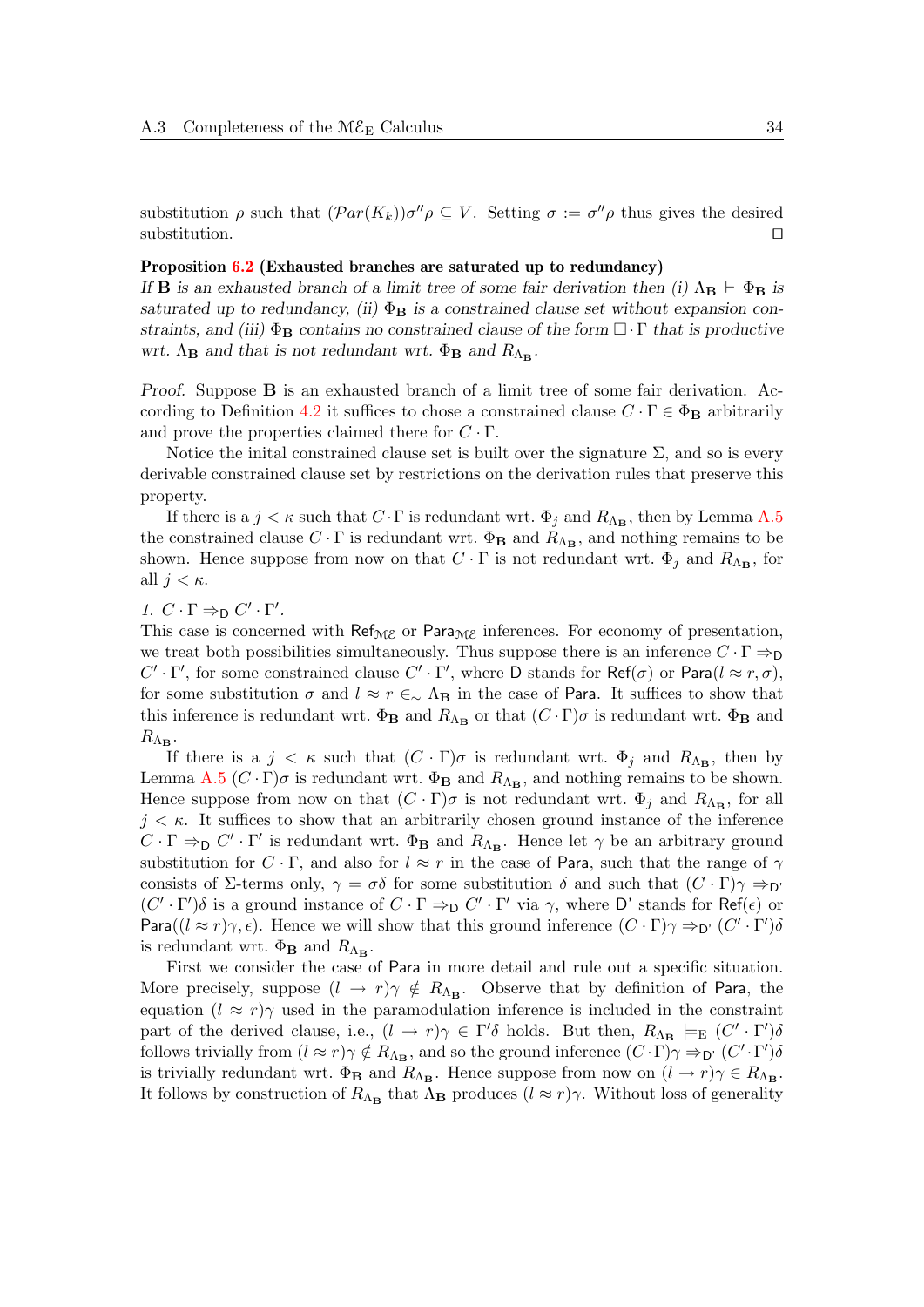substitution $\rho$ such that $(\mathcal{P}ar(K_k))\sigma''\rho \subseteq V$. Setting $\sigma := \sigma''\rho$ thus gives the desired substitution. ◻

**Proposition 6.2 (Exhausted branches are saturated up to redundancy)**
*If* $\mathbf{B}$ *is an exhausted branch of a limit tree of some fair derivation then (i)* $\Lambda_{\mathbf{B}} \vdash \Phi_{\mathbf{B}}$ *is saturated up to redundancy, (ii)* $\Phi_{\mathbf{B}}$ *is a constrained clause set without expansion constraints, and (iii)* $\Phi_{\mathbf{B}}$ *contains no constrained clause of the form* $\Box \cdot \Gamma$ *that is productive wrt.* $\Lambda_{\mathbf{B}}$ *and that is not redundant wrt.* $\Phi_{\mathbf{B}}$ *and* $R_{\Lambda_{\mathbf{B}}}$*.*

*Proof.* Suppose $\mathbf{B}$ is an exhausted branch of a limit tree of some fair derivation. According to Definition 4.2 it suffices to chose a constrained clause $C \cdot \Gamma \in \Phi_{\mathbf{B}}$ arbitrarily and prove the properties claimed there for $C \cdot \Gamma$.

Notice the inital constrained clause set is built over the signature $\Sigma$, and so is every derivable constrained clause set by restrictions on the derivation rules that preserve this property.

If there is a $j < \kappa$ such that $C \cdot \Gamma$ is redundant wrt. $\Phi_j$ and $R_{\Lambda_{\mathbf{B}}}$, then by Lemma A.5 the constrained clause $C \cdot \Gamma$ is redundant wrt. $\Phi_{\mathbf{B}}$ and $R_{\Lambda_{\mathbf{B}}}$, and nothing remains to be shown. Hence suppose from now on that $C \cdot \Gamma$ is not redundant wrt. $\Phi_j$ and $R_{\Lambda_{\mathbf{B}}}$, for all $j < \kappa$.

*1.* $C \cdot \Gamma \Rightarrow_{\mathsf{D}} C' \cdot \Gamma'$.
This case is concerned with $\mathsf{Ref}_{\mathcal{ME}}$ or $\mathsf{Para}_{\mathcal{ME}}$ inferences. For economy of presentation, we treat both possibilities simultaneously. Thus suppose there is an inference $C \cdot \Gamma \Rightarrow_{\mathsf{D}} C' \cdot \Gamma'$, for some constrained clause $C' \cdot \Gamma'$, where $\mathsf{D}$ stands for $\mathsf{Ref}(\sigma)$ or $\mathsf{Para}(l \approx r, \sigma)$, for some substitution $\sigma$ and $l \approx r \in_{\sim} \Lambda_{\mathbf{B}}$ in the case of $\mathsf{Para}$. It suffices to show that this inference is redundant wrt. $\Phi_{\mathbf{B}}$ and $R_{\Lambda_{\mathbf{B}}}$ or that $(C \cdot \Gamma)\sigma$ is redundant wrt. $\Phi_{\mathbf{B}}$ and $R_{\Lambda_{\mathbf{B}}}$.

If there is a $j < \kappa$ such that $(C \cdot \Gamma)\sigma$ is redundant wrt. $\Phi_j$ and $R_{\Lambda_{\mathbf{B}}}$, then by Lemma A.5 $(C \cdot \Gamma)\sigma$ is redundant wrt. $\Phi_{\mathbf{B}}$ and $R_{\Lambda_{\mathbf{B}}}$, and nothing remains to be shown. Hence suppose from now on that $(C \cdot \Gamma)\sigma$ is not redundant wrt. $\Phi_j$ and $R_{\Lambda_{\mathbf{B}}}$, for all $j < \kappa$. It suffices to show that an arbitrarily chosen ground instance of the inference $C \cdot \Gamma \Rightarrow_{\mathsf{D}} C' \cdot \Gamma'$ is redundant wrt. $\Phi_{\mathbf{B}}$ and $R_{\Lambda_{\mathbf{B}}}$. Hence let $\gamma$ be an arbitrary ground substitution for $C \cdot \Gamma$, and also for $l \approx r$ in the case of $\mathsf{Para}$, such that the range of $\gamma$ consists of $\Sigma$-terms only, $\gamma = \sigma\delta$ for some substitution $\delta$ and such that $(C \cdot \Gamma)\gamma \Rightarrow_{\mathsf{D'}} (C' \cdot \Gamma')\delta$ is a ground instance of $C \cdot \Gamma \Rightarrow_{\mathsf{D}} C' \cdot \Gamma'$ via $\gamma$, where $\mathsf{D'}$ stands for $\mathsf{Ref}(\epsilon)$ or $\mathsf{Para}((l \approx r)\gamma, \epsilon)$. Hence we will show that this ground inference $(C \cdot \Gamma)\gamma \Rightarrow_{\mathsf{D'}} (C' \cdot \Gamma')\delta$ is redundant wrt. $\Phi_{\mathbf{B}}$ and $R_{\Lambda_{\mathbf{B}}}$.

First we consider the case of $\mathsf{Para}$ in more detail and rule out a specific situation. More precisely, suppose $(l \to r)\gamma \notin R_{\Lambda_{\mathbf{B}}}$. Observe that by definition of $\mathsf{Para}$, the equation $(l \approx r)\gamma$ used in the paramodulation inference is included in the constraint part of the derived clause, i.e., $(l \to r)\gamma \in \Gamma'\delta$ holds. But then, $R_{\Lambda_{\mathbf{B}}} \models_{\mathrm{E}} (C' \cdot \Gamma')\delta$ follows trivially from $(l \approx r)\gamma \notin R_{\Lambda_{\mathbf{B}}}$, and so the ground inference $(C \cdot \Gamma)\gamma \Rightarrow_{\mathsf{D'}} (C' \cdot \Gamma')\delta$ is trivially redundant wrt. $\Phi_{\mathbf{B}}$ and $R_{\Lambda_{\mathbf{B}}}$. Hence suppose from now on $(l \to r)\gamma \in R_{\Lambda_{\mathbf{B}}}$. It follows by construction of $R_{\Lambda_{\mathbf{B}}}$ that $\Lambda_{\mathbf{B}}$ produces $(l \approx r)\gamma$. Without loss of generality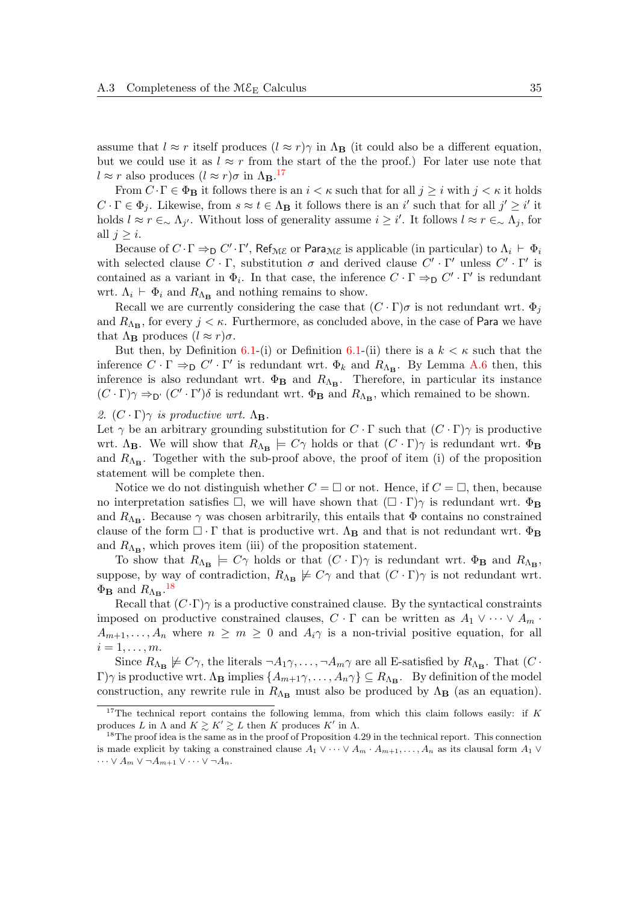assume that $l \approx r$ itself produces $(l \approx r)\gamma$ in $\Lambda_\mathbf{B}$ (it could also be a different equation, but we could use it as $l \approx r$ from the start of the the proof.) For later use note that $l \approx r$ also produces $(l \approx r)\sigma$ in $\Lambda_\mathbf{B}$.[17]

From $C \cdot \Gamma \in \Phi_\mathbf{B}$ it follows there is an $i < \kappa$ such that for all $j \geq i$ with $j < \kappa$ it holds $C \cdot \Gamma \in \Phi_j$. Likewise, from $s \approx t \in \Lambda_\mathbf{B}$ it follows there is an $i'$ such that for all $j' \geq i'$ it holds $l \approx r \in_\sim \Lambda_{j'}$. Without loss of generality assume $i \geq i'$. It follows $l \approx r \in_\sim \Lambda_j$, for all $j \geq i$.

Because of $C \cdot \Gamma \Rightarrow_\mathsf{D} C' \cdot \Gamma'$, $\mathsf{Ref}_{\mathcal{ME}}$ or $\mathsf{Para}_{\mathcal{ME}}$ is applicable (in particular) to $\Lambda_i \vdash \Phi_i$ with selected clause $C \cdot \Gamma$, substitution $\sigma$ and derived clause $C' \cdot \Gamma'$ unless $C' \cdot \Gamma'$ is contained as a variant in $\Phi_i$. In that case, the inference $C \cdot \Gamma \Rightarrow_\mathsf{D} C' \cdot \Gamma'$ is redundant wrt. $\Lambda_i \vdash \Phi_i$ and $R_{\Lambda_\mathbf{B}}$ and nothing remains to show.

Recall we are currently considering the case that $(C \cdot \Gamma)\sigma$ is not redundant wrt. $\Phi_j$ and $R_{\Lambda_\mathbf{B}}$, for every $j < \kappa$. Furthermore, as concluded above, in the case of $\mathsf{Para}$ we have that $\Lambda_\mathbf{B}$ produces $(l \approx r)\sigma$.

But then, by Definition 6.1-(i) or Definition 6.1-(ii) there is a $k < \kappa$ such that the inference $C \cdot \Gamma \Rightarrow_\mathsf{D} C' \cdot \Gamma'$ is redundant wrt. $\Phi_k$ and $R_{\Lambda_\mathbf{B}}$. By Lemma A.6 then, this inference is also redundant wrt. $\Phi_\mathbf{B}$ and $R_{\Lambda_\mathbf{B}}$. Therefore, in particular its instance $(C \cdot \Gamma)\gamma \Rightarrow_{\mathsf{D}'} (C' \cdot \Gamma')\delta$ is redundant wrt. $\Phi_\mathbf{B}$ and $R_{\Lambda_\mathbf{B}}$, which remained to be shown.

2. *$(C \cdot \Gamma)\gamma$ is productive wrt. $\Lambda_\mathbf{B}$.*
Let $\gamma$ be an arbitrary grounding substitution for $C \cdot \Gamma$ such that $(C \cdot \Gamma)\gamma$ is productive wrt. $\Lambda_\mathbf{B}$. We will show that $R_{\Lambda_\mathbf{B}} \models C\gamma$ holds or that $(C \cdot \Gamma)\gamma$ is redundant wrt. $\Phi_\mathbf{B}$ and $R_{\Lambda_\mathbf{B}}$. Together with the sub-proof above, the proof of item (i) of the proposition statement will be complete then.

Notice we do not distinguish whether $C = \Box$ or not. Hence, if $C = \Box$, then, because no interpretation satisfies $\Box$, we will have shown that $(\Box \cdot \Gamma)\gamma$ is redundant wrt. $\Phi_\mathbf{B}$ and $R_{\Lambda_\mathbf{B}}$. Because $\gamma$ was chosen arbitrarily, this entails that $\Phi$ contains no constrained clause of the form $\Box \cdot \Gamma$ that is productive wrt. $\Lambda_\mathbf{B}$ and that is not redundant wrt. $\Phi_\mathbf{B}$ and $R_{\Lambda_\mathbf{B}}$, which proves item (iii) of the proposition statement.

To show that $R_{\Lambda_\mathbf{B}} \models C\gamma$ holds or that $(C \cdot \Gamma)\gamma$ is redundant wrt. $\Phi_\mathbf{B}$ and $R_{\Lambda_\mathbf{B}}$, suppose, by way of contradiction, $R_{\Lambda_\mathbf{B}} \not\models C\gamma$ and that $(C \cdot \Gamma)\gamma$ is not redundant wrt. $\Phi_\mathbf{B}$ and $R_{\Lambda_\mathbf{B}}$.[18]

Recall that $(C \cdot \Gamma)\gamma$ is a productive constrained clause. By the syntactical constraints imposed on productive constrained clauses, $C \cdot \Gamma$ can be written as $A_1 \vee \cdots \vee A_m \cdot A_{m+1}, \ldots, A_n$ where $n \geq m \geq 0$ and $A_i\gamma$ is a non-trivial positive equation, for all $i = 1, \ldots, m$.

Since $R_{\Lambda_\mathbf{B}} \not\models C\gamma$, the literals $\neg A_1\gamma, \ldots, \neg A_m\gamma$ are all E-satisfied by $R_{\Lambda_\mathbf{B}}$. That $(C \cdot \Gamma)\gamma$ is productive wrt. $\Lambda_\mathbf{B}$ implies $\{A_{m+1}\gamma, \ldots, A_n\gamma\} \subseteq R_{\Lambda_\mathbf{B}}$. By definition of the model construction, any rewrite rule in $R_{\Lambda_\mathbf{B}}$ must also be produced by $\Lambda_\mathbf{B}$ (as an equation).

---

[17] The technical report contains the following lemma, from which this claim follows easily: if $K$ produces $L$ in $\Lambda$ and $K \gtrsim K' \gtrsim L$ then $K$ produces $K'$ in $\Lambda$.

[18] The proof idea is the same as in the proof of Proposition 4.29 in the technical report. This connection is made explicit by taking a constrained clause $A_1 \vee \cdots \vee A_m \cdot A_{m+1}, \ldots, A_n$ as its clausal form $A_1 \vee \cdots \vee A_m \vee \neg A_{m+1} \vee \cdots \vee \neg A_n$.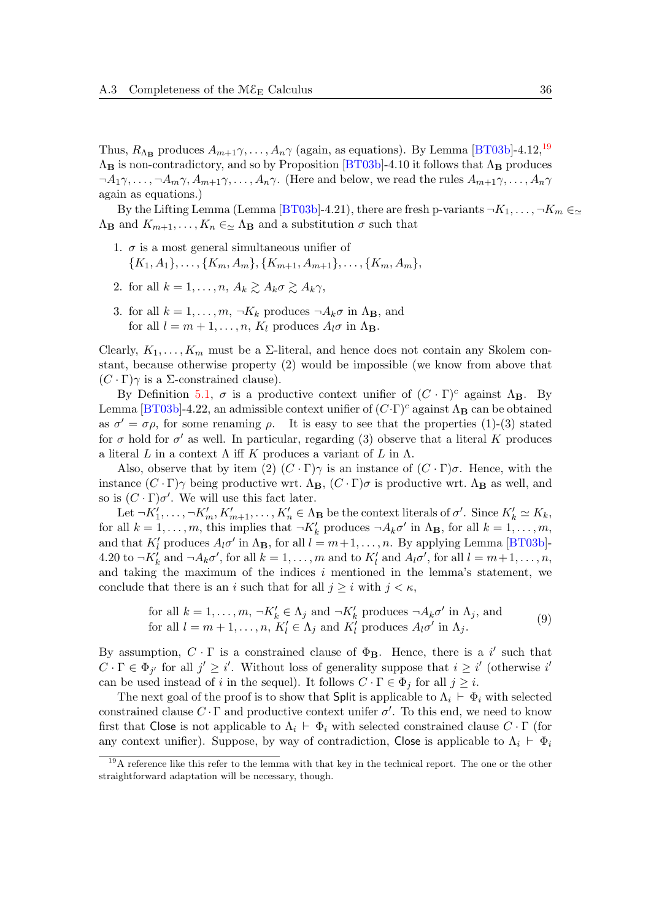Thus, $R_{\Lambda_\mathbf{B}}$ produces $A_{m+1}\gamma, \ldots, A_n\gamma$ (again, as equations). By Lemma [BT03b]-4.12,[19] $\Lambda_\mathbf{B}$ is non-contradictory, and so by Proposition [BT03b]-4.10 it follows that $\Lambda_\mathbf{B}$ produces $\neg A_1\gamma, \ldots, \neg A_m\gamma, A_{m+1}\gamma, \ldots, A_n\gamma$. (Here and below, we read the rules $A_{m+1}\gamma, \ldots, A_n\gamma$ again as equations.)

By the Lifting Lemma (Lemma [BT03b]-4.21), there are fresh p-variants $\neg K_1, \ldots, \neg K_m \in_\simeq \Lambda_\mathbf{B}$ and $K_{m+1}, \ldots, K_n \in_\simeq \Lambda_\mathbf{B}$ and a substitution $\sigma$ such that

1. $\sigma$ is a most general simultaneous unifier of $\{K_1, A_1\}, \ldots, \{K_m, A_m\}, \{K_{m+1}, A_{m+1}\}, \ldots, \{K_m, A_m\}$,
2. for all $k = 1, \ldots, n$, $A_k \gtrsim A_k\sigma \gtrsim A_k\gamma$,
3. for all $k = 1, \ldots, m$, $\neg K_k$ produces $\neg A_k\sigma$ in $\Lambda_\mathbf{B}$, and for all $l = m+1, \ldots, n$, $K_l$ produces $A_l\sigma$ in $\Lambda_\mathbf{B}$.

Clearly, $K_1, \ldots, K_m$ must be a $\Sigma$-literal, and hence does not contain any Skolem constant, because otherwise property (2) would be impossible (we know from above that $(C \cdot \Gamma)\gamma$ is a $\Sigma$-constrained clause).

By Definition 5.1, $\sigma$ is a productive context unifier of $(C \cdot \Gamma)^c$ against $\Lambda_\mathbf{B}$. By Lemma [BT03b]-4.22, an admissible context unifier of $(C \cdot \Gamma)^c$ against $\Lambda_\mathbf{B}$ can be obtained as $\sigma' = \sigma\rho$, for some renaming $\rho$. It is easy to see that the properties (1)-(3) stated for $\sigma$ hold for $\sigma'$ as well. In particular, regarding (3) observe that a literal $K$ produces a literal $L$ in a context $\Lambda$ iff $K$ produces a variant of $L$ in $\Lambda$.

Also, observe that by item (2) $(C \cdot \Gamma)\gamma$ is an instance of $(C \cdot \Gamma)\sigma$. Hence, with the instance $(C \cdot \Gamma)\gamma$ being productive wrt. $\Lambda_\mathbf{B}$, $(C \cdot \Gamma)\sigma$ is productive wrt. $\Lambda_\mathbf{B}$ as well, and so is $(C \cdot \Gamma)\sigma'$. We will use this fact later.

Let $\neg K'_1, \ldots, \neg K'_m, K'_{m+1}, \ldots, K'_n \in \Lambda_\mathbf{B}$ be the context literals of $\sigma'$. Since $K'_k \simeq K_k$, for all $k = 1, \ldots, m$, this implies that $\neg K'_k$ produces $\neg A_k\sigma'$ in $\Lambda_\mathbf{B}$, for all $k = 1, \ldots, m$, and that $K'_l$ produces $A_l\sigma'$ in $\Lambda_\mathbf{B}$, for all $l = m+1, \ldots, n$. By applying Lemma [BT03b]-4.20 to $\neg K'_k$ and $\neg A_k\sigma'$, for all $k = 1, \ldots, m$ and to $K'_l$ and $A_l\sigma'$, for all $l = m+1, \ldots, n$, and taking the maximum of the indices $i$ mentioned in the lemma's statement, we conclude that there is an $i$ such that for all $j \geq i$ with $j < \kappa$,

$$\begin{array}{l} \text{for all } k = 1, \ldots, m,\ \neg K'_k \in \Lambda_j \text{ and } \neg K'_k \text{ produces } \neg A_k\sigma' \text{ in } \Lambda_j, \text{ and} \\ \text{for all } l = m+1, \ldots, n,\ K'_l \in \Lambda_j \text{ and } K'_l \text{ produces } A_l\sigma' \text{ in } \Lambda_j. \end{array} \tag{9}$$

By assumption, $C \cdot \Gamma$ is a constrained clause of $\Phi_\mathbf{B}$. Hence, there is a $i'$ such that $C \cdot \Gamma \in \Phi_{j'}$ for all $j' \geq i'$. Without loss of generality suppose that $i \geq i'$ (otherwise $i'$ can be used instead of $i$ in the sequel). It follows $C \cdot \Gamma \in \Phi_j$ for all $j \geq i$.

The next goal of the proof is to show that Split is applicable to $\Lambda_i \vdash \Phi_i$ with selected constrained clause $C \cdot \Gamma$ and productive context unifer $\sigma'$. To this end, we need to know first that Close is not applicable to $\Lambda_i \vdash \Phi_i$ with selected constrained clause $C \cdot \Gamma$ (for any context unifier). Suppose, by way of contradiction, Close is applicable to $\Lambda_i \vdash \Phi_i$

[19] A reference like this refer to the lemma with that key in the technical report. The one or the other straightforward adaptation will be necessary, though.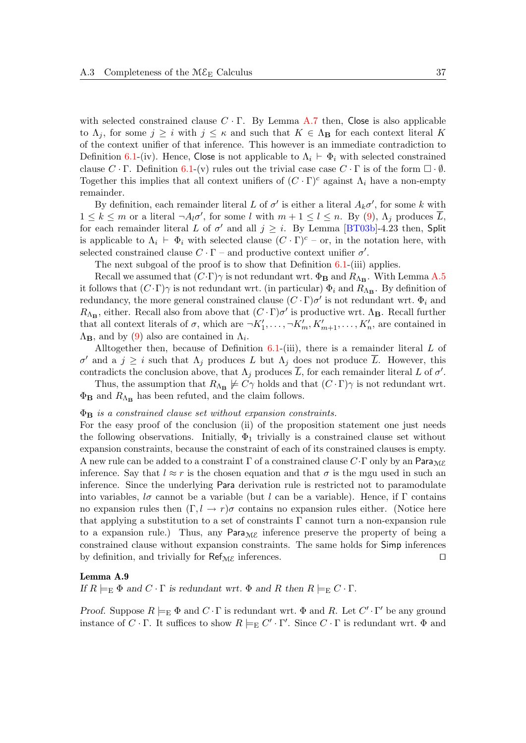with selected constrained clause $C \cdot \Gamma$. By Lemma A.7 then, Close is also applicable to $\Lambda_j$, for some $j \geq i$ with $j \leq \kappa$ and such that $K \in \Lambda_{\mathbf{B}}$ for each context literal $K$ of the context unifier of that inference. This however is an immediate contradiction to Definition 6.1-(iv). Hence, Close is not applicable to $\Lambda_i \vdash \Phi_i$ with selected constrained clause $C \cdot \Gamma$. Definition 6.1-(v) rules out the trivial case case $C \cdot \Gamma$ is of the form $\Box \cdot \emptyset$. Together this implies that all context unifiers of $(C \cdot \Gamma)^c$ against $\Lambda_i$ have a non-empty remainder.

By definition, each remainder literal $L$ of $\sigma'$ is either a literal $A_k\sigma'$, for some $k$ with $1 \leq k \leq m$ or a literal $\neg A_l\sigma'$, for some $l$ with $m+1 \leq l \leq n$. By (9), $\Lambda_j$ produces $\overline{L}$, for each remainder literal $L$ of $\sigma'$ and all $j \geq i$. By Lemma [BT03b]-4.23 then, Split is applicable to $\Lambda_i \vdash \Phi_i$ with selected clause $(C \cdot \Gamma)^c$ – or, in the notation here, with selected constrained clause $C \cdot \Gamma$ – and productive context unifier $\sigma'$.

The next subgoal of the proof is to show that Definition 6.1-(iii) applies.

Recall we assumed that $(C \cdot \Gamma)\gamma$ is not redundant wrt. $\Phi_{\mathbf{B}}$ and $R_{\Lambda_{\mathbf{B}}}$. With Lemma A.5 it follows that $(C \cdot \Gamma)\gamma$ is not redundant wrt. (in particular) $\Phi_i$ and $R_{\Lambda_{\mathbf{B}}}$. By definition of redundancy, the more general constrained clause $(C \cdot \Gamma)\sigma'$ is not redundant wrt. $\Phi_i$ and $R_{\Lambda_{\mathbf{B}}}$, either. Recall also from above that $(C \cdot \Gamma)\sigma'$ is productive wrt. $\Lambda_{\mathbf{B}}$. Recall further that all context literals of $\sigma$, which are $\neg K'_1, \ldots, \neg K'_m, K'_{m+1}, \ldots, K'_n$, are contained in $\Lambda_{\mathbf{B}}$, and by (9) also are contained in $\Lambda_i$.

Alltogether then, because of Definition 6.1-(iii), there is a remainder literal $L$ of $\sigma'$ and a $j \geq i$ such that $\Lambda_j$ produces $L$ but $\Lambda_j$ does not produce $\overline{L}$. However, this contradicts the conclusion above, that $\Lambda_j$ produces $\overline{L}$, for each remainder literal $L$ of $\sigma'$.

Thus, the assumption that $R_{\Lambda_{\mathbf{B}}} \not\models C\gamma$ holds and that $(C \cdot \Gamma)\gamma$ is not redundant wrt. $\Phi_{\mathbf{B}}$ and $R_{\Lambda_{\mathbf{B}}}$ has been refuted, and the claim follows.

*$\Phi_{\mathbf{B}}$ is a constrained clause set without expansion constraints.*
For the easy proof of the conclusion (ii) of the proposition statement one just needs the following observations. Initially, $\Phi_1$ trivially is a constrained clause set without expansion constraints, because the constraint of each of its constrained clauses is empty. A new rule can be added to a constraint $\Gamma$ of a constrained clause $C \cdot \Gamma$ only by an $\text{Para}_{\mathcal{ME}}$ inference. Say that $l \approx r$ is the chosen equation and that $\sigma$ is the mgu used in such an inference. Since the underlying Para derivation rule is restricted not to paramodulate into variables, $l\sigma$ cannot be a variable (but $l$ can be a variable). Hence, if $\Gamma$ contains no expansion rules then $(\Gamma, l \to r)\sigma$ contains no expansion rules either. (Notice here that applying a substitution to a set of constraints $\Gamma$ cannot turn a non-expansion rule to a expansion rule.) Thus, any $\text{Para}_{\mathcal{ME}}$ inference preserve the property of being a constrained clause without expansion constraints. The same holds for Simp inferences by definition, and trivially for $\text{Ref}_{\mathcal{ME}}$ inferences. ◻

**Lemma A.9**
*If $R \models_{\mathrm{E}} \Phi$ and $C \cdot \Gamma$ is redundant wrt. $\Phi$ and $R$ then $R \models_{\mathrm{E}} C \cdot \Gamma$.*

*Proof.* Suppose $R \models_{\mathrm{E}} \Phi$ and $C \cdot \Gamma$ is redundant wrt. $\Phi$ and $R$. Let $C' \cdot \Gamma'$ be any ground instance of $C \cdot \Gamma$. It suffices to show $R \models_{\mathrm{E}} C' \cdot \Gamma'$. Since $C \cdot \Gamma$ is redundant wrt. $\Phi$ and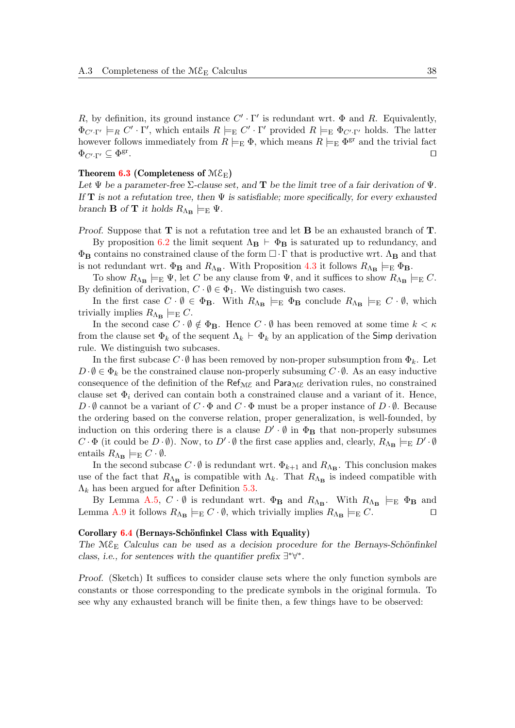$R$, by definition, its ground instance $C' \cdot \Gamma'$ is redundant wrt. $\Phi$ and $R$. Equivalently, $\Phi_{C' \cdot \Gamma'} \models_R C' \cdot \Gamma'$, which entails $R \models_{\mathrm{E}} C' \cdot \Gamma'$ provided $R \models_{\mathrm{E}} \Phi_{C' \cdot \Gamma'}$ holds. The latter however follows immediately from $R \models_{\mathrm{E}} \Phi$, which means $R \models_{\mathrm{E}} \Phi^{\mathrm{gr}}$ and the trivial fact $\Phi_{C' \cdot \Gamma'} \subseteq \Phi^{\mathrm{gr}}$. ◻

**Theorem 6.3 (Completeness of $\mathcal{ME}_{\mathrm{E}}$)**
*Let $\Psi$ be a parameter-free $\Sigma$-clause set, and $\mathbf{T}$ be the limit tree of a fair derivation of $\Psi$. If $\mathbf{T}$ is not a refutation tree, then $\Psi$ is satisfiable; more specifically, for every exhausted branch $\mathbf{B}$ of $\mathbf{T}$ it holds $R_{\Lambda_{\mathbf{B}}} \models_{\mathrm{E}} \Psi$.*

*Proof.* Suppose that $\mathbf{T}$ is not a refutation tree and let $\mathbf{B}$ be an exhausted branch of $\mathbf{T}$.

By proposition 6.2 the limit sequent $\Lambda_{\mathbf{B}} \vdash \Phi_{\mathbf{B}}$ is saturated up to redundancy, and $\Phi_{\mathbf{B}}$ contains no constrained clause of the form $\Box \cdot \Gamma$ that is productive wrt. $\Lambda_{\mathbf{B}}$ and that is not redundant wrt. $\Phi_{\mathbf{B}}$ and $R_{\Lambda_{\mathbf{B}}}$. With Proposition 4.3 it follows $R_{\Lambda_{\mathbf{B}}} \models_{\mathrm{E}} \Phi_{\mathbf{B}}$.

To show $R_{\Lambda_{\mathbf{B}}} \models_{\mathrm{E}} \Psi$, let $C$ be any clause from $\Psi$, and it suffices to show $R_{\Lambda_{\mathbf{B}}} \models_{\mathrm{E}} C$. By definition of derivation, $C \cdot \emptyset \in \Phi_1$. We distinguish two cases.

In the first case $C \cdot \emptyset \in \Phi_{\mathbf{B}}$. With $R_{\Lambda_{\mathbf{B}}} \models_{\mathrm{E}} \Phi_{\mathbf{B}}$ conclude $R_{\Lambda_{\mathbf{B}}} \models_{\mathrm{E}} C \cdot \emptyset$, which trivially implies $R_{\Lambda_{\mathbf{B}}} \models_{\mathrm{E}} C$.

In the second case $C \cdot \emptyset \notin \Phi_{\mathbf{B}}$. Hence $C \cdot \emptyset$ has been removed at some time $k < \kappa$ from the clause set $\Phi_k$ of the sequent $\Lambda_k \vdash \Phi_k$ by an application of the Simp derivation rule. We distinguish two subcases.

In the first subcase $C \cdot \emptyset$ has been removed by non-proper subsumption from $\Phi_k$. Let $D \cdot \emptyset \in \Phi_k$ be the constrained clause non-properly subsuming $C \cdot \emptyset$. As an easy inductive consequence of the definition of the $\mathsf{Ref}_{\mathcal{ME}}$ and $\mathsf{Para}_{\mathcal{ME}}$ derivation rules, no constrained clause set $\Phi_i$ derived can contain both a constrained clause and a variant of it. Hence, $D \cdot \emptyset$ cannot be a variant of $C \cdot \Phi$ and $C \cdot \Phi$ must be a proper instance of $D \cdot \emptyset$. Because the ordering based on the converse relation, proper generalization, is well-founded, by induction on this ordering there is a clause $D' \cdot \emptyset$ in $\Phi_{\mathbf{B}}$ that non-properly subsumes $C \cdot \Phi$ (it could be $D \cdot \emptyset$). Now, to $D' \cdot \emptyset$ the first case applies and, clearly, $R_{\Lambda_{\mathbf{B}}} \models_{\mathrm{E}} D' \cdot \emptyset$ entails $R_{\Lambda_{\mathbf{B}}} \models_{\mathrm{E}} C \cdot \emptyset$.

In the second subcase $C \cdot \emptyset$ is redundant wrt. $\Phi_{k+1}$ and $R_{\Lambda_{\mathbf{B}}}$. This conclusion makes use of the fact that $R_{\Lambda_{\mathbf{B}}}$ is compatible with $\Lambda_k$. That $R_{\Lambda_{\mathbf{B}}}$ is indeed compatible with $\Lambda_k$ has been argued for after Definition 5.3.

By Lemma A.5, $C \cdot \emptyset$ is redundant wrt. $\Phi_{\mathbf{B}}$ and $R_{\Lambda_{\mathbf{B}}}$. With $R_{\Lambda_{\mathbf{B}}} \models_{\mathrm{E}} \Phi_{\mathbf{B}}$ and Lemma A.9 it follows $R_{\Lambda_{\mathbf{B}}} \models_{\mathrm{E}} C \cdot \emptyset$, which trivially implies $R_{\Lambda_{\mathbf{B}}} \models_{\mathrm{E}} C$. ◻

**Corollary 6.4 (Bernays-Schönfinkel Class with Equality)**
*The $\mathcal{ME}_{\mathrm{E}}$ Calculus can be used as a decision procedure for the Bernays-Schönfinkel class, i.e., for sentences with the quantifier prefix $\exists^*\forall^*$.*

*Proof.* (Sketch) It suffices to consider clause sets where the only function symbols are constants or those corresponding to the predicate symbols in the original formula. To see why any exhausted branch will be finite then, a few things have to be observed: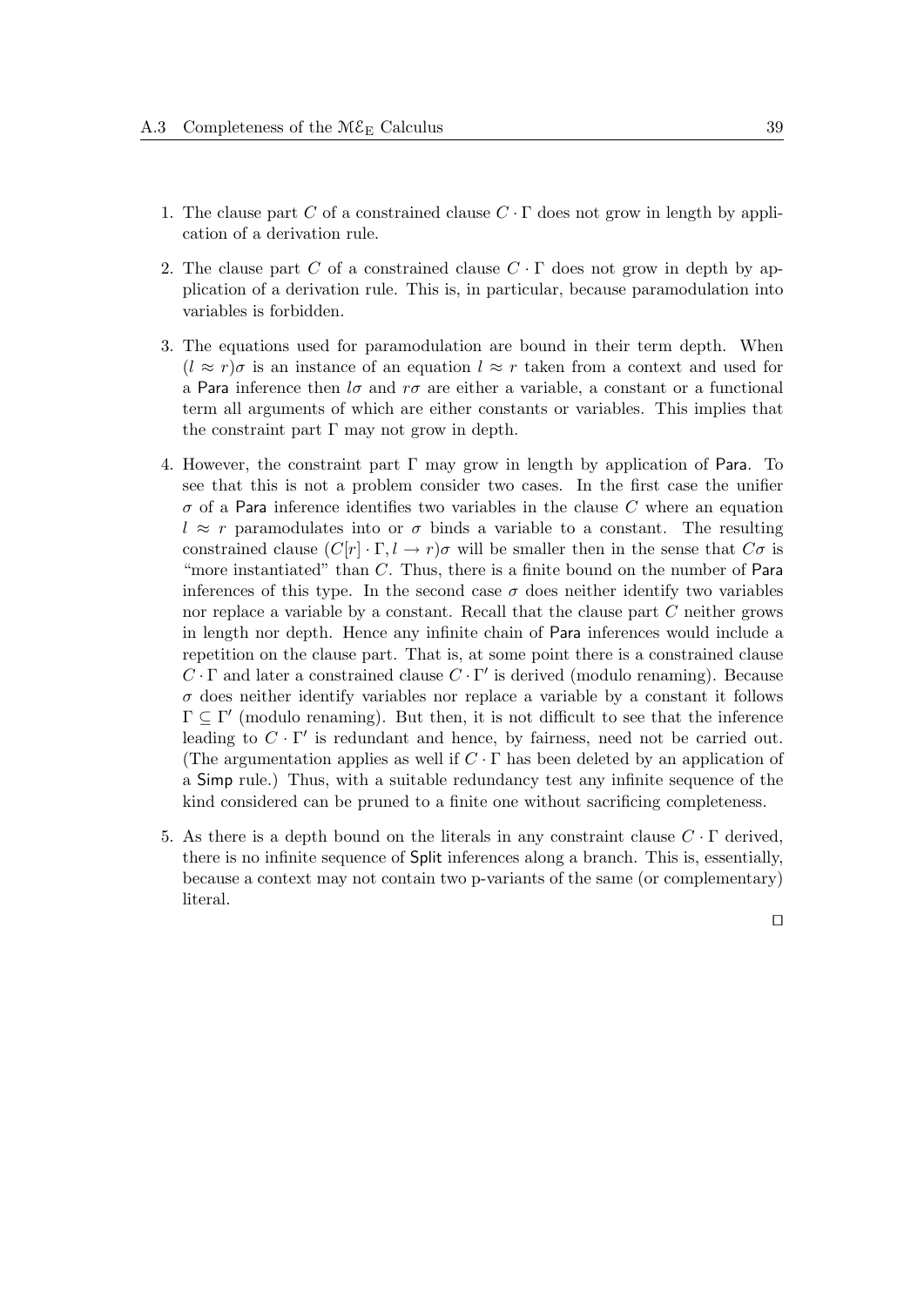1. The clause part $C$ of a constrained clause $C \cdot \Gamma$ does not grow in length by application of a derivation rule.

2. The clause part $C$ of a constrained clause $C \cdot \Gamma$ does not grow in depth by application of a derivation rule. This is, in particular, because paramodulation into variables is forbidden.

3. The equations used for paramodulation are bound in their term depth. When $(l \approx r)\sigma$ is an instance of an equation $l \approx r$ taken from a context and used for a Para inference then $l\sigma$ and $r\sigma$ are either a variable, a constant or a functional term all arguments of which are either constants or variables. This implies that the constraint part $\Gamma$ may not grow in depth.

4. However, the constraint part $\Gamma$ may grow in length by application of Para. To see that this is not a problem consider two cases. In the first case the unifier $\sigma$ of a Para inference identifies two variables in the clause $C$ where an equation $l \approx r$ paramodulates into or $\sigma$ binds a variable to a constant. The resulting constrained clause $(C[r] \cdot \Gamma, l \to r)\sigma$ will be smaller then in the sense that $C\sigma$ is "more instantiated" than $C$. Thus, there is a finite bound on the number of Para inferences of this type. In the second case $\sigma$ does neither identify two variables nor replace a variable by a constant. Recall that the clause part $C$ neither grows in length nor depth. Hence any infinite chain of Para inferences would include a repetition on the clause part. That is, at some point there is a constrained clause $C \cdot \Gamma$ and later a constrained clause $C \cdot \Gamma'$ is derived (modulo renaming). Because $\sigma$ does neither identify variables nor replace a variable by a constant it follows $\Gamma \subseteq \Gamma'$ (modulo renaming). But then, it is not difficult to see that the inference leading to $C \cdot \Gamma'$ is redundant and hence, by fairness, need not be carried out. (The argumentation applies as well if $C \cdot \Gamma$ has been deleted by an application of a Simp rule.) Thus, with a suitable redundancy test any infinite sequence of the kind considered can be pruned to a finite one without sacrificing completeness.

5. As there is a depth bound on the literals in any constraint clause $C \cdot \Gamma$ derived, there is no infinite sequence of Split inferences along a branch. This is, essentially, because a context may not contain two p-variants of the same (or complementary) literal.

□